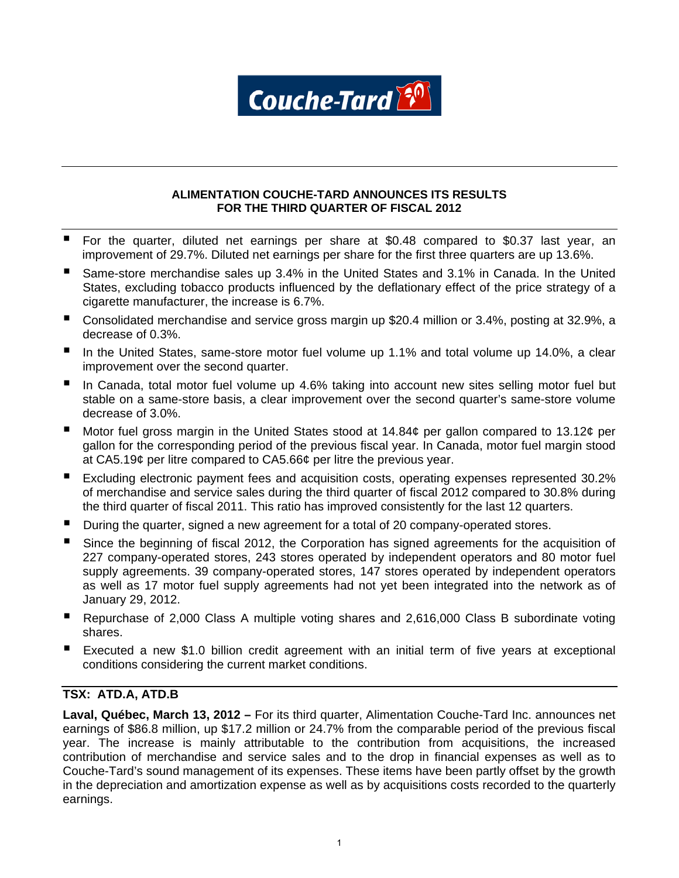Couche-Tard

# ALIMENTATION COUCHE-TARD ANNOUNCES ITS RESULTS FOR THE THIRD QUARTER OF FISCAL 2012

- For the quarter, diluted net earnings per share at $0.48 compared to $0.37 last year, an improvement of 29.7%. Diluted net earnings per share for the first three quarters are up 13.6%.
- Same-store merchandise sales up 3.4% in the United States and 3.1% in Canada. In the United States, excluding tobacco products influenced by the deflationary effect of the price strategy of a cigarette manufacturer, the increase is 6.7%.
- Consolidated merchandise and service gross margin up $20.4 million or 3.4%, posting at 32.9%, a decrease of 0.3%.
- In the United States, same-store motor fuel volume up 1.1% and total volume up 14.0%, a clear improvement over the second quarter.
- In Canada, total motor fuel volume up 4.6% taking into account new sites selling motor fuel but stable on a same-store basis, a clear improvement over the second quarter's same-store volume decrease of 3.0%.
- Motor fuel gross margin in the United States stood at 14.84¢ per gallon compared to 13.12¢ per gallon for the corresponding period of the previous fiscal year. In Canada, motor fuel margin stood at CA5.19¢ per litre compared to CA5.66¢ per litre the previous year.
- Excluding electronic payment fees and acquisition costs, operating expenses represented 30.2% of merchandise and service sales during the third quarter of fiscal 2012 compared to 30.8% during the third quarter of fiscal 2011. This ratio has improved consistently for the last 12 quarters.
- During the quarter, signed a new agreement for a total of 20 company-operated stores.
- Since the beginning of fiscal 2012, the Corporation has signed agreements for the acquisition of 227 company-operated stores, 243 stores operated by independent operators and 80 motor fuel supply agreements. 39 company-operated stores, 147 stores operated by independent operators as well as 17 motor fuel supply agreements had not yet been integrated into the network as of January 29, 2012.
- Repurchase of 2,000 Class A multiple voting shares and 2,616,000 Class B subordinate voting shares.
- Executed a new $1.0 billion credit agreement with an initial term of five years at exceptional conditions considering the current market conditions.

**TSX: ATD.A, ATD.B**

**Laval, Québec, March 13, 2012 –** For its third quarter, Alimentation Couche-Tard Inc. announces net earnings of $86.8 million, up $17.2 million or 24.7% from the comparable period of the previous fiscal year. The increase is mainly attributable to the contribution from acquisitions, the increased contribution of merchandise and service sales and to the drop in financial expenses as well as to Couche-Tard's sound management of its expenses. These items have been partly offset by the growth in the depreciation and amortization expense as well as by acquisitions costs recorded to the quarterly earnings.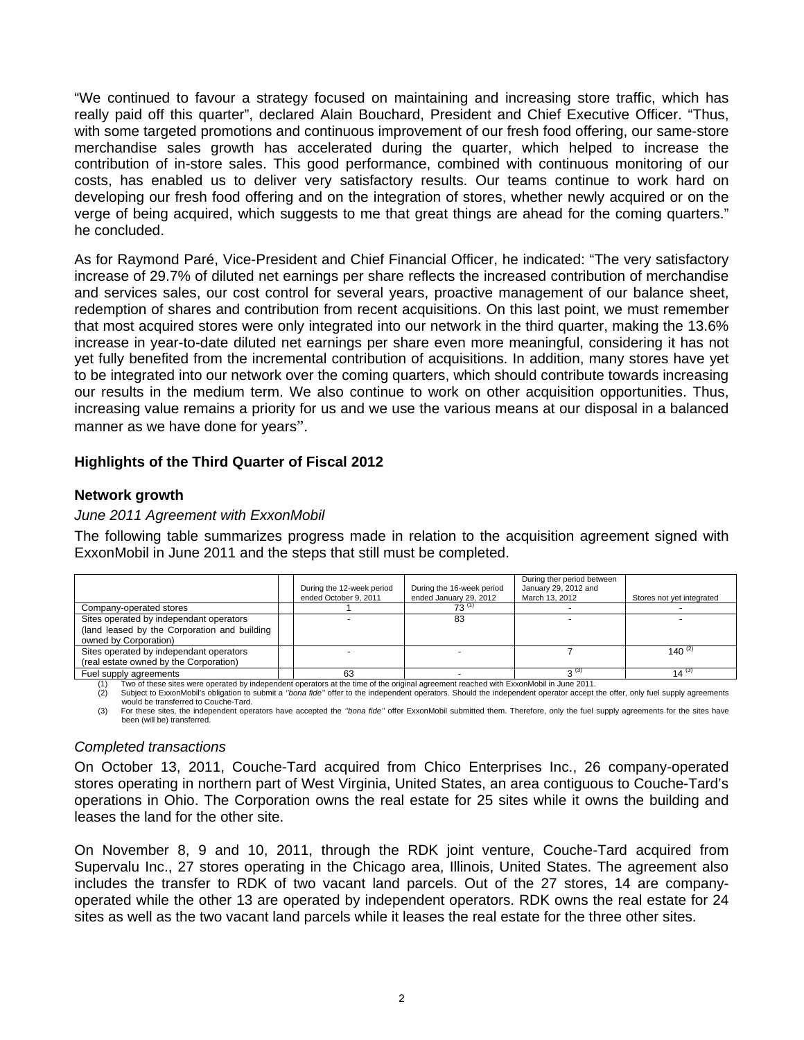"We continued to favour a strategy focused on maintaining and increasing store traffic, which has really paid off this quarter", declared Alain Bouchard, President and Chief Executive Officer. "Thus, with some targeted promotions and continuous improvement of our fresh food offering, our same-store merchandise sales growth has accelerated during the quarter, which helped to increase the contribution of in-store sales. This good performance, combined with continuous monitoring of our costs, has enabled us to deliver very satisfactory results. Our teams continue to work hard on developing our fresh food offering and on the integration of stores, whether newly acquired or on the verge of being acquired, which suggests to me that great things are ahead for the coming quarters." he concluded.

As for Raymond Paré, Vice-President and Chief Financial Officer, he indicated: "The very satisfactory increase of 29.7% of diluted net earnings per share reflects the increased contribution of merchandise and services sales, our cost control for several years, proactive management of our balance sheet, redemption of shares and contribution from recent acquisitions. On this last point, we must remember that most acquired stores were only integrated into our network in the third quarter, making the 13.6% increase in year-to-date diluted net earnings per share even more meaningful, considering it has not yet fully benefited from the incremental contribution of acquisitions. In addition, many stores have yet to be integrated into our network over the coming quarters, which should contribute towards increasing our results in the medium term. We also continue to work on other acquisition opportunities. Thus, increasing value remains a priority for us and we use the various means at our disposal in a balanced manner as we have done for years".

## Highlights of the Third Quarter of Fiscal 2012

### Network growth

*June 2011 Agreement with ExxonMobil*

The following table summarizes progress made in relation to the acquisition agreement signed with ExxonMobil in June 2011 and the steps that still must be completed.

| | During the 12-week period ended October 9, 2011 | During the 16-week period ended January 29, 2012 | During ther period between January 29, 2012 and March 13, 2012 | Stores not yet integrated |
|---|---|---|---|---|
| Company-operated stores | 1 | 73 (1) | - | - |
| Sites operated by independant operators (land leased by the Corporation and building owned by Corporation) | - | 83 | - | - |
| Sites operated by independant operators (real estate owned by the Corporation) | - | - | 7 | 140 (2) |
| Fuel supply agreements | 63 | - | 3 (3) | 14 (3) |

(1) Two of these sites were operated by independent operators at the time of the original agreement reached with ExxonMobil in June 2011.
(2) Subject to ExxonMobil's obligation to submit a *''bona fide''* offer to the independent operators. Should the independent operator accept the offer, only fuel supply agreements would be transferred to Couche-Tard.
(3) For these sites, the independent operators have accepted the *''bona fide''* offer ExxonMobil submitted them. Therefore, only the fuel supply agreements for the sites have been (will be) transferred.

*Completed transactions*

On October 13, 2011, Couche-Tard acquired from Chico Enterprises Inc., 26 company-operated stores operating in northern part of West Virginia, United States, an area contiguous to Couche-Tard's operations in Ohio. The Corporation owns the real estate for 25 sites while it owns the building and leases the land for the other site.

On November 8, 9 and 10, 2011, through the RDK joint venture, Couche-Tard acquired from Supervalu Inc., 27 stores operating in the Chicago area, Illinois, United States. The agreement also includes the transfer to RDK of two vacant land parcels. Out of the 27 stores, 14 are company-operated while the other 13 are operated by independent operators. RDK owns the real estate for 24 sites as well as the two vacant land parcels while it leases the real estate for the three other sites.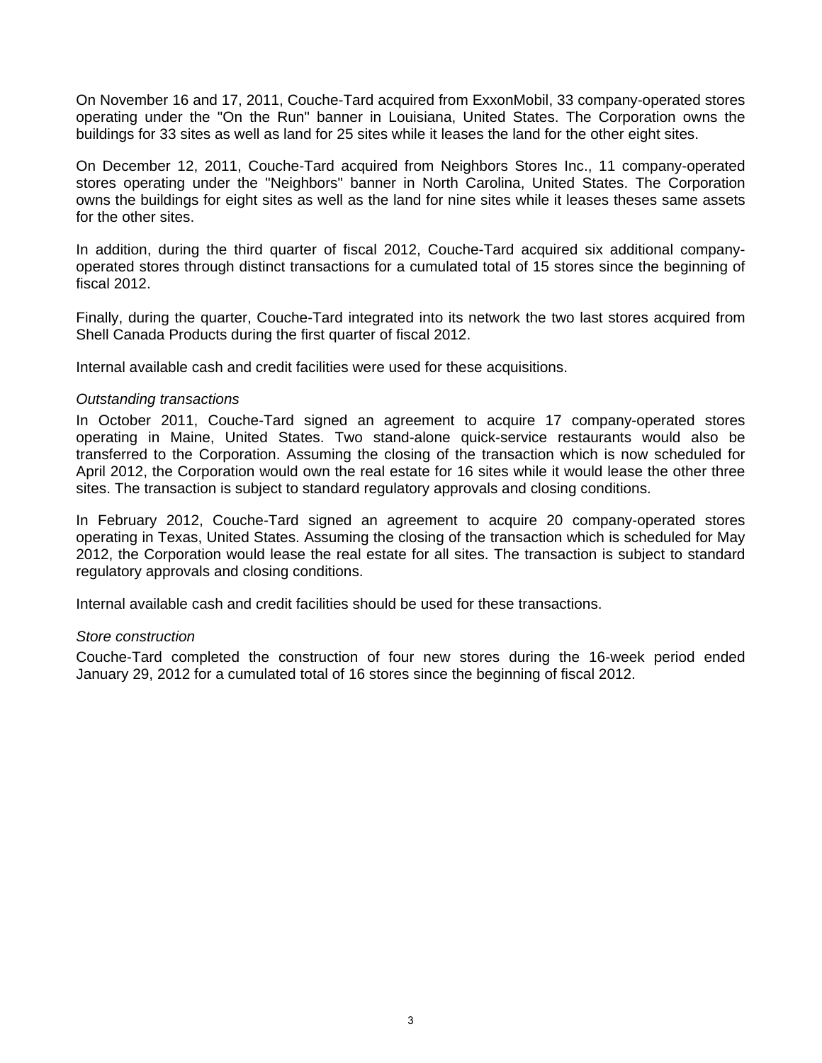On November 16 and 17, 2011, Couche-Tard acquired from ExxonMobil, 33 company-operated stores operating under the "On the Run" banner in Louisiana, United States. The Corporation owns the buildings for 33 sites as well as land for 25 sites while it leases the land for the other eight sites.

On December 12, 2011, Couche-Tard acquired from Neighbors Stores Inc., 11 company-operated stores operating under the "Neighbors" banner in North Carolina, United States. The Corporation owns the buildings for eight sites as well as the land for nine sites while it leases theses same assets for the other sites.

In addition, during the third quarter of fiscal 2012, Couche-Tard acquired six additional company-operated stores through distinct transactions for a cumulated total of 15 stores since the beginning of fiscal 2012.

Finally, during the quarter, Couche-Tard integrated into its network the two last stores acquired from Shell Canada Products during the first quarter of fiscal 2012.

Internal available cash and credit facilities were used for these acquisitions.

*Outstanding transactions*

In October 2011, Couche-Tard signed an agreement to acquire 17 company-operated stores operating in Maine, United States. Two stand-alone quick-service restaurants would also be transferred to the Corporation. Assuming the closing of the transaction which is now scheduled for April 2012, the Corporation would own the real estate for 16 sites while it would lease the other three sites. The transaction is subject to standard regulatory approvals and closing conditions.

In February 2012, Couche-Tard signed an agreement to acquire 20 company-operated stores operating in Texas, United States. Assuming the closing of the transaction which is scheduled for May 2012, the Corporation would lease the real estate for all sites. The transaction is subject to standard regulatory approvals and closing conditions.

Internal available cash and credit facilities should be used for these transactions.

*Store construction*

Couche-Tard completed the construction of four new stores during the 16-week period ended January 29, 2012 for a cumulated total of 16 stores since the beginning of fiscal 2012.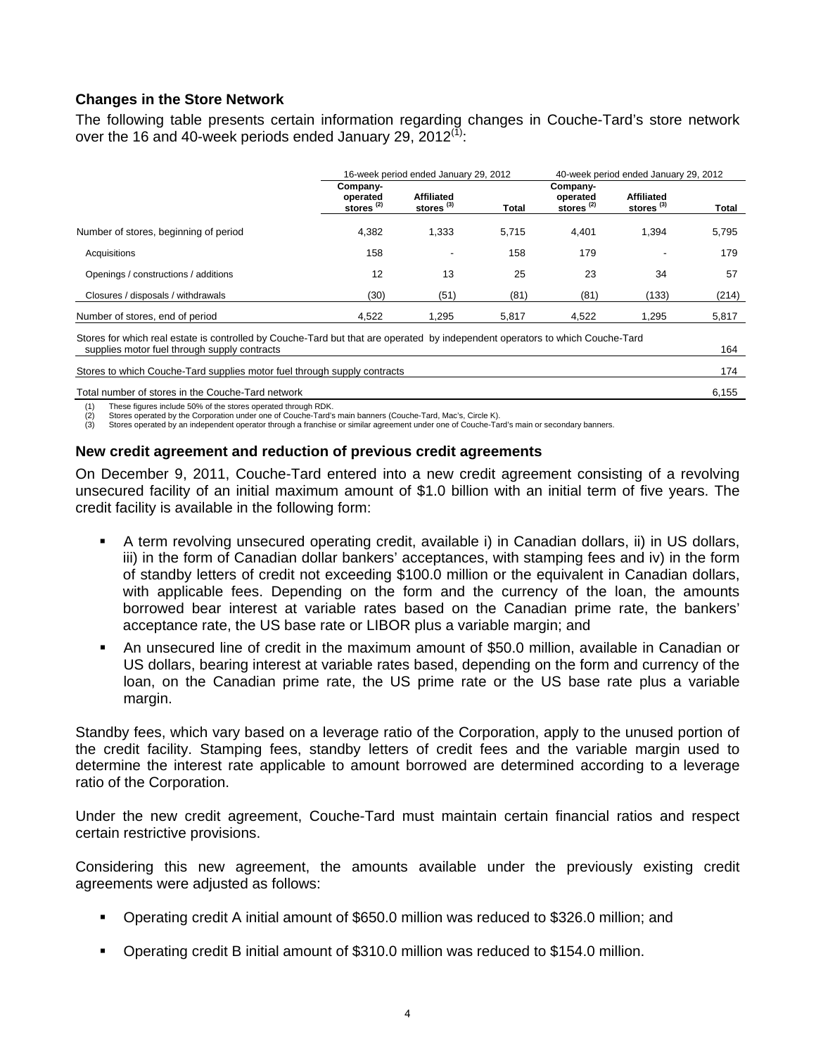## Changes in the Store Network

The following table presents certain information regarding changes in Couche-Tard's store network over the 16 and 40-week periods ended January 29, 2012[(1)]:

| | 16-week period ended January 29, 2012 | | | 40-week period ended January 29, 2012 | | |
|---|---|---|---|---|---|---|
| | Company-operated stores [(2)] | Affiliated stores [(3)] | Total | Company-operated stores [(2)] | Affiliated stores [(3)] | Total |
| Number of stores, beginning of period | 4,382 | 1,333 | 5,715 | 4,401 | 1,394 | 5,795 |
| Acquisitions | 158 | - | 158 | 179 | - | 179 |
| Openings / constructions / additions | 12 | 13 | 25 | 23 | 34 | 57 |
| Closures / disposals / withdrawals | (30) | (51) | (81) | (81) | (133) | (214) |
| Number of stores, end of period | 4,522 | 1,295 | 5,817 | 4,522 | 1,295 | 5,817 |
| Stores for which real estate is controlled by Couche-Tard but that are operated by independent operators to which Couche-Tard supplies motor fuel through supply contracts | | | | | | 164 |
| Stores to which Couche-Tard supplies motor fuel through supply contracts | | | | | | 174 |
| Total number of stores in the Couche-Tard network | | | | | | 6,155 |

(1) These figures include 50% of the stores operated through RDK.
(2) Stores operated by the Corporation under one of Couche-Tard's main banners (Couche-Tard, Mac's, Circle K).
(3) Stores operated by an independent operator through a franchise or similar agreement under one of Couche-Tard's main or secondary banners.

## New credit agreement and reduction of previous credit agreements

On December 9, 2011, Couche-Tard entered into a new credit agreement consisting of a revolving unsecured facility of an initial maximum amount of $1.0 billion with an initial term of five years. The credit facility is available in the following form:

- A term revolving unsecured operating credit, available i) in Canadian dollars, ii) in US dollars, iii) in the form of Canadian dollar bankers' acceptances, with stamping fees and iv) in the form of standby letters of credit not exceeding $100.0 million or the equivalent in Canadian dollars, with applicable fees. Depending on the form and the currency of the loan, the amounts borrowed bear interest at variable rates based on the Canadian prime rate, the bankers' acceptance rate, the US base rate or LIBOR plus a variable margin; and
- An unsecured line of credit in the maximum amount of $50.0 million, available in Canadian or US dollars, bearing interest at variable rates based, depending on the form and currency of the loan, on the Canadian prime rate, the US prime rate or the US base rate plus a variable margin.

Standby fees, which vary based on a leverage ratio of the Corporation, apply to the unused portion of the credit facility. Stamping fees, standby letters of credit fees and the variable margin used to determine the interest rate applicable to amount borrowed are determined according to a leverage ratio of the Corporation.

Under the new credit agreement, Couche-Tard must maintain certain financial ratios and respect certain restrictive provisions.

Considering this new agreement, the amounts available under the previously existing credit agreements were adjusted as follows:

- Operating credit A initial amount of $650.0 million was reduced to $326.0 million; and
- Operating credit B initial amount of $310.0 million was reduced to $154.0 million.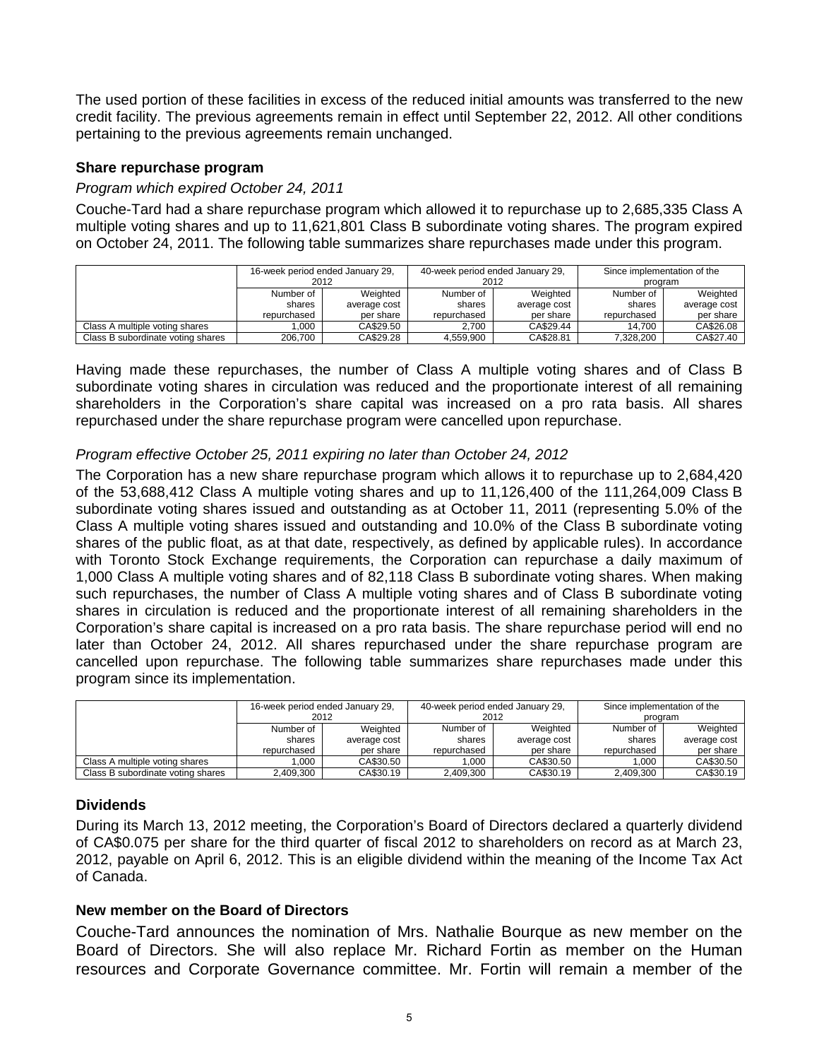The used portion of these facilities in excess of the reduced initial amounts was transferred to the new credit facility. The previous agreements remain in effect until September 22, 2012. All other conditions pertaining to the previous agreements remain unchanged.

### Share repurchase program

*Program which expired October 24, 2011*

Couche-Tard had a share repurchase program which allowed it to repurchase up to 2,685,335 Class A multiple voting shares and up to 11,621,801 Class B subordinate voting shares. The program expired on October 24, 2011. The following table summarizes share repurchases made under this program.

| | 16-week period ended January 29, 2012 | | 40-week period ended January 29, 2012 | | Since implementation of the program | |
|---|---|---|---|---|---|---|
| | Number of shares repurchased | Weighted average cost per share | Number of shares repurchased | Weighted average cost per share | Number of shares repurchased | Weighted average cost per share |
| Class A multiple voting shares | 1,000 | CA$29.50 | 2,700 | CA$29.44 | 14,700 | CA$26.08 |
| Class B subordinate voting shares | 206,700 | CA$29.28 | 4,559,900 | CA$28.81 | 7,328,200 | CA$27.40 |

Having made these repurchases, the number of Class A multiple voting shares and of Class B subordinate voting shares in circulation was reduced and the proportionate interest of all remaining shareholders in the Corporation's share capital was increased on a pro rata basis. All shares repurchased under the share repurchase program were cancelled upon repurchase.

*Program effective October 25, 2011 expiring no later than October 24, 2012*

The Corporation has a new share repurchase program which allows it to repurchase up to 2,684,420 of the 53,688,412 Class A multiple voting shares and up to 11,126,400 of the 111,264,009 Class B subordinate voting shares issued and outstanding as at October 11, 2011 (representing 5.0% of the Class A multiple voting shares issued and outstanding and 10.0% of the Class B subordinate voting shares of the public float, as at that date, respectively, as defined by applicable rules). In accordance with Toronto Stock Exchange requirements, the Corporation can repurchase a daily maximum of 1,000 Class A multiple voting shares and of 82,118 Class B subordinate voting shares. When making such repurchases, the number of Class A multiple voting shares and of Class B subordinate voting shares in circulation is reduced and the proportionate interest of all remaining shareholders in the Corporation's share capital is increased on a pro rata basis. The share repurchase period will end no later than October 24, 2012. All shares repurchased under the share repurchase program are cancelled upon repurchase. The following table summarizes share repurchases made under this program since its implementation.

| | 16-week period ended January 29, 2012 | | 40-week period ended January 29, 2012 | | Since implementation of the program | |
|---|---|---|---|---|---|---|
| | Number of shares repurchased | Weighted average cost per share | Number of shares repurchased | Weighted average cost per share | Number of shares repurchased | Weighted average cost per share |
| Class A multiple voting shares | 1,000 | CA$30.50 | 1,000 | CA$30.50 | 1,000 | CA$30.50 |
| Class B subordinate voting shares | 2,409,300 | CA$30.19 | 2,409,300 | CA$30.19 | 2,409,300 | CA$30.19 |

### Dividends

During its March 13, 2012 meeting, the Corporation's Board of Directors declared a quarterly dividend of CA$0.075 per share for the third quarter of fiscal 2012 to shareholders on record as at March 23, 2012, payable on April 6, 2012. This is an eligible dividend within the meaning of the Income Tax Act of Canada.

### New member on the Board of Directors

Couche-Tard announces the nomination of Mrs. Nathalie Bourque as new member on the Board of Directors. She will also replace Mr. Richard Fortin as member on the Human resources and Corporate Governance committee. Mr. Fortin will remain a member of the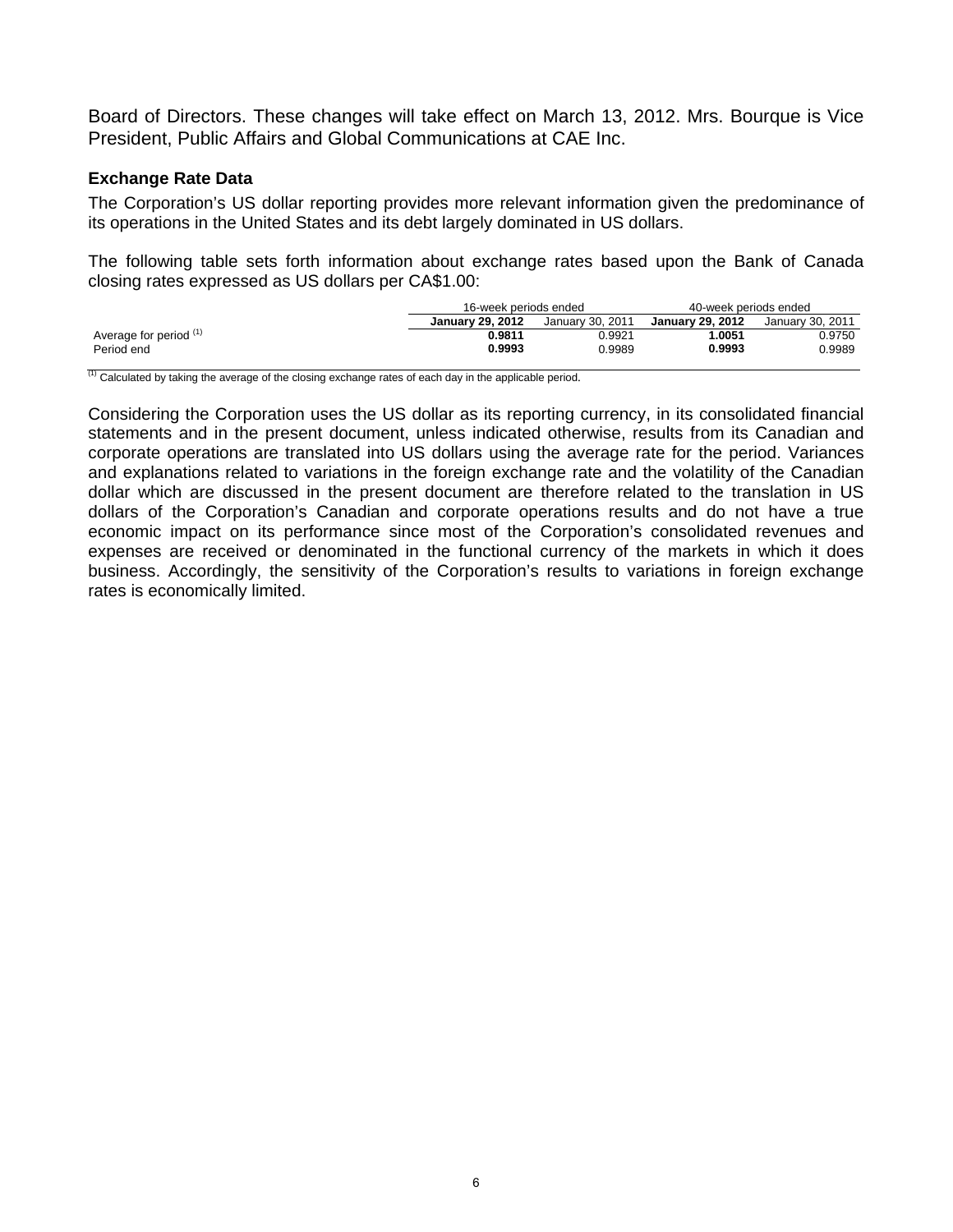Board of Directors. These changes will take effect on March 13, 2012. Mrs. Bourque is Vice President, Public Affairs and Global Communications at CAE Inc.

### Exchange Rate Data

The Corporation's US dollar reporting provides more relevant information given the predominance of its operations in the United States and its debt largely dominated in US dollars.

The following table sets forth information about exchange rates based upon the Bank of Canada closing rates expressed as US dollars per CA$1.00:

| | 16-week periods ended | | 40-week periods ended | |
|---|---|---|---|---|
| | **January 29, 2012** | January 30, 2011 | **January 29, 2012** | January 30, 2011 |
| Average for period [(1)] | **0.9811** | 0.9921 | **1.0051** | 0.9750 |
| Period end | **0.9993** | 0.9989 | **0.9993** | 0.9989 |

[(1)] Calculated by taking the average of the closing exchange rates of each day in the applicable period.

Considering the Corporation uses the US dollar as its reporting currency, in its consolidated financial statements and in the present document, unless indicated otherwise, results from its Canadian and corporate operations are translated into US dollars using the average rate for the period. Variances and explanations related to variations in the foreign exchange rate and the volatility of the Canadian dollar which are discussed in the present document are therefore related to the translation in US dollars of the Corporation's Canadian and corporate operations results and do not have a true economic impact on its performance since most of the Corporation's consolidated revenues and expenses are received or denominated in the functional currency of the markets in which it does business. Accordingly, the sensitivity of the Corporation's results to variations in foreign exchange rates is economically limited.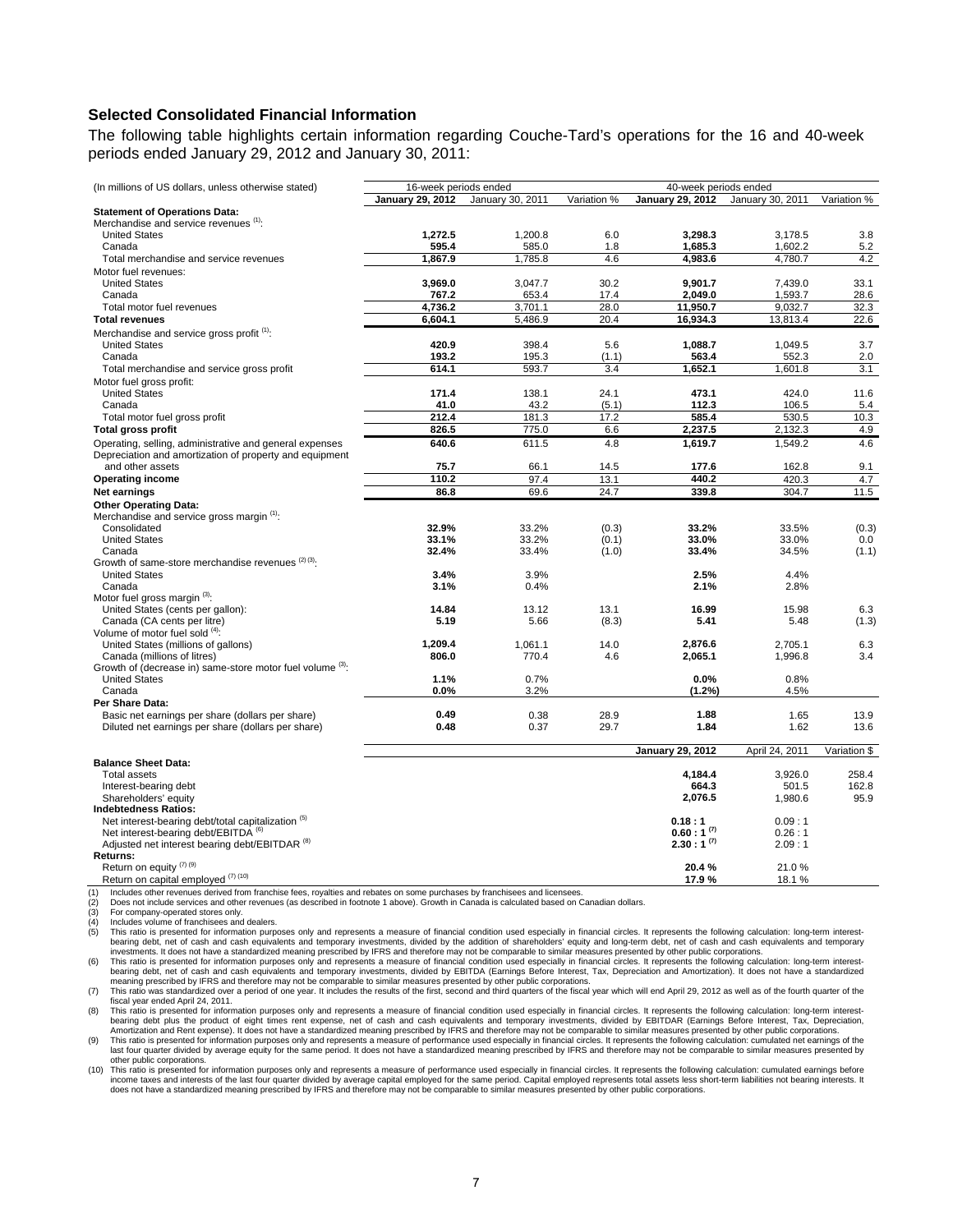## Selected Consolidated Financial Information

The following table highlights certain information regarding Couche-Tard's operations for the 16 and 40-week periods ended January 29, 2012 and January 30, 2011:

| (In millions of US dollars, unless otherwise stated) | 16-week periods ended | | | 40-week periods ended | | |
|---|---|---|---|---|---|---|
| | **January 29, 2012** | January 30, 2011 | Variation % | **January 29, 2012** | January 30, 2011 | Variation % |
| **Statement of Operations Data:** | | | | | | |
| Merchandise and service revenues [(1)]: | | | | | | |
| United States | **1,272.5** | 1,200.8 | 6.0 | **3,298.3** | 3,178.5 | 3.8 |
| Canada | **595.4** | 585.0 | 1.8 | **1,685.3** | 1,602.2 | 5.2 |
| Total merchandise and service revenues | **1,867.9** | 1,785.8 | 4.6 | **4,983.6** | 4,780.7 | 4.2 |
| Motor fuel revenues: | | | | | | |
| United States | **3,969.0** | 3,047.7 | 30.2 | **9,901.7** | 7,439.0 | 33.1 |
| Canada | **767.2** | 653.4 | 17.4 | **2,049.0** | 1,593.7 | 28.6 |
| Total motor fuel revenues | **4,736.2** | 3,701.1 | 28.0 | **11,950.7** | 9,032.7 | 32.3 |
| **Total revenues** | **6,604.1** | 5,486.9 | 20.4 | **16,934.3** | 13,813.4 | 22.6 |
| Merchandise and service gross profit [(1)]: | | | | | | |
| United States | **420.9** | 398.4 | 5.6 | **1,088.7** | 1,049.5 | 3.7 |
| Canada | **193.2** | 195.3 | (1.1) | **563.4** | 552.3 | 2.0 |
| Total merchandise and service gross profit | **614.1** | 593.7 | 3.4 | **1,652.1** | 1,601.8 | 3.1 |
| Motor fuel gross profit: | | | | | | |
| United States | **171.4** | 138.1 | 24.1 | **473.1** | 424.0 | 11.6 |
| Canada | **41.0** | 43.2 | (5.1) | **112.3** | 106.5 | 5.4 |
| Total motor fuel gross profit | **212.4** | 181.3 | 17.2 | **585.4** | 530.5 | 10.3 |
| **Total gross profit** | **826.5** | 775.0 | 6.6 | **2,237.5** | 2,132.3 | 4.9 |
| Operating, selling, administrative and general expenses | **640.6** | 611.5 | 4.8 | **1,619.7** | 1,549.2 | 4.6 |
| Depreciation and amortization of property and equipment and other assets | **75.7** | 66.1 | 14.5 | **177.6** | 162.8 | 9.1 |
| **Operating income** | **110.2** | 97.4 | 13.1 | **440.2** | 420.3 | 4.7 |
| **Net earnings** | **86.8** | 69.6 | 24.7 | **339.8** | 304.7 | 11.5 |
| **Other Operating Data:** | | | | | | |
| Merchandise and service gross margin [(1)]: | | | | | | |
| Consolidated | **32.9%** | 33.2% | (0.3) | **33.2%** | 33.5% | (0.3) |
| United States | **33.1%** | 33.2% | (0.1) | **33.0%** | 33.0% | 0.0 |
| Canada | **32.4%** | 33.4% | (1.0) | **33.4%** | 34.5% | (1.1) |
| Growth of same-store merchandise revenues [(2) (3)]: | | | | | | |
| United States | **3.4%** | 3.9% | | **2.5%** | 4.4% | |
| Canada | **3.1%** | 0.4% | | **2.1%** | 2.8% | |
| Motor fuel gross margin [(3)]: | | | | | | |
| United States (cents per gallon): | **14.84** | 13.12 | 13.1 | **16.99** | 15.98 | 6.3 |
| Canada (CA cents per litre) | **5.19** | 5.66 | (8.3) | **5.41** | 5.48 | (1.3) |
| Volume of motor fuel sold [(4)]: | | | | | | |
| United States (millions of gallons) | **1,209.4** | 1,061.1 | 14.0 | **2,876.6** | 2,705.1 | 6.3 |
| Canada (millions of litres) | **806.0** | 770.4 | 4.6 | **2,065.1** | 1,996.8 | 3.4 |
| Growth of (decrease in) same-store motor fuel volume [(3)]: | | | | | | |
| United States | **1.1%** | 0.7% | | **0.0%** | 0.8% | |
| Canada | **0.0%** | 3.2% | | **(1.2%)** | 4.5% | |
| **Per Share Data:** | | | | | | |
| Basic net earnings per share (dollars per share) | **0.49** | 0.38 | 28.9 | **1.88** | 1.65 | 13.9 |
| Diluted net earnings per share (dollars per share) | **0.48** | 0.37 | 29.7 | **1.84** | 1.62 | 13.6 |

| | **January 29, 2012** | April 24, 2011 | Variation $ |
|---|---|---|---|
| **Balance Sheet Data:** | | | |
| Total assets | **4,184.4** | 3,926.0 | 258.4 |
| Interest-bearing debt | **664.3** | 501.5 | 162.8 |
| Shareholders' equity | **2,076.5** | 1,980.6 | 95.9 |
| **Indebtedness Ratios:** | | | |
| Net interest-bearing debt/total capitalization [(5)] | **0.18 : 1** | 0.09 : 1 | |
| Net interest-bearing debt/EBITDA [(6)] | **0.60 : 1 [(7)]** | 0.26 : 1 | |
| Adjusted net interest bearing debt/EBITDAR [(8)] | **2.30 : 1 [(7)]** | 2.09 : 1 | |
| **Returns:** | | | |
| Return on equity [(7) (9)] | **20.4 %** | 21.0 % | |
| Return on capital employed [(7) (10)] | **17.9 %** | 18.1 % | |

(1) Includes other revenues derived from franchise fees, royalties and rebates on some purchases by franchisees and licensees.

(2) Does not include services and other revenues (as described in footnote 1 above). Growth in Canada is calculated based on Canadian dollars.

(3) For company-operated stores only.

(4) Includes volume of franchisees and dealers.

(5) This ratio is presented for information purposes only and represents a measure of financial condition used especially in financial circles. It represents the following calculation: long-term interest-bearing debt, net of cash and cash equivalents and temporary investments, divided by the addition of shareholders' equity and long-term debt, net of cash and cash equivalents and temporary investments. It does not have a standardized meaning prescribed by IFRS and therefore may not be comparable to similar measures presented by other public corporations.

(6) This ratio is presented for information purposes only and represents a measure of financial condition used especially in financial circles. It represents the following calculation: long-term interest-bearing debt, net of cash and cash equivalents and temporary investments, divided by EBITDA (Earnings Before Interest, Tax, Depreciation and Amortization). It does not have a standardized meaning prescribed by IFRS and therefore may not be comparable to similar measures presented by other public corporations.

(7) This ratio was standardized over a period of one year. It includes the results of the first, second and third quarters of the fiscal year which will end April 29, 2012 as well as of the fourth quarter of the fiscal year ended April 24, 2011.

(8) This ratio is presented for information purposes only and represents a measure of financial condition used especially in financial circles. It represents the following calculation: long-term interest-bearing debt plus the product of eight times rent expense, net of cash and cash equivalents and temporary investments, divided by EBITDAR (Earnings Before Interest, Tax, Depreciation, Amortization and Rent expense). It does not have a standardized meaning prescribed by IFRS and therefore may not be comparable to similar measures presented by other public corporations.

(9) This ratio is presented for information purposes only and represents a measure of performance used especially in financial circles. It represents the following calculation: cumulated net earnings of the last four quarter divided by average equity for the same period. It does not have a standardized meaning prescribed by IFRS and therefore may not be comparable to similar measures presented by other public corporations.

(10) This ratio is presented for information purposes only and represents a measure of performance used especially in financial circles. It represents the following calculation: cumulated earnings before income taxes and interests of the last four quarter divided by average capital employed for the same period. Capital employed represents total assets less short-term liabilities not bearing interests. It does not have a standardized meaning prescribed by IFRS and therefore may not be comparable to similar measures presented by other public corporations.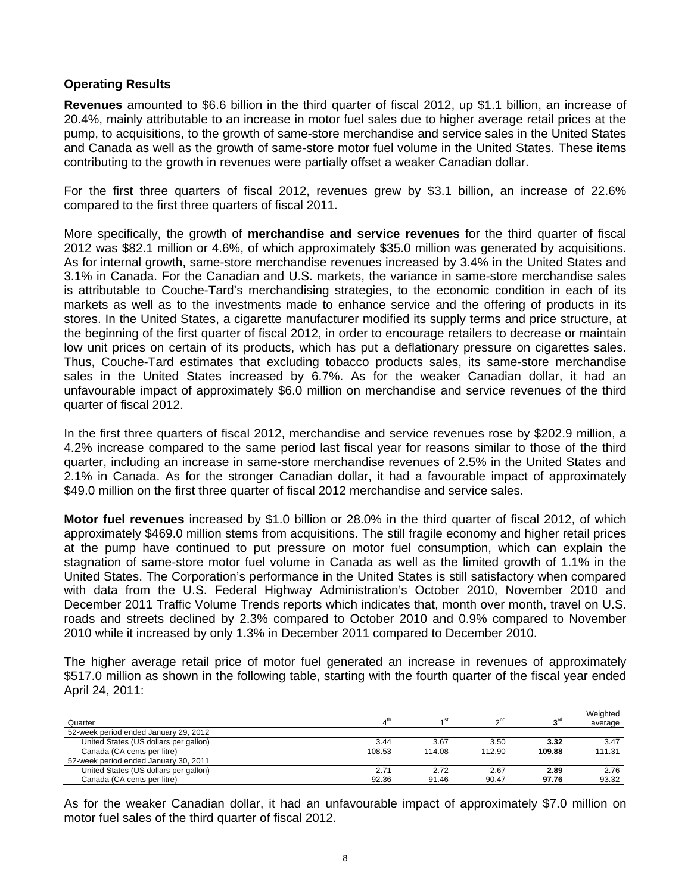### Operating Results

**Revenues** amounted to $6.6 billion in the third quarter of fiscal 2012, up $1.1 billion, an increase of 20.4%, mainly attributable to an increase in motor fuel sales due to higher average retail prices at the pump, to acquisitions, to the growth of same-store merchandise and service sales in the United States and Canada as well as the growth of same-store motor fuel volume in the United States. These items contributing to the growth in revenues were partially offset a weaker Canadian dollar.

For the first three quarters of fiscal 2012, revenues grew by $3.1 billion, an increase of 22.6% compared to the first three quarters of fiscal 2011.

More specifically, the growth of **merchandise and service revenues** for the third quarter of fiscal 2012 was $82.1 million or 4.6%, of which approximately $35.0 million was generated by acquisitions. As for internal growth, same-store merchandise revenues increased by 3.4% in the United States and 3.1% in Canada. For the Canadian and U.S. markets, the variance in same-store merchandise sales is attributable to Couche-Tard's merchandising strategies, to the economic condition in each of its markets as well as to the investments made to enhance service and the offering of products in its stores. In the United States, a cigarette manufacturer modified its supply terms and price structure, at the beginning of the first quarter of fiscal 2012, in order to encourage retailers to decrease or maintain low unit prices on certain of its products, which has put a deflationary pressure on cigarettes sales. Thus, Couche-Tard estimates that excluding tobacco products sales, its same-store merchandise sales in the United States increased by 6.7%. As for the weaker Canadian dollar, it had an unfavourable impact of approximately $6.0 million on merchandise and service revenues of the third quarter of fiscal 2012.

In the first three quarters of fiscal 2012, merchandise and service revenues rose by $202.9 million, a 4.2% increase compared to the same period last fiscal year for reasons similar to those of the third quarter, including an increase in same-store merchandise revenues of 2.5% in the United States and 2.1% in Canada. As for the stronger Canadian dollar, it had a favourable impact of approximately $49.0 million on the first three quarter of fiscal 2012 merchandise and service sales.

**Motor fuel revenues** increased by $1.0 billion or 28.0% in the third quarter of fiscal 2012, of which approximately $469.0 million stems from acquisitions. The still fragile economy and higher retail prices at the pump have continued to put pressure on motor fuel consumption, which can explain the stagnation of same-store motor fuel volume in Canada as well as the limited growth of 1.1% in the United States. The Corporation's performance in the United States is still satisfactory when compared with data from the U.S. Federal Highway Administration's October 2010, November 2010 and December 2011 Traffic Volume Trends reports which indicates that, month over month, travel on U.S. roads and streets declined by 2.3% compared to October 2010 and 0.9% compared to November 2010 while it increased by only 1.3% in December 2011 compared to December 2010.

The higher average retail price of motor fuel generated an increase in revenues of approximately $517.0 million as shown in the following table, starting with the fourth quarter of the fiscal year ended April 24, 2011:

| Quarter | 4th | 1st | 2nd | **3rd** | Weighted average |
|---|---|---|---|---|---|
| 52-week period ended January 29, 2012 | | | | | |
| United States (US dollars per gallon) | 3.44 | 3.67 | 3.50 | **3.32** | 3.47 |
| Canada (CA cents per litre) | 108.53 | 114.08 | 112.90 | **109.88** | 111.31 |
| 52-week period ended January 30, 2011 | | | | | |
| United States (US dollars per gallon) | 2.71 | 2.72 | 2.67 | **2.89** | 2.76 |
| Canada (CA cents per litre) | 92.36 | 91.46 | 90.47 | **97.76** | 93.32 |

As for the weaker Canadian dollar, it had an unfavourable impact of approximately $7.0 million on motor fuel sales of the third quarter of fiscal 2012.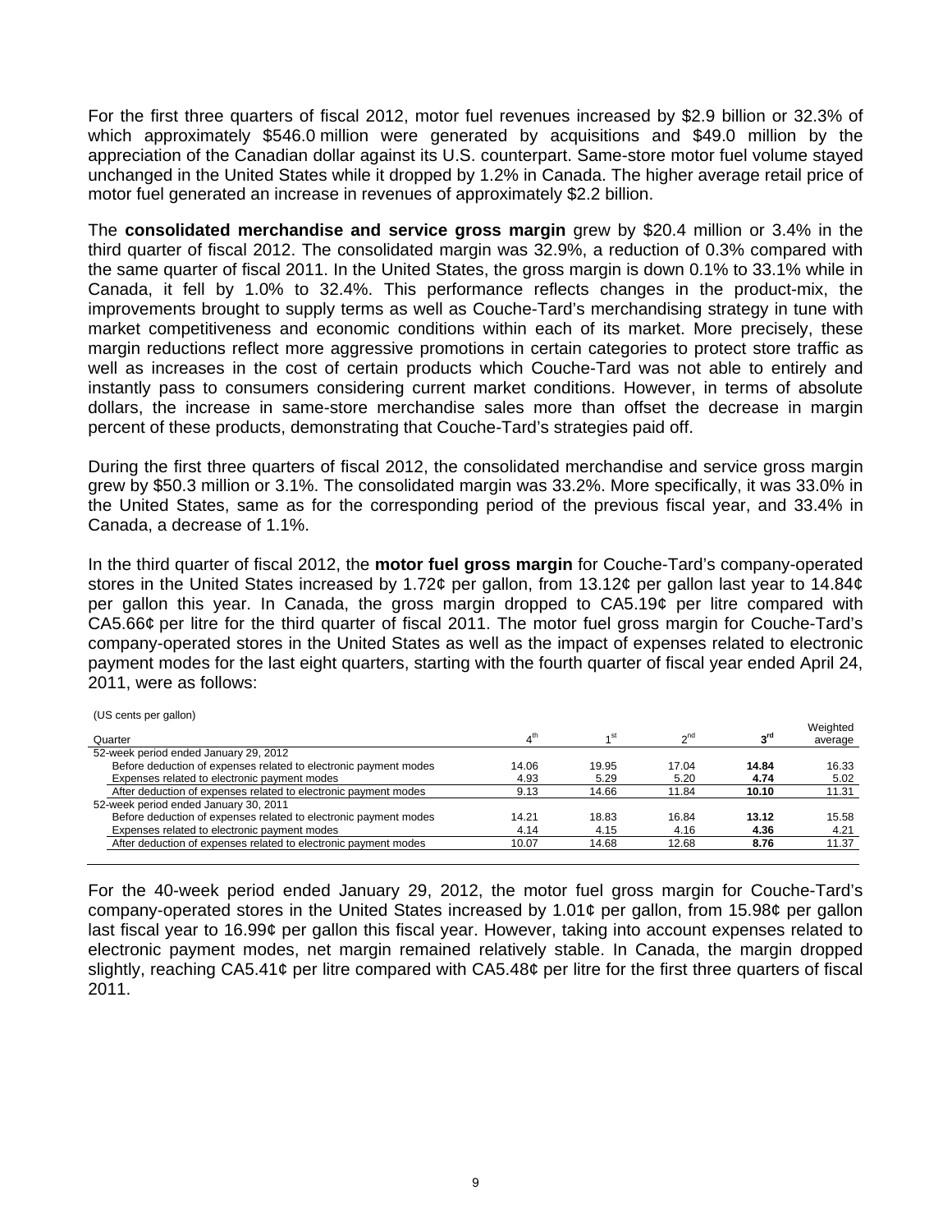For the first three quarters of fiscal 2012, motor fuel revenues increased by $2.9 billion or 32.3% of which approximately $546.0 million were generated by acquisitions and $49.0 million by the appreciation of the Canadian dollar against its U.S. counterpart. Same-store motor fuel volume stayed unchanged in the United States while it dropped by 1.2% in Canada. The higher average retail price of motor fuel generated an increase in revenues of approximately $2.2 billion.

The **consolidated merchandise and service gross margin** grew by $20.4 million or 3.4% in the third quarter of fiscal 2012. The consolidated margin was 32.9%, a reduction of 0.3% compared with the same quarter of fiscal 2011. In the United States, the gross margin is down 0.1% to 33.1% while in Canada, it fell by 1.0% to 32.4%. This performance reflects changes in the product-mix, the improvements brought to supply terms as well as Couche-Tard's merchandising strategy in tune with market competitiveness and economic conditions within each of its market. More precisely, these margin reductions reflect more aggressive promotions in certain categories to protect store traffic as well as increases in the cost of certain products which Couche-Tard was not able to entirely and instantly pass to consumers considering current market conditions. However, in terms of absolute dollars, the increase in same-store merchandise sales more than offset the decrease in margin percent of these products, demonstrating that Couche-Tard's strategies paid off.

During the first three quarters of fiscal 2012, the consolidated merchandise and service gross margin grew by $50.3 million or 3.1%. The consolidated margin was 33.2%. More specifically, it was 33.0% in the United States, same as for the corresponding period of the previous fiscal year, and 33.4% in Canada, a decrease of 1.1%.

In the third quarter of fiscal 2012, the **motor fuel gross margin** for Couche-Tard's company-operated stores in the United States increased by 1.72¢ per gallon, from 13.12¢ per gallon last year to 14.84¢ per gallon this year. In Canada, the gross margin dropped to CA5.19¢ per litre compared with CA5.66¢ per litre for the third quarter of fiscal 2011. The motor fuel gross margin for Couche-Tard's company-operated stores in the United States as well as the impact of expenses related to electronic payment modes for the last eight quarters, starting with the fourth quarter of fiscal year ended April 24, 2011, were as follows:

(US cents per gallon)

| Quarter | 4th | 1st | 2nd | **3rd** | Weighted average |
|---|---|---|---|---|---|
| 52-week period ended January 29, 2012 | | | | | |
| Before deduction of expenses related to electronic payment modes | 14.06 | 19.95 | 17.04 | **14.84** | 16.33 |
| Expenses related to electronic payment modes | 4.93 | 5.29 | 5.20 | **4.74** | 5.02 |
| After deduction of expenses related to electronic payment modes | 9.13 | 14.66 | 11.84 | **10.10** | 11.31 |
| 52-week period ended January 30, 2011 | | | | | |
| Before deduction of expenses related to electronic payment modes | 14.21 | 18.83 | 16.84 | **13.12** | 15.58 |
| Expenses related to electronic payment modes | 4.14 | 4.15 | 4.16 | **4.36** | 4.21 |
| After deduction of expenses related to electronic payment modes | 10.07 | 14.68 | 12.68 | **8.76** | 11.37 |

For the 40-week period ended January 29, 2012, the motor fuel gross margin for Couche-Tard's company-operated stores in the United States increased by 1.01¢ per gallon, from 15.98¢ per gallon last fiscal year to 16.99¢ per gallon this fiscal year. However, taking into account expenses related to electronic payment modes, net margin remained relatively stable. In Canada, the margin dropped slightly, reaching CA5.41¢ per litre compared with CA5.48¢ per litre for the first three quarters of fiscal 2011.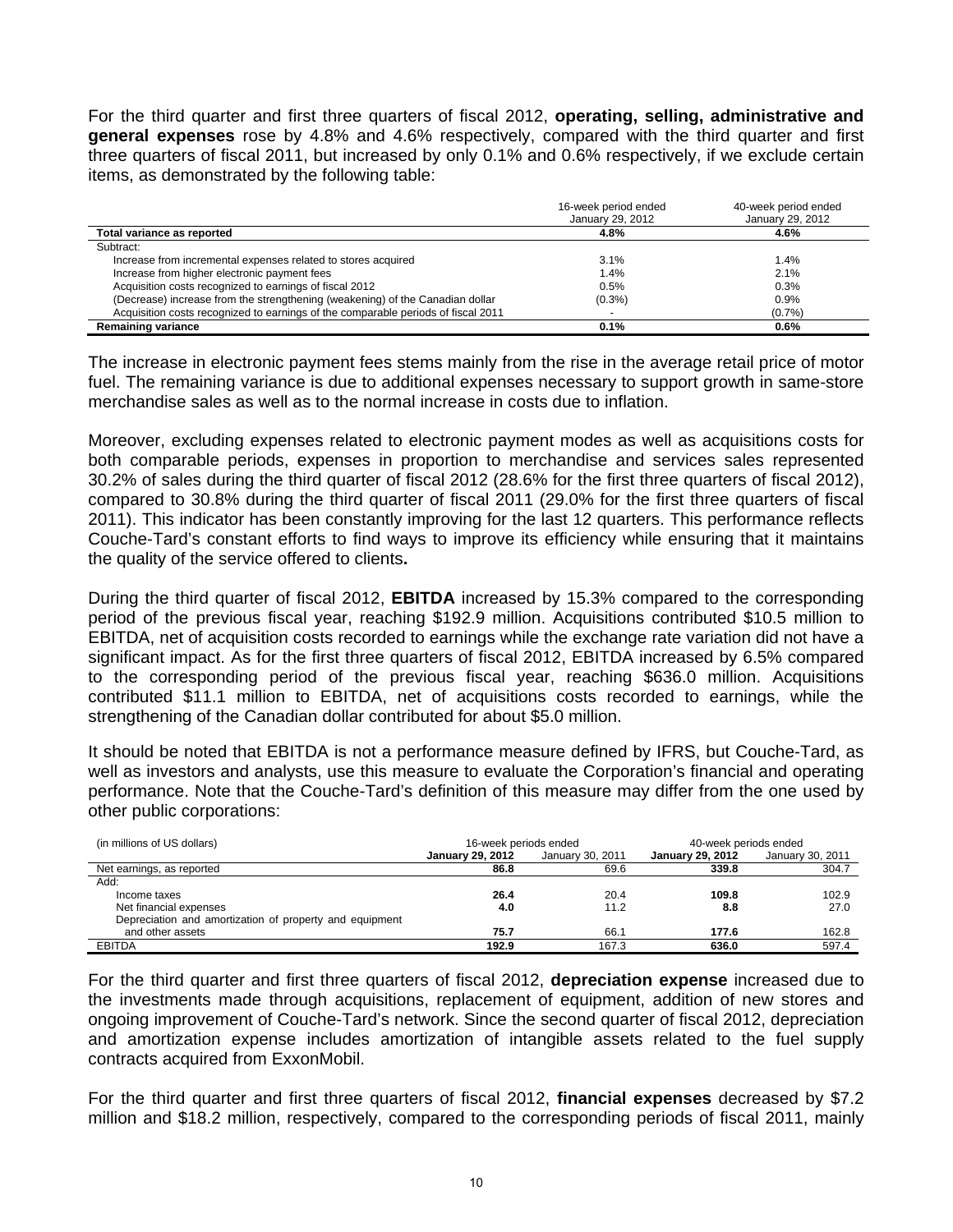For the third quarter and first three quarters of fiscal 2012, **operating, selling, administrative and general expenses** rose by 4.8% and 4.6% respectively, compared with the third quarter and first three quarters of fiscal 2011, but increased by only 0.1% and 0.6% respectively, if we exclude certain items, as demonstrated by the following table:

| | 16-week period ended January 29, 2012 | 40-week period ended January 29, 2012 |
|---|---|---|
| **Total variance as reported** | **4.8%** | **4.6%** |
| Subtract: | | |
| Increase from incremental expenses related to stores acquired | 3.1% | 1.4% |
| Increase from higher electronic payment fees | 1.4% | 2.1% |
| Acquisition costs recognized to earnings of fiscal 2012 | 0.5% | 0.3% |
| (Decrease) increase from the strengthening (weakening) of the Canadian dollar | (0.3%) | 0.9% |
| Acquisition costs recognized to earnings of the comparable periods of fiscal 2011 | - | (0.7%) |
| **Remaining variance** | **0.1%** | **0.6%** |

The increase in electronic payment fees stems mainly from the rise in the average retail price of motor fuel. The remaining variance is due to additional expenses necessary to support growth in same-store merchandise sales as well as to the normal increase in costs due to inflation.

Moreover, excluding expenses related to electronic payment modes as well as acquisitions costs for both comparable periods, expenses in proportion to merchandise and services sales represented 30.2% of sales during the third quarter of fiscal 2012 (28.6% for the first three quarters of fiscal 2012), compared to 30.8% during the third quarter of fiscal 2011 (29.0% for the first three quarters of fiscal 2011). This indicator has been constantly improving for the last 12 quarters. This performance reflects Couche-Tard's constant efforts to find ways to improve its efficiency while ensuring that it maintains the quality of the service offered to clients**.**

During the third quarter of fiscal 2012, **EBITDA** increased by 15.3% compared to the corresponding period of the previous fiscal year, reaching $192.9 million. Acquisitions contributed $10.5 million to EBITDA, net of acquisition costs recorded to earnings while the exchange rate variation did not have a significant impact. As for the first three quarters of fiscal 2012, EBITDA increased by 6.5% compared to the corresponding period of the previous fiscal year, reaching $636.0 million. Acquisitions contributed $11.1 million to EBITDA, net of acquisitions costs recorded to earnings, while the strengthening of the Canadian dollar contributed for about $5.0 million.

It should be noted that EBITDA is not a performance measure defined by IFRS, but Couche-Tard, as well as investors and analysts, use this measure to evaluate the Corporation's financial and operating performance. Note that the Couche-Tard's definition of this measure may differ from the one used by other public corporations:

| (in millions of US dollars) | 16-week periods ended | | 40-week periods ended | |
|---|---|---|---|---|
| | **January 29, 2012** | January 30, 2011 | **January 29, 2012** | January 30, 2011 |
| Net earnings, as reported | **86.8** | 69.6 | **339.8** | 304.7 |
| Add: | | | | |
| Income taxes | **26.4** | 20.4 | **109.8** | 102.9 |
| Net financial expenses | **4.0** | 11.2 | **8.8** | 27.0 |
| Depreciation and amortization of property and equipment and other assets | **75.7** | 66.1 | **177.6** | 162.8 |
| EBITDA | **192.9** | 167.3 | **636.0** | 597.4 |

For the third quarter and first three quarters of fiscal 2012, **depreciation expense** increased due to the investments made through acquisitions, replacement of equipment, addition of new stores and ongoing improvement of Couche-Tard's network. Since the second quarter of fiscal 2012, depreciation and amortization expense includes amortization of intangible assets related to the fuel supply contracts acquired from ExxonMobil.

For the third quarter and first three quarters of fiscal 2012, **financial expenses** decreased by $7.2 million and $18.2 million, respectively, compared to the corresponding periods of fiscal 2011, mainly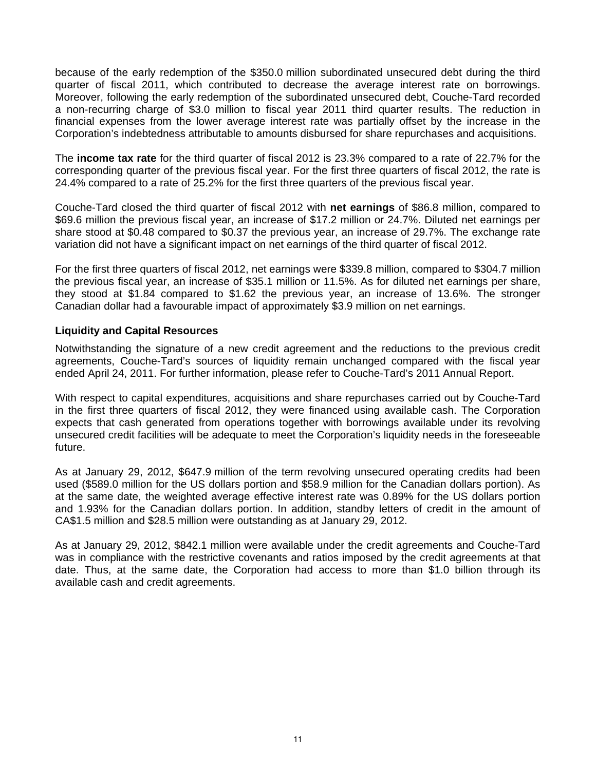because of the early redemption of the $350.0 million subordinated unsecured debt during the third quarter of fiscal 2011, which contributed to decrease the average interest rate on borrowings. Moreover, following the early redemption of the subordinated unsecured debt, Couche-Tard recorded a non-recurring charge of $3.0 million to fiscal year 2011 third quarter results. The reduction in financial expenses from the lower average interest rate was partially offset by the increase in the Corporation's indebtedness attributable to amounts disbursed for share repurchases and acquisitions.

The **income tax rate** for the third quarter of fiscal 2012 is 23.3% compared to a rate of 22.7% for the corresponding quarter of the previous fiscal year. For the first three quarters of fiscal 2012, the rate is 24.4% compared to a rate of 25.2% for the first three quarters of the previous fiscal year.

Couche-Tard closed the third quarter of fiscal 2012 with **net earnings** of $86.8 million, compared to $69.6 million the previous fiscal year, an increase of $17.2 million or 24.7%. Diluted net earnings per share stood at $0.48 compared to $0.37 the previous year, an increase of 29.7%. The exchange rate variation did not have a significant impact on net earnings of the third quarter of fiscal 2012.

For the first three quarters of fiscal 2012, net earnings were $339.8 million, compared to $304.7 million the previous fiscal year, an increase of $35.1 million or 11.5%. As for diluted net earnings per share, they stood at $1.84 compared to $1.62 the previous year, an increase of 13.6%. The stronger Canadian dollar had a favourable impact of approximately $3.9 million on net earnings.

### Liquidity and Capital Resources

Notwithstanding the signature of a new credit agreement and the reductions to the previous credit agreements, Couche-Tard's sources of liquidity remain unchanged compared with the fiscal year ended April 24, 2011. For further information, please refer to Couche-Tard's 2011 Annual Report.

With respect to capital expenditures, acquisitions and share repurchases carried out by Couche-Tard in the first three quarters of fiscal 2012, they were financed using available cash. The Corporation expects that cash generated from operations together with borrowings available under its revolving unsecured credit facilities will be adequate to meet the Corporation's liquidity needs in the foreseeable future.

As at January 29, 2012, $647.9 million of the term revolving unsecured operating credits had been used ($589.0 million for the US dollars portion and $58.9 million for the Canadian dollars portion). As at the same date, the weighted average effective interest rate was 0.89% for the US dollars portion and 1.93% for the Canadian dollars portion. In addition, standby letters of credit in the amount of CA$1.5 million and $28.5 million were outstanding as at January 29, 2012.

As at January 29, 2012, $842.1 million were available under the credit agreements and Couche-Tard was in compliance with the restrictive covenants and ratios imposed by the credit agreements at that date. Thus, at the same date, the Corporation had access to more than $1.0 billion through its available cash and credit agreements.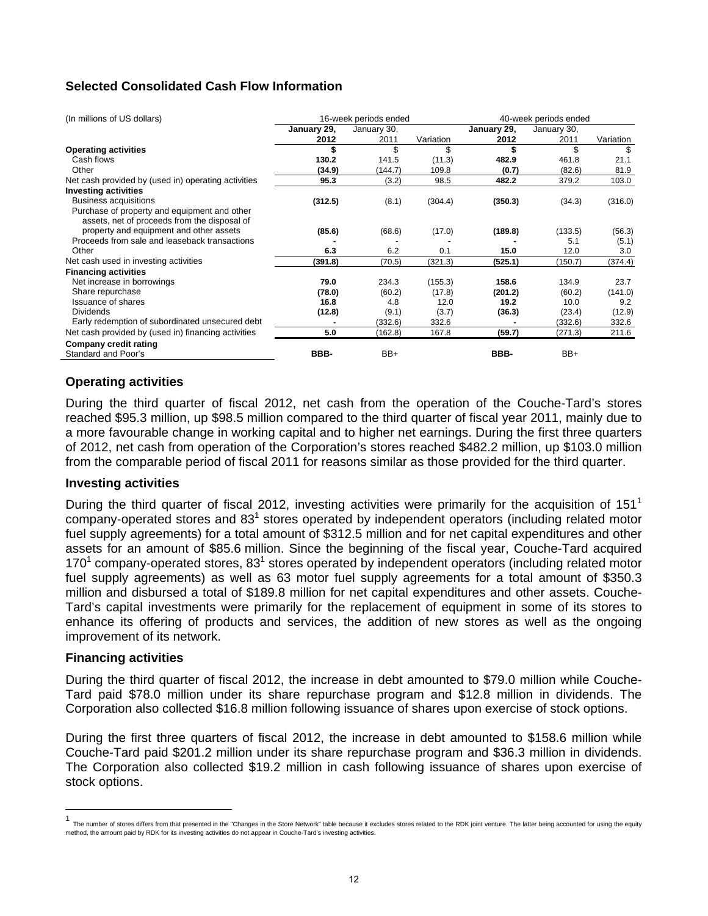## Selected Consolidated Cash Flow Information

| (In millions of US dollars) | 16-week periods ended | | | 40-week periods ended | | |
|---|---|---|---|---|---|---|
| | **January 29, 2012** | January 30, 2011 | Variation | **January 29, 2012** | January 30, 2011 | Variation |
| **Operating activities** | **$** | $ | $ | **$** | $ | $ |
| Cash flows | **130.2** | 141.5 | (11.3) | **482.9** | 461.8 | 21.1 |
| Other | **(34.9)** | (144.7) | 109.8 | **(0.7)** | (82.6) | 81.9 |
| Net cash provided by (used in) operating activities | **95.3** | (3.2) | 98.5 | **482.2** | 379.2 | 103.0 |
| **Investing activities** | | | | | | |
| Business acquisitions | **(312.5)** | (8.1) | (304.4) | **(350.3)** | (34.3) | (316.0) |
| Purchase of property and equipment and other assets, net of proceeds from the disposal of property and equipment and other assets | **(85.6)** | (68.6) | (17.0) | **(189.8)** | (133.5) | (56.3) |
| Proceeds from sale and leaseback transactions | **-** | - | - | **-** | 5.1 | (5.1) |
| Other | **6.3** | 6.2 | 0.1 | **15.0** | 12.0 | 3.0 |
| Net cash used in investing activities | **(391.8)** | (70.5) | (321.3) | **(525.1)** | (150.7) | (374.4) |
| **Financing activities** | | | | | | |
| Net increase in borrowings | **79.0** | 234.3 | (155.3) | **158.6** | 134.9 | 23.7 |
| Share repurchase | **(78.0)** | (60.2) | (17.8) | **(201.2)** | (60.2) | (141.0) |
| Issuance of shares | **16.8** | 4.8 | 12.0 | **19.2** | 10.0 | 9.2 |
| Dividends | **(12.8)** | (9.1) | (3.7) | **(36.3)** | (23.4) | (12.9) |
| Early redemption of subordinated unsecured debt | **-** | (332.6) | 332.6 | **-** | (332.6) | 332.6 |
| Net cash provided by (used in) financing activities | **5.0** | (162.8) | 167.8 | **(59.7)** | (271.3) | 211.6 |
| **Company credit rating** | | | | | | |
| Standard and Poor's | **BBB-** | BB+ | | **BBB-** | BB+ | |

### Operating activities

During the third quarter of fiscal 2012, net cash from the operation of the Couche-Tard's stores reached $95.3 million, up $98.5 million compared to the third quarter of fiscal year 2011, mainly due to a more favourable change in working capital and to higher net earnings. During the first three quarters of 2012, net cash from operation of the Corporation's stores reached $482.2 million, up $103.0 million from the comparable period of fiscal 2011 for reasons similar as those provided for the third quarter.

### Investing activities

During the third quarter of fiscal 2012, investing activities were primarily for the acquisition of 151[1] company-operated stores and 83[1] stores operated by independent operators (including related motor fuel supply agreements) for a total amount of $312.5 million and for net capital expenditures and other assets for an amount of $85.6 million. Since the beginning of the fiscal year, Couche-Tard acquired 170[1] company-operated stores, 83[1] stores operated by independent operators (including related motor fuel supply agreements) as well as 63 motor fuel supply agreements for a total amount of $350.3 million and disbursed a total of $189.8 million for net capital expenditures and other assets. Couche-Tard's capital investments were primarily for the replacement of equipment in some of its stores to enhance its offering of products and services, the addition of new stores as well as the ongoing improvement of its network.

### Financing activities

During the third quarter of fiscal 2012, the increase in debt amounted to $79.0 million while Couche-Tard paid $78.0 million under its share repurchase program and $12.8 million in dividends. The Corporation also collected $16.8 million following issuance of shares upon exercise of stock options.

During the first three quarters of fiscal 2012, the increase in debt amounted to $158.6 million while Couche-Tard paid $201.2 million under its share repurchase program and $36.3 million in dividends. The Corporation also collected $19.2 million in cash following issuance of shares upon exercise of stock options.

---

[1] The number of stores differs from that presented in the "Changes in the Store Network" table because it excludes stores related to the RDK joint venture. The latter being accounted for using the equity method, the amount paid by RDK for its investing activities do not appear in Couche-Tard's investing activities.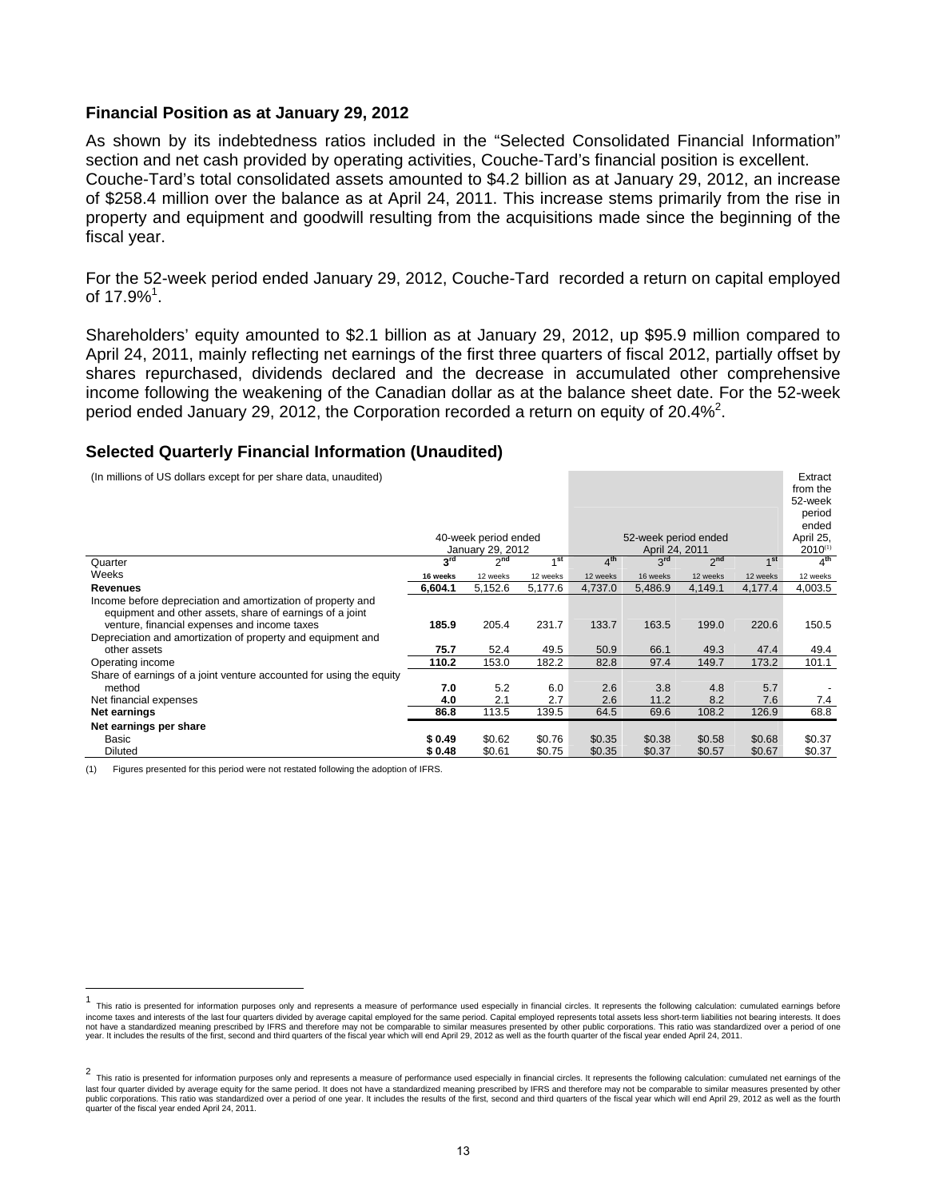## Financial Position as at January 29, 2012

As shown by its indebtedness ratios included in the "Selected Consolidated Financial Information" section and net cash provided by operating activities, Couche-Tard's financial position is excellent. Couche-Tard's total consolidated assets amounted to $4.2 billion as at January 29, 2012, an increase of $258.4 million over the balance as at April 24, 2011. This increase stems primarily from the rise in property and equipment and goodwill resulting from the acquisitions made since the beginning of the fiscal year.

For the 52-week period ended January 29, 2012, Couche-Tard recorded a return on capital employed of 17.9%[1].

Shareholders' equity amounted to $2.1 billion as at January 29, 2012, up $95.9 million compared to April 24, 2011, mainly reflecting net earnings of the first three quarters of fiscal 2012, partially offset by shares repurchased, dividends declared and the decrease in accumulated other comprehensive income following the weakening of the Canadian dollar as at the balance sheet date. For the 52-week period ended January 29, 2012, the Corporation recorded a return on equity of 20.4%[2].

## Selected Quarterly Financial Information (Unaudited)

(In millions of US dollars except for per share data, unaudited)

| | 40-week period ended January 29, 2012 | | | 52-week period ended April 24, 2011 | | | | Extract from the 52-week period ended April 25, 2010[(1)] |
|---|---|---|---|---|---|---|---|---|
| Quarter | 3rd | 2nd | 1st | 4th | 3rd | 2nd | 1st | 4th |
| Weeks | 16 weeks | 12 weeks | 12 weeks | 12 weeks | 16 weeks | 12 weeks | 12 weeks | 12 weeks |
| **Revenues** | **6,604.1** | 5,152.6 | 5,177.6 | 4,737.0 | 5,486.9 | 4,149.1 | 4,177.4 | 4,003.5 |
| Income before depreciation and amortization of property and equipment and other assets, share of earnings of a joint venture, financial expenses and income taxes | **185.9** | 205.4 | 231.7 | 133.7 | 163.5 | 199.0 | 220.6 | 150.5 |
| Depreciation and amortization of property and equipment and other assets | **75.7** | 52.4 | 49.5 | 50.9 | 66.1 | 49.3 | 47.4 | 49.4 |
| Operating income | **110.2** | 153.0 | 182.2 | 82.8 | 97.4 | 149.7 | 173.2 | 101.1 |
| Share of earnings of a joint venture accounted for using the equity method | **7.0** | 5.2 | 6.0 | 2.6 | 3.8 | 4.8 | 5.7 | - |
| Net financial expenses | **4.0** | 2.1 | 2.7 | 2.6 | 11.2 | 8.2 | 7.6 | 7.4 |
| **Net earnings** | **86.8** | 113.5 | 139.5 | 64.5 | 69.6 | 108.2 | 126.9 | 68.8 |
| **Net earnings per share** | | | | | | | | |
| Basic | **$ 0.49** | $0.62 | $0.76 | $0.35 | $0.38 | $0.58 | $0.68 | $0.37 |
| Diluted | **$ 0.48** | $0.61 | $0.75 | $0.35 | $0.37 | $0.57 | $0.67 | $0.37 |

(1) Figures presented for this period were not restated following the adoption of IFRS.

[1] This ratio is presented for information purposes only and represents a measure of performance used especially in financial circles. It represents the following calculation: cumulated earnings before income taxes and interests of the last four quarters divided by average capital employed for the same period. Capital employed represents total assets less short-term liabilities not bearing interests. It does not have a standardized meaning prescribed by IFRS and therefore may not be comparable to similar measures presented by other public corporations. This ratio was standardized over a period of one year. It includes the results of the first, second and third quarters of the fiscal year which will end April 29, 2012 as well as the fourth quarter of the fiscal year ended April 24, 2011.

[2] This ratio is presented for information purposes only and represents a measure of performance used especially in financial circles. It represents the following calculation: cumulated net earnings of the last four quarter divided by average equity for the same period. It does not have a standardized meaning prescribed by IFRS and therefore may not be comparable to similar measures presented by other public corporations. This ratio was standardized over a period of one year. It includes the results of the first, second and third quarters of the fiscal year which will end April 29, 2012 as well as the fourth quarter of the fiscal year ended April 24, 2011.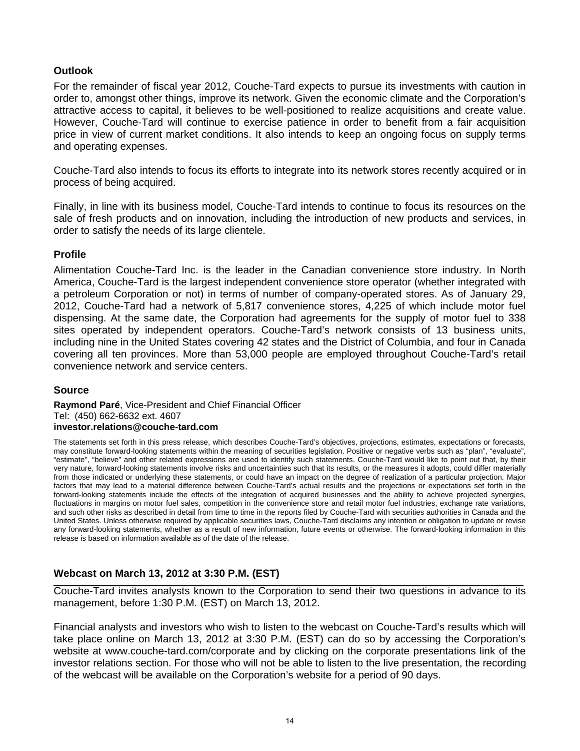## Outlook

For the remainder of fiscal year 2012, Couche-Tard expects to pursue its investments with caution in order to, amongst other things, improve its network. Given the economic climate and the Corporation's attractive access to capital, it believes to be well-positioned to realize acquisitions and create value. However, Couche-Tard will continue to exercise patience in order to benefit from a fair acquisition price in view of current market conditions. It also intends to keep an ongoing focus on supply terms and operating expenses.

Couche-Tard also intends to focus its efforts to integrate into its network stores recently acquired or in process of being acquired.

Finally, in line with its business model, Couche-Tard intends to continue to focus its resources on the sale of fresh products and on innovation, including the introduction of new products and services, in order to satisfy the needs of its large clientele.

## Profile

Alimentation Couche-Tard Inc. is the leader in the Canadian convenience store industry. In North America, Couche-Tard is the largest independent convenience store operator (whether integrated with a petroleum Corporation or not) in terms of number of company-operated stores. As of January 29, 2012, Couche-Tard had a network of 5,817 convenience stores, 4,225 of which include motor fuel dispensing. At the same date, the Corporation had agreements for the supply of motor fuel to 338 sites operated by independent operators. Couche-Tard's network consists of 13 business units, including nine in the United States covering 42 states and the District of Columbia, and four in Canada covering all ten provinces. More than 53,000 people are employed throughout Couche-Tard's retail convenience network and service centers.

## Source

**Raymond Paré**, Vice-President and Chief Financial Officer
Tel: (450) 662-6632 ext. 4607
**investor.relations@couche-tard.com**

The statements set forth in this press release, which describes Couche-Tard's objectives, projections, estimates, expectations or forecasts, may constitute forward-looking statements within the meaning of securities legislation. Positive or negative verbs such as "plan", "evaluate", "estimate", "believe" and other related expressions are used to identify such statements. Couche-Tard would like to point out that, by their very nature, forward-looking statements involve risks and uncertainties such that its results, or the measures it adopts, could differ materially from those indicated or underlying these statements, or could have an impact on the degree of realization of a particular projection. Major factors that may lead to a material difference between Couche-Tard's actual results and the projections or expectations set forth in the forward-looking statements include the effects of the integration of acquired businesses and the ability to achieve projected synergies, fluctuations in margins on motor fuel sales, competition in the convenience store and retail motor fuel industries, exchange rate variations, and such other risks as described in detail from time to time in the reports filed by Couche-Tard with securities authorities in Canada and the United States. Unless otherwise required by applicable securities laws, Couche-Tard disclaims any intention or obligation to update or revise any forward-looking statements, whether as a result of new information, future events or otherwise. The forward-looking information in this release is based on information available as of the date of the release.

## Webcast on March 13, 2012 at 3:30 P.M. (EST)

Couche-Tard invites analysts known to the Corporation to send their two questions in advance to its management, before 1:30 P.M. (EST) on March 13, 2012.

Financial analysts and investors who wish to listen to the webcast on Couche-Tard's results which will take place online on March 13, 2012 at 3:30 P.M. (EST) can do so by accessing the Corporation's website at www.couche-tard.com/corporate and by clicking on the corporate presentations link of the investor relations section. For those who will not be able to listen to the live presentation, the recording of the webcast will be available on the Corporation's website for a period of 90 days.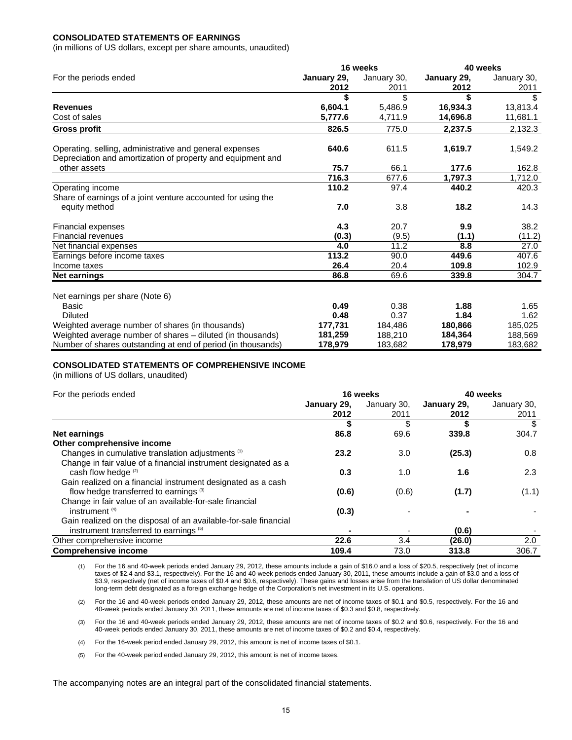**CONSOLIDATED STATEMENTS OF EARNINGS**

(in millions of US dollars, except per share amounts, unaudited)

| For the periods ended | 16 weeks | | 40 weeks | |
|---|---|---|---|---|
| | **January 29, 2012** | January 30, 2011 | **January 29, 2012** | January 30, 2011 |
| | **$** | $ | **$** | $ |
| **Revenues** | **6,604.1** | 5,486.9 | **16,934.3** | 13,813.4 |
| Cost of sales | **5,777.6** | 4,711.9 | **14,696.8** | 11,681.1 |
| **Gross profit** | **826.5** | 775.0 | **2,237.5** | 2,132.3 |
| Operating, selling, administrative and general expenses | **640.6** | 611.5 | **1,619.7** | 1,549.2 |
| Depreciation and amortization of property and equipment and other assets | **75.7** | 66.1 | **177.6** | 162.8 |
| | **716.3** | 677.6 | **1,797.3** | 1,712.0 |
| Operating income | **110.2** | 97.4 | **440.2** | 420.3 |
| Share of earnings of a joint venture accounted for using the equity method | **7.0** | 3.8 | **18.2** | 14.3 |
| Financial expenses | **4.3** | 20.7 | **9.9** | 38.2 |
| Financial revenues | **(0.3)** | (9.5) | **(1.1)** | (11.2) |
| Net financial expenses | **4.0** | 11.2 | **8.8** | 27.0 |
| Earnings before income taxes | **113.2** | 90.0 | **449.6** | 407.6 |
| Income taxes | **26.4** | 20.4 | **109.8** | 102.9 |
| **Net earnings** | **86.8** | 69.6 | **339.8** | 304.7 |
| Net earnings per share (Note 6) | | | | |
| Basic | **0.49** | 0.38 | **1.88** | 1.65 |
| Diluted | **0.48** | 0.37 | **1.84** | 1.62 |
| Weighted average number of shares (in thousands) | **177,731** | 184,486 | **180,866** | 185,025 |
| Weighted average number of shares – diluted (in thousands) | **181,259** | 188,210 | **184,364** | 188,569 |
| Number of shares outstanding at end of period (in thousands) | **178,979** | 183,682 | **178,979** | 183,682 |

**CONSOLIDATED STATEMENTS OF COMPREHENSIVE INCOME**

(in millions of US dollars, unaudited)

| For the periods ended | 16 weeks | | 40 weeks | |
|---|---|---|---|---|
| | **January 29, 2012** | January 30, 2011 | **January 29, 2012** | January 30, 2011 |
| | **$** | $ | **$** | $ |
| **Net earnings** | **86.8** | 69.6 | **339.8** | 304.7 |
| **Other comprehensive income** | | | | |
| Changes in cumulative translation adjustments (1) | **23.2** | 3.0 | **(25.3)** | 0.8 |
| Change in fair value of a financial instrument designated as a cash flow hedge (2) | **0.3** | 1.0 | **1.6** | 2.3 |
| Gain realized on a financial instrument designated as a cash flow hedge transferred to earnings (3) | **(0.6)** | (0.6) | **(1.7)** | (1.1) |
| Change in fair value of an available-for-sale financial instrument (4) | **(0.3)** | - | **-** | - |
| Gain realized on the disposal of an available-for-sale financial instrument transferred to earnings (5) | **-** | - | **(0.6)** | - |
| Other comprehensive income | **22.6** | 3.4 | **(26.0)** | 2.0 |
| **Comprehensive income** | **109.4** | 73.0 | **313.8** | 306.7 |

(1) For the 16 and 40-week periods ended January 29, 2012, these amounts include a gain of $16.0 and a loss of $20.5, respectively (net of income taxes of $2.4 and $3.1, respectively). For the 16 and 40-week periods ended January 30, 2011, these amounts include a gain of $3.0 and a loss of $3.9, respectively (net of income taxes of $0.4 and $0.6, respectively). These gains and losses arise from the translation of US dollar denominated long-term debt designated as a foreign exchange hedge of the Corporation's net investment in its U.S. operations.

(2) For the 16 and 40-week periods ended January 29, 2012, these amounts are net of income taxes of $0.1 and $0.5, respectively. For the 16 and 40-week periods ended January 30, 2011, these amounts are net of income taxes of $0.3 and $0.8, respectively.

(3) For the 16 and 40-week periods ended January 29, 2012, these amounts are net of income taxes of $0.2 and $0.6, respectively. For the 16 and 40-week periods ended January 30, 2011, these amounts are net of income taxes of $0.2 and $0.4, respectively.

(4) For the 16-week period ended January 29, 2012, this amount is net of income taxes of $0.1.

(5) For the 40-week period ended January 29, 2012, this amount is net of income taxes.

The accompanying notes are an integral part of the consolidated financial statements.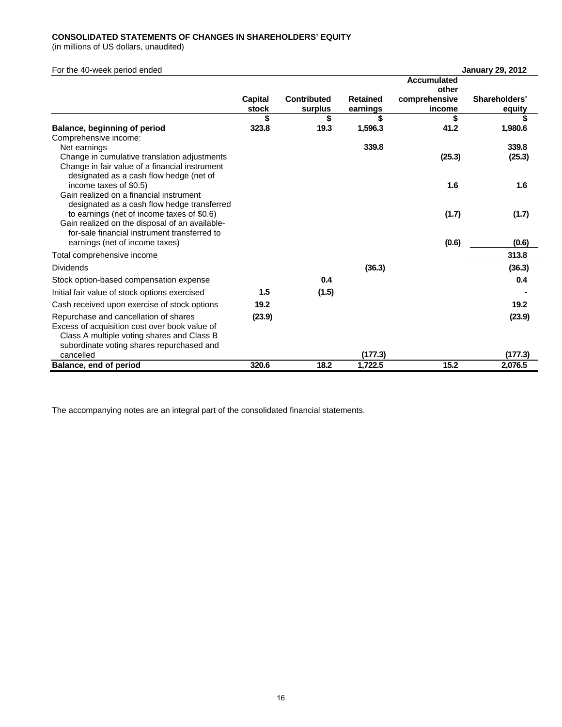**CONSOLIDATED STATEMENTS OF CHANGES IN SHAREHOLDERS' EQUITY**
(in millions of US dollars, unaudited)

| For the 40-week period ended | | | | | **January 29, 2012** |
|---|---|---|---|---|---|
| | **Capital stock** | **Contributed surplus** | **Retained earnings** | **Accumulated other comprehensive income** | **Shareholders' equity** |
| | **$** | **$** | **$** | **$** | **$** |
| **Balance, beginning of period** | **323.8** | **19.3** | **1,596.3** | **41.2** | **1,980.6** |
| Comprehensive income: | | | | | |
| Net earnings | | | **339.8** | | **339.8** |
| Change in cumulative translation adjustments | | | | **(25.3)** | **(25.3)** |
| Change in fair value of a financial instrument designated as a cash flow hedge (net of income taxes of $0.5) | | | | **1.6** | **1.6** |
| Gain realized on a financial instrument designated as a cash flow hedge transferred to earnings (net of income taxes of $0.6) | | | | **(1.7)** | **(1.7)** |
| Gain realized on the disposal of an available-for-sale financial instrument transferred to earnings (net of income taxes) | | | | **(0.6)** | **(0.6)** |
| Total comprehensive income | | | | | **313.8** |
| Dividends | | | **(36.3)** | | **(36.3)** |
| Stock option-based compensation expense | | **0.4** | | | **0.4** |
| Initial fair value of stock options exercised | **1.5** | **(1.5)** | | | **-** |
| Cash received upon exercise of stock options | **19.2** | | | | **19.2** |
| Repurchase and cancellation of shares | **(23.9)** | | | | **(23.9)** |
| Excess of acquisition cost over book value of Class A multiple voting shares and Class B subordinate voting shares repurchased and cancelled | | | **(177.3)** | | **(177.3)** |
| **Balance, end of period** | **320.6** | **18.2** | **1,722.5** | **15.2** | **2,076.5** |

The accompanying notes are an integral part of the consolidated financial statements.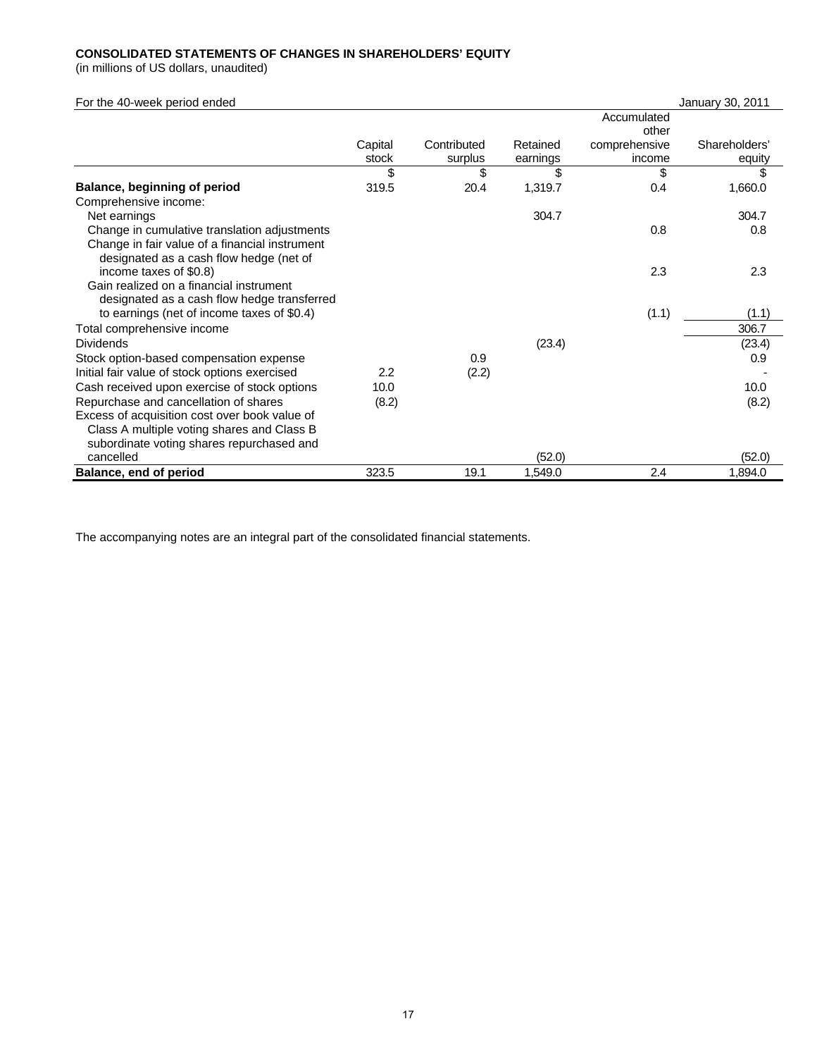**CONSOLIDATED STATEMENTS OF CHANGES IN SHAREHOLDERS' EQUITY**
(in millions of US dollars, unaudited)

| For the 40-week period ended | | | | | January 30, 2011 |
|---|---|---|---|---|---|
| | Capital stock | Contributed surplus | Retained earnings | Accumulated other comprehensive income | Shareholders' equity |
| | $ | $ | $ | $ | $ |
| **Balance, beginning of period** | 319.5 | 20.4 | 1,319.7 | 0.4 | 1,660.0 |
| Comprehensive income: | | | | | |
| Net earnings | | | 304.7 | | 304.7 |
| Change in cumulative translation adjustments | | | | 0.8 | 0.8 |
| Change in fair value of a financial instrument designated as a cash flow hedge (net of income taxes of $0.8) | | | | 2.3 | 2.3 |
| Gain realized on a financial instrument designated as a cash flow hedge transferred to earnings (net of income taxes of $0.4) | | | | (1.1) | (1.1) |
| Total comprehensive income | | | | | 306.7 |
| Dividends | | | (23.4) | | (23.4) |
| Stock option-based compensation expense | | 0.9 | | | 0.9 |
| Initial fair value of stock options exercised | 2.2 | (2.2) | | | - |
| Cash received upon exercise of stock options | 10.0 | | | | 10.0 |
| Repurchase and cancellation of shares | (8.2) | | | | (8.2) |
| Excess of acquisition cost over book value of Class A multiple voting shares and Class B subordinate voting shares repurchased and cancelled | | | (52.0) | | (52.0) |
| **Balance, end of period** | 323.5 | 19.1 | 1,549.0 | 2.4 | 1,894.0 |

The accompanying notes are an integral part of the consolidated financial statements.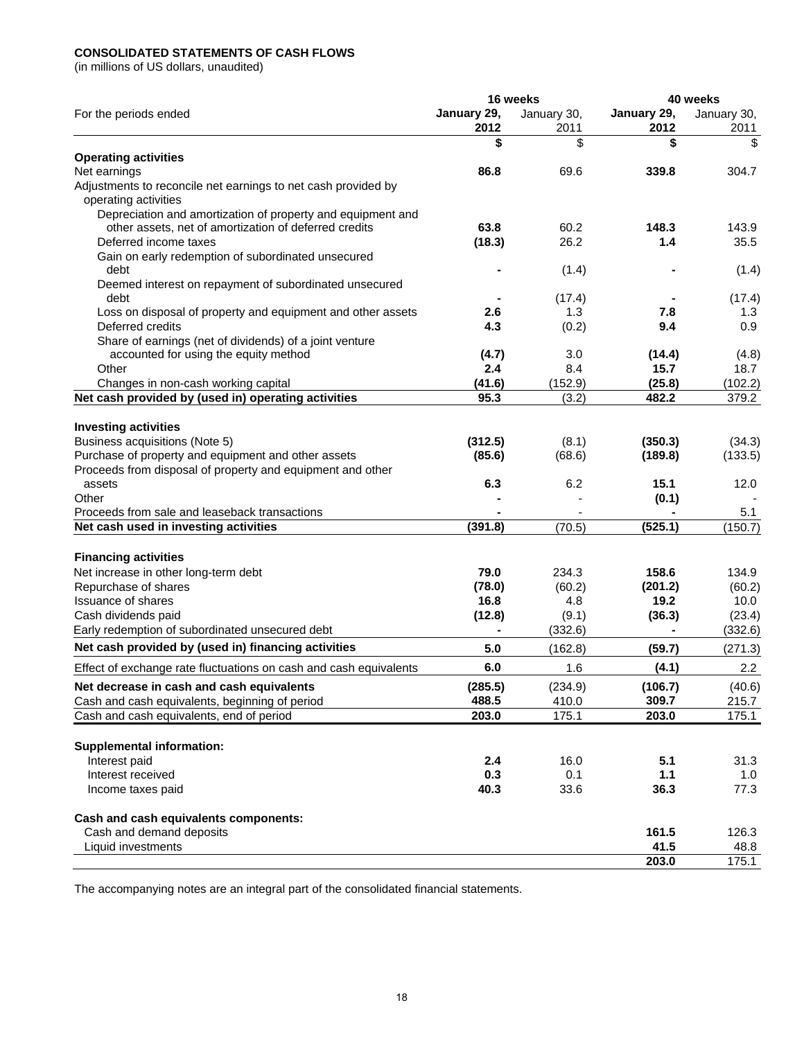**CONSOLIDATED STATEMENTS OF CASH FLOWS**
(in millions of US dollars, unaudited)

| For the periods ended | 16 weeks | | 40 weeks | |
|---|---|---|---|---|
| | **January 29, 2012** | January 30, 2011 | **January 29, 2012** | January 30, 2011 |
| | **$** | $ | **$** | $ |
| **Operating activities** | | | | |
| Net earnings | **86.8** | 69.6 | **339.8** | 304.7 |
| Adjustments to reconcile net earnings to net cash provided by operating activities | | | | |
| Depreciation and amortization of property and equipment and other assets, net of amortization of deferred credits | **63.8** | 60.2 | **148.3** | 143.9 |
| Deferred income taxes | **(18.3)** | 26.2 | **1.4** | 35.5 |
| Gain on early redemption of subordinated unsecured debt | **-** | (1.4) | **-** | (1.4) |
| Deemed interest on repayment of subordinated unsecured debt | **-** | (17.4) | **-** | (17.4) |
| Loss on disposal of property and equipment and other assets | **2.6** | 1.3 | **7.8** | 1.3 |
| Deferred credits | **4.3** | (0.2) | **9.4** | 0.9 |
| Share of earnings (net of dividends) of a joint venture accounted for using the equity method | **(4.7)** | 3.0 | **(14.4)** | (4.8) |
| Other | **2.4** | 8.4 | **15.7** | 18.7 |
| Changes in non-cash working capital | **(41.6)** | (152.9) | **(25.8)** | (102.2) |
| **Net cash provided by (used in) operating activities** | **95.3** | (3.2) | **482.2** | 379.2 |
| **Investing activities** | | | | |
| Business acquisitions (Note 5) | **(312.5)** | (8.1) | **(350.3)** | (34.3) |
| Purchase of property and equipment and other assets | **(85.6)** | (68.6) | **(189.8)** | (133.5) |
| Proceeds from disposal of property and equipment and other assets | **6.3** | 6.2 | **15.1** | 12.0 |
| Other | **-** | - | **(0.1)** | - |
| Proceeds from sale and leaseback transactions | **-** | - | **-** | 5.1 |
| **Net cash used in investing activities** | **(391.8)** | (70.5) | **(525.1)** | (150.7) |
| **Financing activities** | | | | |
| Net increase in other long-term debt | **79.0** | 234.3 | **158.6** | 134.9 |
| Repurchase of shares | **(78.0)** | (60.2) | **(201.2)** | (60.2) |
| Issuance of shares | **16.8** | 4.8 | **19.2** | 10.0 |
| Cash dividends paid | **(12.8)** | (9.1) | **(36.3)** | (23.4) |
| Early redemption of subordinated unsecured debt | **-** | (332.6) | **-** | (332.6) |
| **Net cash provided by (used in) financing activities** | **5.0** | (162.8) | **(59.7)** | (271.3) |
| Effect of exchange rate fluctuations on cash and cash equivalents | **6.0** | 1.6 | **(4.1)** | 2.2 |
| **Net decrease in cash and cash equivalents** | **(285.5)** | (234.9) | **(106.7)** | (40.6) |
| Cash and cash equivalents, beginning of period | **488.5** | 410.0 | **309.7** | 215.7 |
| Cash and cash equivalents, end of period | **203.0** | 175.1 | **203.0** | 175.1 |
| **Supplemental information:** | | | | |
| Interest paid | **2.4** | 16.0 | **5.1** | 31.3 |
| Interest received | **0.3** | 0.1 | **1.1** | 1.0 |
| Income taxes paid | **40.3** | 33.6 | **36.3** | 77.3 |
| **Cash and cash equivalents components:** | | | | |
| Cash and demand deposits | | | **161.5** | 126.3 |
| Liquid investments | | | **41.5** | 48.8 |
| | | | **203.0** | 175.1 |

The accompanying notes are an integral part of the consolidated financial statements.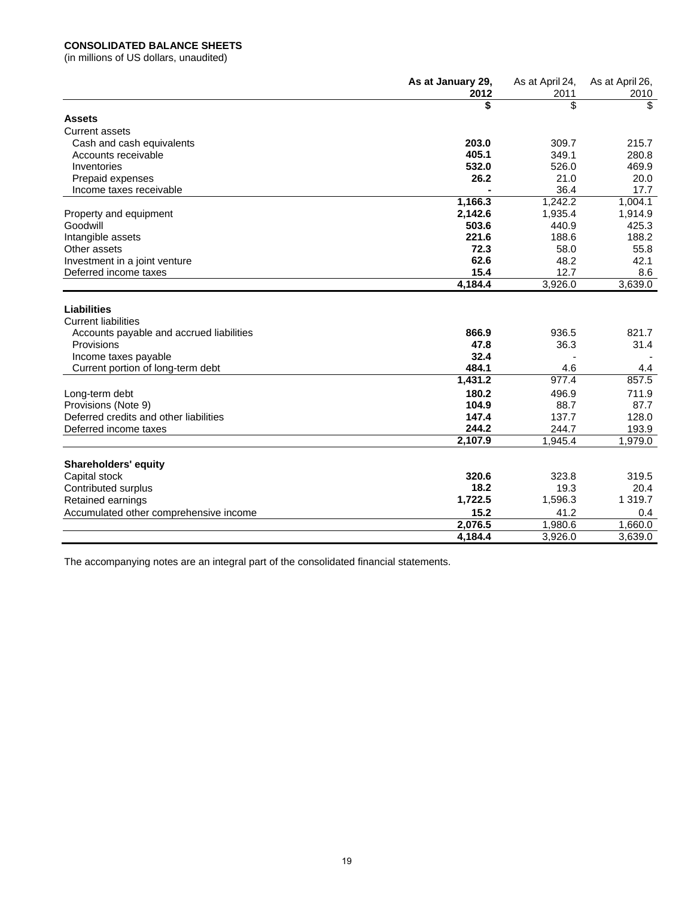**CONSOLIDATED BALANCE SHEETS**
(in millions of US dollars, unaudited)

| | **As at January 29, 2012** | As at April 24, 2011 | As at April 26, 2010 |
|---|---|---|---|
| | **$** | $ | $ |
| **Assets** | | | |
| Current assets | | | |
| Cash and cash equivalents | **203.0** | 309.7 | 215.7 |
| Accounts receivable | **405.1** | 349.1 | 280.8 |
| Inventories | **532.0** | 526.0 | 469.9 |
| Prepaid expenses | **26.2** | 21.0 | 20.0 |
| Income taxes receivable | **-** | 36.4 | 17.7 |
| | **1,166.3** | 1,242.2 | 1,004.1 |
| Property and equipment | **2,142.6** | 1,935.4 | 1,914.9 |
| Goodwill | **503.6** | 440.9 | 425.3 |
| Intangible assets | **221.6** | 188.6 | 188.2 |
| Other assets | **72.3** | 58.0 | 55.8 |
| Investment in a joint venture | **62.6** | 48.2 | 42.1 |
| Deferred income taxes | **15.4** | 12.7 | 8.6 |
| | **4,184.4** | 3,926.0 | 3,639.0 |
| **Liabilities** | | | |
| Current liabilities | | | |
| Accounts payable and accrued liabilities | **866.9** | 936.5 | 821.7 |
| Provisions | **47.8** | 36.3 | 31.4 |
| Income taxes payable | **32.4** | - | - |
| Current portion of long-term debt | **484.1** | 4.6 | 4.4 |
| | **1,431.2** | 977.4 | 857.5 |
| Long-term debt | **180.2** | 496.9 | 711.9 |
| Provisions (Note 9) | **104.9** | 88.7 | 87.7 |
| Deferred credits and other liabilities | **147.4** | 137.7 | 128.0 |
| Deferred income taxes | **244.2** | 244.7 | 193.9 |
| | **2,107.9** | 1,945.4 | 1,979.0 |
| **Shareholders' equity** | | | |
| Capital stock | **320.6** | 323.8 | 319.5 |
| Contributed surplus | **18.2** | 19.3 | 20.4 |
| Retained earnings | **1,722.5** | 1,596.3 | 1 319.7 |
| Accumulated other comprehensive income | **15.2** | 41.2 | 0.4 |
| | **2,076.5** | 1,980.6 | 1,660.0 |
| | **4,184.4** | 3,926.0 | 3,639.0 |

The accompanying notes are an integral part of the consolidated financial statements.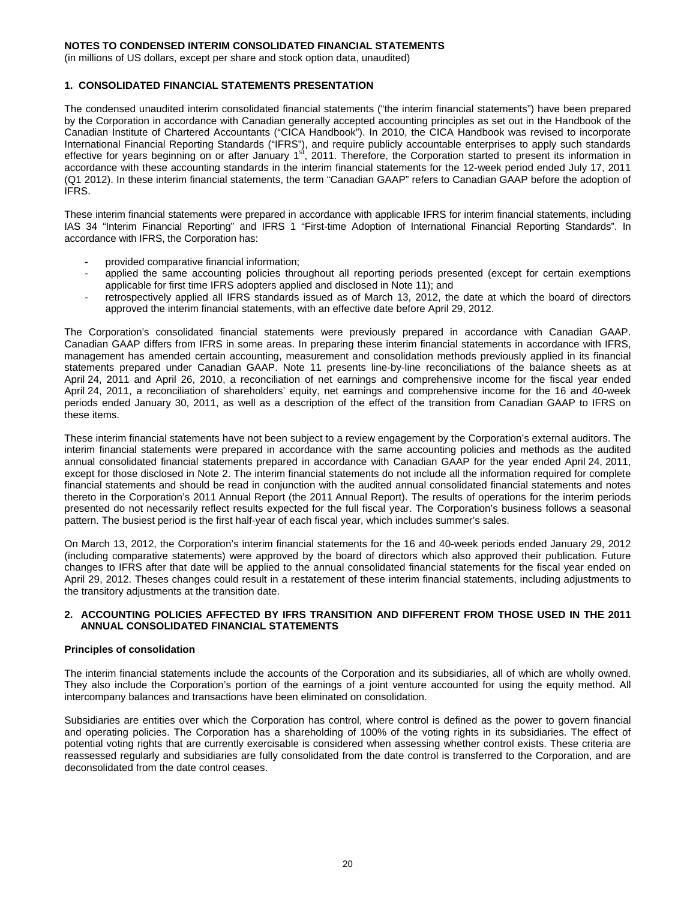# NOTES TO CONDENSED INTERIM CONSOLIDATED FINANCIAL STATEMENTS

(in millions of US dollars, except per share and stock option data, unaudited)

## 1. CONSOLIDATED FINANCIAL STATEMENTS PRESENTATION

The condensed unaudited interim consolidated financial statements ("the interim financial statements") have been prepared by the Corporation in accordance with Canadian generally accepted accounting principles as set out in the Handbook of the Canadian Institute of Chartered Accountants ("CICA Handbook"). In 2010, the CICA Handbook was revised to incorporate International Financial Reporting Standards ("IFRS"), and require publicly accountable enterprises to apply such standards effective for years beginning on or after January 1st, 2011. Therefore, the Corporation started to present its information in accordance with these accounting standards in the interim financial statements for the 12-week period ended July 17, 2011 (Q1 2012). In these interim financial statements, the term "Canadian GAAP" refers to Canadian GAAP before the adoption of IFRS.

These interim financial statements were prepared in accordance with applicable IFRS for interim financial statements, including IAS 34 "Interim Financial Reporting" and IFRS 1 "First-time Adoption of International Financial Reporting Standards". In accordance with IFRS, the Corporation has:

- provided comparative financial information;
- applied the same accounting policies throughout all reporting periods presented (except for certain exemptions applicable for first time IFRS adopters applied and disclosed in Note 11); and
- retrospectively applied all IFRS standards issued as of March 13, 2012, the date at which the board of directors approved the interim financial statements, with an effective date before April 29, 2012.

The Corporation's consolidated financial statements were previously prepared in accordance with Canadian GAAP. Canadian GAAP differs from IFRS in some areas. In preparing these interim financial statements in accordance with IFRS, management has amended certain accounting, measurement and consolidation methods previously applied in its financial statements prepared under Canadian GAAP. Note 11 presents line-by-line reconciliations of the balance sheets as at April 24, 2011 and April 26, 2010, a reconciliation of net earnings and comprehensive income for the fiscal year ended April 24, 2011, a reconciliation of shareholders' equity, net earnings and comprehensive income for the 16 and 40-week periods ended January 30, 2011, as well as a description of the effect of the transition from Canadian GAAP to IFRS on these items.

These interim financial statements have not been subject to a review engagement by the Corporation's external auditors. The interim financial statements were prepared in accordance with the same accounting policies and methods as the audited annual consolidated financial statements prepared in accordance with Canadian GAAP for the year ended April 24, 2011, except for those disclosed in Note 2. The interim financial statements do not include all the information required for complete financial statements and should be read in conjunction with the audited annual consolidated financial statements and notes thereto in the Corporation's 2011 Annual Report (the 2011 Annual Report). The results of operations for the interim periods presented do not necessarily reflect results expected for the full fiscal year. The Corporation's business follows a seasonal pattern. The busiest period is the first half-year of each fiscal year, which includes summer's sales.

On March 13, 2012, the Corporation's interim financial statements for the 16 and 40-week periods ended January 29, 2012 (including comparative statements) were approved by the board of directors which also approved their publication. Future changes to IFRS after that date will be applied to the annual consolidated financial statements for the fiscal year ended on April 29, 2012. Theses changes could result in a restatement of these interim financial statements, including adjustments to the transitory adjustments at the transition date.

## 2. ACCOUNTING POLICIES AFFECTED BY IFRS TRANSITION AND DIFFERENT FROM THOSE USED IN THE 2011 ANNUAL CONSOLIDATED FINANCIAL STATEMENTS

### Principles of consolidation

The interim financial statements include the accounts of the Corporation and its subsidiaries, all of which are wholly owned. They also include the Corporation's portion of the earnings of a joint venture accounted for using the equity method. All intercompany balances and transactions have been eliminated on consolidation.

Subsidiaries are entities over which the Corporation has control, where control is defined as the power to govern financial and operating policies. The Corporation has a shareholding of 100% of the voting rights in its subsidiaries. The effect of potential voting rights that are currently exercisable is considered when assessing whether control exists. These criteria are reassessed regularly and subsidiaries are fully consolidated from the date control is transferred to the Corporation, and are deconsolidated from the date control ceases.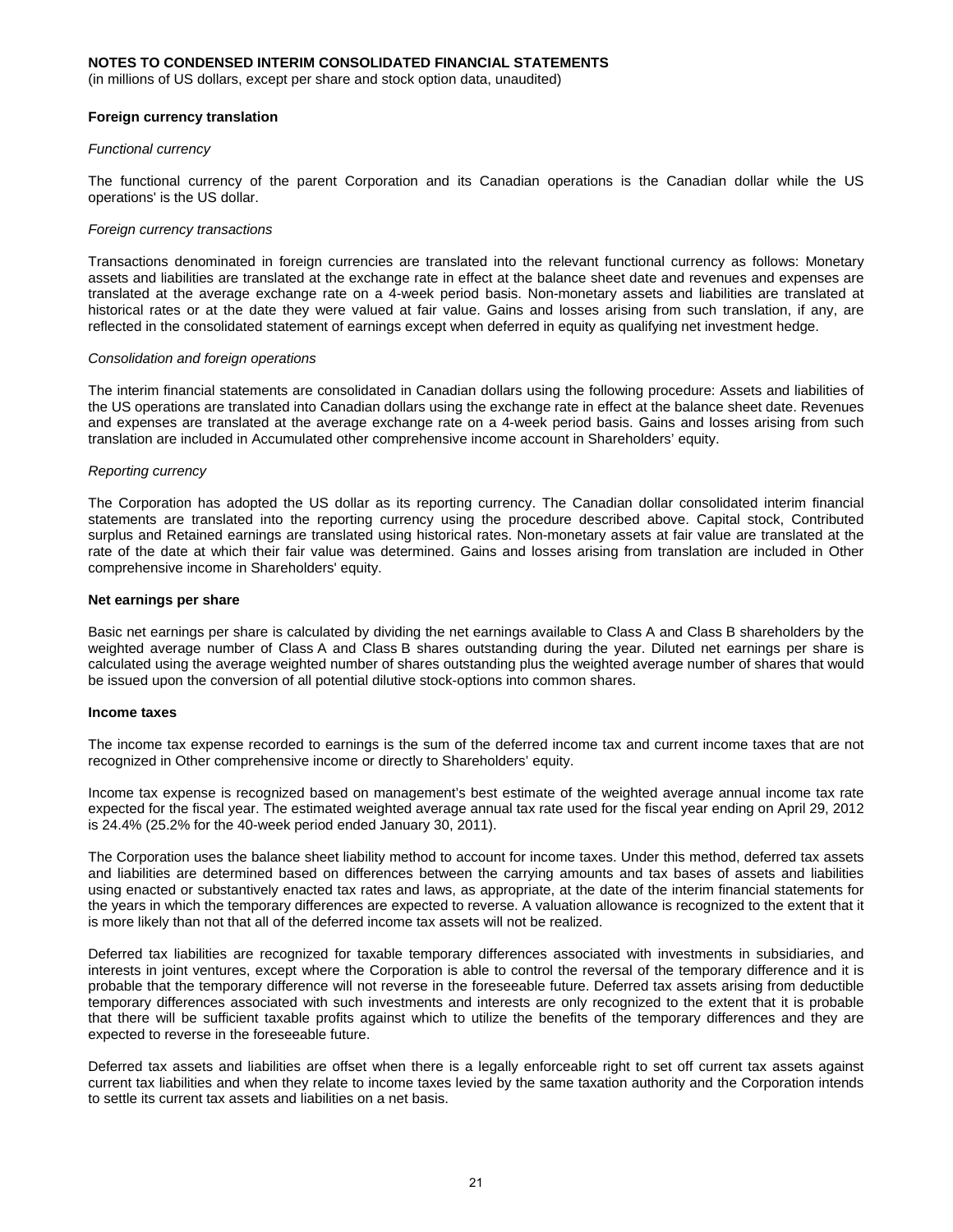**NOTES TO CONDENSED INTERIM CONSOLIDATED FINANCIAL STATEMENTS**
(in millions of US dollars, except per share and stock option data, unaudited)

**Foreign currency translation**

*Functional currency*

The functional currency of the parent Corporation and its Canadian operations is the Canadian dollar while the US operations' is the US dollar.

*Foreign currency transactions*

Transactions denominated in foreign currencies are translated into the relevant functional currency as follows: Monetary assets and liabilities are translated at the exchange rate in effect at the balance sheet date and revenues and expenses are translated at the average exchange rate on a 4-week period basis. Non-monetary assets and liabilities are translated at historical rates or at the date they were valued at fair value. Gains and losses arising from such translation, if any, are reflected in the consolidated statement of earnings except when deferred in equity as qualifying net investment hedge.

*Consolidation and foreign operations*

The interim financial statements are consolidated in Canadian dollars using the following procedure: Assets and liabilities of the US operations are translated into Canadian dollars using the exchange rate in effect at the balance sheet date. Revenues and expenses are translated at the average exchange rate on a 4-week period basis. Gains and losses arising from such translation are included in Accumulated other comprehensive income account in Shareholders' equity.

*Reporting currency*

The Corporation has adopted the US dollar as its reporting currency. The Canadian dollar consolidated interim financial statements are translated into the reporting currency using the procedure described above. Capital stock, Contributed surplus and Retained earnings are translated using historical rates. Non-monetary assets at fair value are translated at the rate of the date at which their fair value was determined. Gains and losses arising from translation are included in Other comprehensive income in Shareholders' equity.

**Net earnings per share**

Basic net earnings per share is calculated by dividing the net earnings available to Class A and Class B shareholders by the weighted average number of Class A and Class B shares outstanding during the year. Diluted net earnings per share is calculated using the average weighted number of shares outstanding plus the weighted average number of shares that would be issued upon the conversion of all potential dilutive stock-options into common shares.

**Income taxes**

The income tax expense recorded to earnings is the sum of the deferred income tax and current income taxes that are not recognized in Other comprehensive income or directly to Shareholders' equity.

Income tax expense is recognized based on management's best estimate of the weighted average annual income tax rate expected for the fiscal year. The estimated weighted average annual tax rate used for the fiscal year ending on April 29, 2012 is 24.4% (25.2% for the 40-week period ended January 30, 2011).

The Corporation uses the balance sheet liability method to account for income taxes. Under this method, deferred tax assets and liabilities are determined based on differences between the carrying amounts and tax bases of assets and liabilities using enacted or substantively enacted tax rates and laws, as appropriate, at the date of the interim financial statements for the years in which the temporary differences are expected to reverse. A valuation allowance is recognized to the extent that it is more likely than not that all of the deferred income tax assets will not be realized.

Deferred tax liabilities are recognized for taxable temporary differences associated with investments in subsidiaries, and interests in joint ventures, except where the Corporation is able to control the reversal of the temporary difference and it is probable that the temporary difference will not reverse in the foreseeable future. Deferred tax assets arising from deductible temporary differences associated with such investments and interests are only recognized to the extent that it is probable that there will be sufficient taxable profits against which to utilize the benefits of the temporary differences and they are expected to reverse in the foreseeable future.

Deferred tax assets and liabilities are offset when there is a legally enforceable right to set off current tax assets against current tax liabilities and when they relate to income taxes levied by the same taxation authority and the Corporation intends to settle its current tax assets and liabilities on a net basis.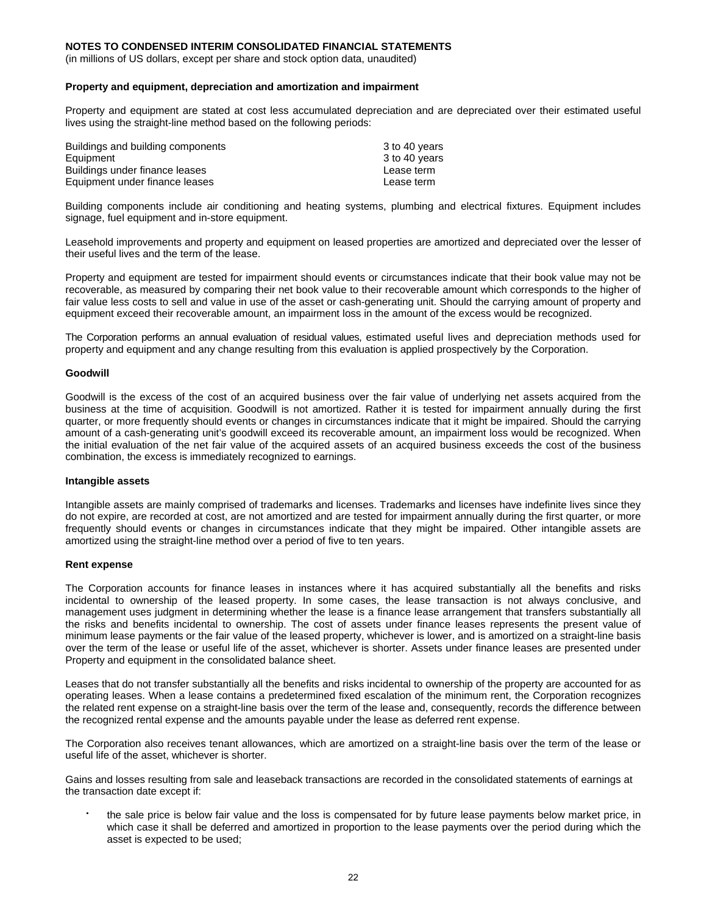**NOTES TO CONDENSED INTERIM CONSOLIDATED FINANCIAL STATEMENTS**
(in millions of US dollars, except per share and stock option data, unaudited)

**Property and equipment, depreciation and amortization and impairment**

Property and equipment are stated at cost less accumulated depreciation and are depreciated over their estimated useful lives using the straight-line method based on the following periods:

| | |
|---|---|
| Buildings and building components | 3 to 40 years |
| Equipment | 3 to 40 years |
| Buildings under finance leases | Lease term |
| Equipment under finance leases | Lease term |

Building components include air conditioning and heating systems, plumbing and electrical fixtures. Equipment includes signage, fuel equipment and in-store equipment.

Leasehold improvements and property and equipment on leased properties are amortized and depreciated over the lesser of their useful lives and the term of the lease.

Property and equipment are tested for impairment should events or circumstances indicate that their book value may not be recoverable, as measured by comparing their net book value to their recoverable amount which corresponds to the higher of fair value less costs to sell and value in use of the asset or cash-generating unit. Should the carrying amount of property and equipment exceed their recoverable amount, an impairment loss in the amount of the excess would be recognized.

The Corporation performs an annual evaluation of residual values, estimated useful lives and depreciation methods used for property and equipment and any change resulting from this evaluation is applied prospectively by the Corporation.

**Goodwill**

Goodwill is the excess of the cost of an acquired business over the fair value of underlying net assets acquired from the business at the time of acquisition. Goodwill is not amortized. Rather it is tested for impairment annually during the first quarter, or more frequently should events or changes in circumstances indicate that it might be impaired. Should the carrying amount of a cash-generating unit's goodwill exceed its recoverable amount, an impairment loss would be recognized. When the initial evaluation of the net fair value of the acquired assets of an acquired business exceeds the cost of the business combination, the excess is immediately recognized to earnings.

**Intangible assets**

Intangible assets are mainly comprised of trademarks and licenses. Trademarks and licenses have indefinite lives since they do not expire, are recorded at cost, are not amortized and are tested for impairment annually during the first quarter, or more frequently should events or changes in circumstances indicate that they might be impaired. Other intangible assets are amortized using the straight-line method over a period of five to ten years.

**Rent expense**

The Corporation accounts for finance leases in instances where it has acquired substantially all the benefits and risks incidental to ownership of the leased property. In some cases, the lease transaction is not always conclusive, and management uses judgment in determining whether the lease is a finance lease arrangement that transfers substantially all the risks and benefits incidental to ownership. The cost of assets under finance leases represents the present value of minimum lease payments or the fair value of the leased property, whichever is lower, and is amortized on a straight-line basis over the term of the lease or useful life of the asset, whichever is shorter. Assets under finance leases are presented under Property and equipment in the consolidated balance sheet.

Leases that do not transfer substantially all the benefits and risks incidental to ownership of the property are accounted for as operating leases. When a lease contains a predetermined fixed escalation of the minimum rent, the Corporation recognizes the related rent expense on a straight-line basis over the term of the lease and, consequently, records the difference between the recognized rental expense and the amounts payable under the lease as deferred rent expense.

The Corporation also receives tenant allowances, which are amortized on a straight-line basis over the term of the lease or useful life of the asset, whichever is shorter.

Gains and losses resulting from sale and leaseback transactions are recorded in the consolidated statements of earnings at the transaction date except if:

- the sale price is below fair value and the loss is compensated for by future lease payments below market price, in which case it shall be deferred and amortized in proportion to the lease payments over the period during which the asset is expected to be used;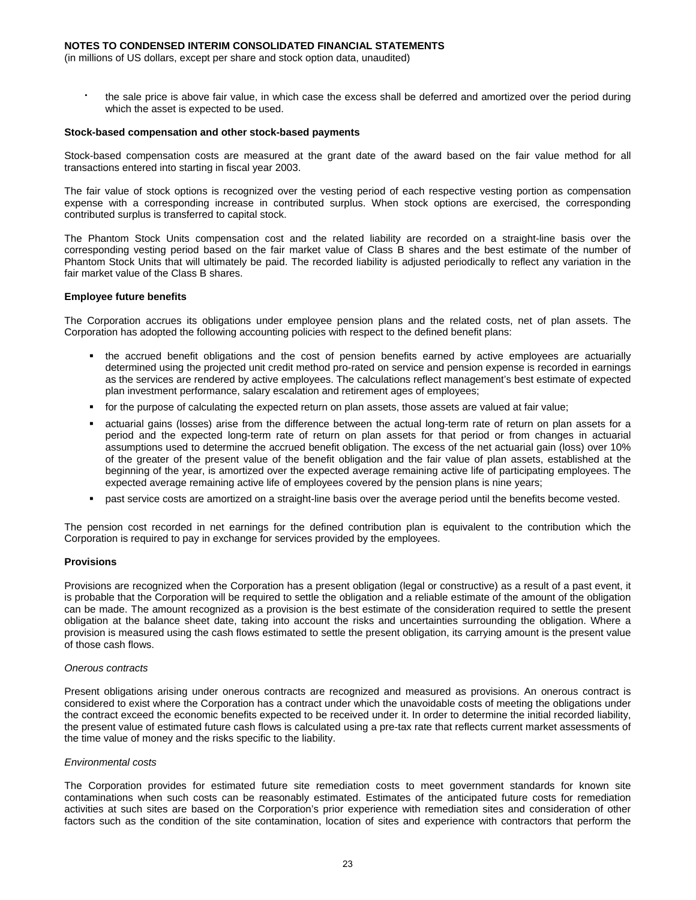- the sale price is above fair value, in which case the excess shall be deferred and amortized over the period during which the asset is expected to be used.

**Stock-based compensation and other stock-based payments**

Stock-based compensation costs are measured at the grant date of the award based on the fair value method for all transactions entered into starting in fiscal year 2003.

The fair value of stock options is recognized over the vesting period of each respective vesting portion as compensation expense with a corresponding increase in contributed surplus. When stock options are exercised, the corresponding contributed surplus is transferred to capital stock.

The Phantom Stock Units compensation cost and the related liability are recorded on a straight-line basis over the corresponding vesting period based on the fair market value of Class B shares and the best estimate of the number of Phantom Stock Units that will ultimately be paid. The recorded liability is adjusted periodically to reflect any variation in the fair market value of the Class B shares.

**Employee future benefits**

The Corporation accrues its obligations under employee pension plans and the related costs, net of plan assets. The Corporation has adopted the following accounting policies with respect to the defined benefit plans:

- the accrued benefit obligations and the cost of pension benefits earned by active employees are actuarially determined using the projected unit credit method pro-rated on service and pension expense is recorded in earnings as the services are rendered by active employees. The calculations reflect management's best estimate of expected plan investment performance, salary escalation and retirement ages of employees;
- for the purpose of calculating the expected return on plan assets, those assets are valued at fair value;
- actuarial gains (losses) arise from the difference between the actual long-term rate of return on plan assets for a period and the expected long-term rate of return on plan assets for that period or from changes in actuarial assumptions used to determine the accrued benefit obligation. The excess of the net actuarial gain (loss) over 10% of the greater of the present value of the benefit obligation and the fair value of plan assets, established at the beginning of the year, is amortized over the expected average remaining active life of participating employees. The expected average remaining active life of employees covered by the pension plans is nine years;
- past service costs are amortized on a straight-line basis over the average period until the benefits become vested.

The pension cost recorded in net earnings for the defined contribution plan is equivalent to the contribution which the Corporation is required to pay in exchange for services provided by the employees.

**Provisions**

Provisions are recognized when the Corporation has a present obligation (legal or constructive) as a result of a past event, it is probable that the Corporation will be required to settle the obligation and a reliable estimate of the amount of the obligation can be made. The amount recognized as a provision is the best estimate of the consideration required to settle the present obligation at the balance sheet date, taking into account the risks and uncertainties surrounding the obligation. Where a provision is measured using the cash flows estimated to settle the present obligation, its carrying amount is the present value of those cash flows.

*Onerous contracts*

Present obligations arising under onerous contracts are recognized and measured as provisions. An onerous contract is considered to exist where the Corporation has a contract under which the unavoidable costs of meeting the obligations under the contract exceed the economic benefits expected to be received under it. In order to determine the initial recorded liability, the present value of estimated future cash flows is calculated using a pre-tax rate that reflects current market assessments of the time value of money and the risks specific to the liability.

*Environmental costs*

The Corporation provides for estimated future site remediation costs to meet government standards for known site contaminations when such costs can be reasonably estimated. Estimates of the anticipated future costs for remediation activities at such sites are based on the Corporation's prior experience with remediation sites and consideration of other factors such as the condition of the site contamination, location of sites and experience with contractors that perform the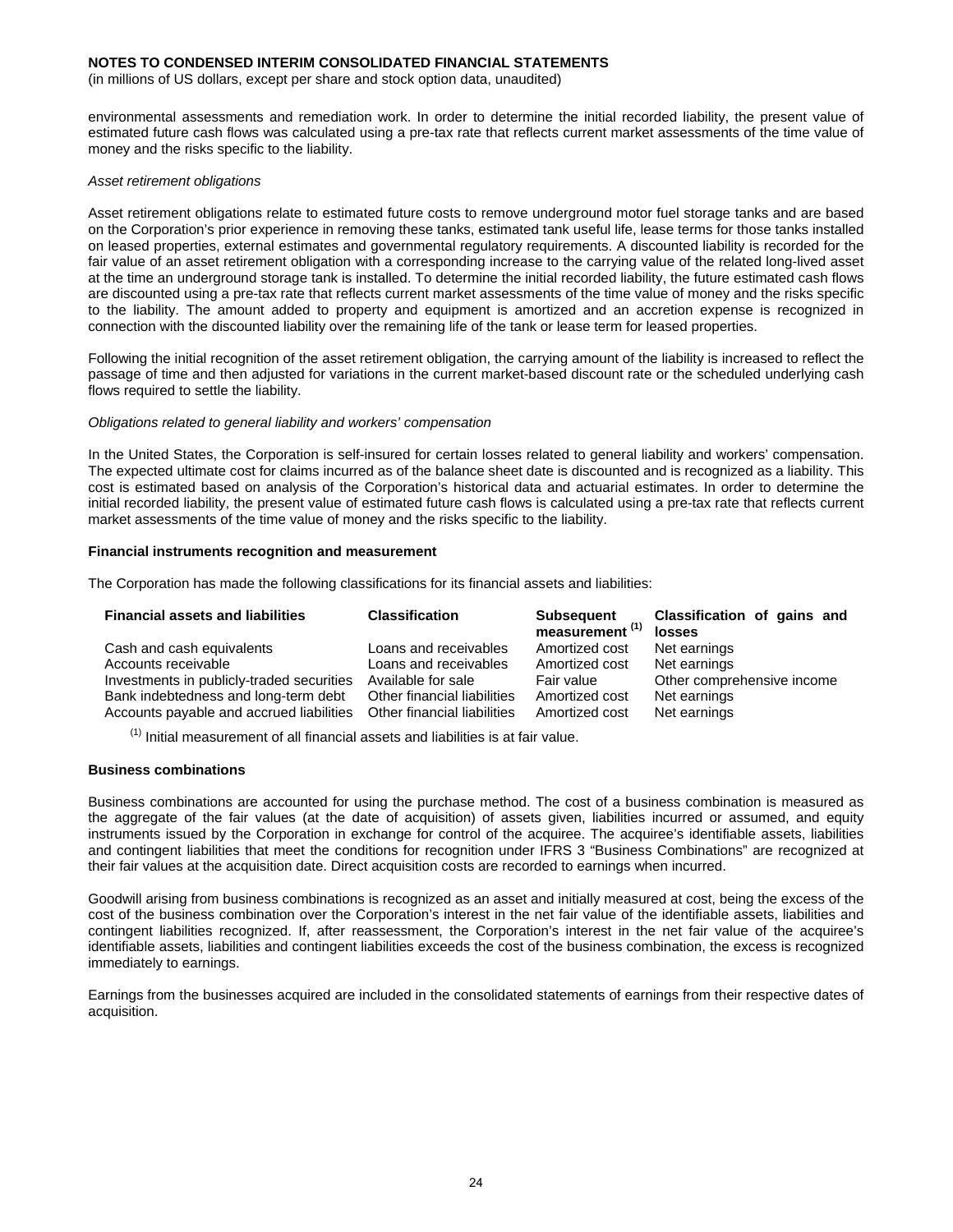environmental assessments and remediation work. In order to determine the initial recorded liability, the present value of estimated future cash flows was calculated using a pre-tax rate that reflects current market assessments of the time value of money and the risks specific to the liability.

*Asset retirement obligations*

Asset retirement obligations relate to estimated future costs to remove underground motor fuel storage tanks and are based on the Corporation's prior experience in removing these tanks, estimated tank useful life, lease terms for those tanks installed on leased properties, external estimates and governmental regulatory requirements. A discounted liability is recorded for the fair value of an asset retirement obligation with a corresponding increase to the carrying value of the related long-lived asset at the time an underground storage tank is installed. To determine the initial recorded liability, the future estimated cash flows are discounted using a pre-tax rate that reflects current market assessments of the time value of money and the risks specific to the liability. The amount added to property and equipment is amortized and an accretion expense is recognized in connection with the discounted liability over the remaining life of the tank or lease term for leased properties.

Following the initial recognition of the asset retirement obligation, the carrying amount of the liability is increased to reflect the passage of time and then adjusted for variations in the current market-based discount rate or the scheduled underlying cash flows required to settle the liability.

*Obligations related to general liability and workers' compensation*

In the United States, the Corporation is self-insured for certain losses related to general liability and workers' compensation. The expected ultimate cost for claims incurred as of the balance sheet date is discounted and is recognized as a liability. This cost is estimated based on analysis of the Corporation's historical data and actuarial estimates. In order to determine the initial recorded liability, the present value of estimated future cash flows is calculated using a pre-tax rate that reflects current market assessments of the time value of money and the risks specific to the liability.

**Financial instruments recognition and measurement**

The Corporation has made the following classifications for its financial assets and liabilities:

| Financial assets and liabilities | Classification | Subsequent measurement [(1)] | Classification of gains and losses |
|---|---|---|---|
| Cash and cash equivalents | Loans and receivables | Amortized cost | Net earnings |
| Accounts receivable | Loans and receivables | Amortized cost | Net earnings |
| Investments in publicly-traded securities | Available for sale | Fair value | Other comprehensive income |
| Bank indebtedness and long-term debt | Other financial liabilities | Amortized cost | Net earnings |
| Accounts payable and accrued liabilities | Other financial liabilities | Amortized cost | Net earnings |

[(1)] Initial measurement of all financial assets and liabilities is at fair value.

**Business combinations**

Business combinations are accounted for using the purchase method. The cost of a business combination is measured as the aggregate of the fair values (at the date of acquisition) of assets given, liabilities incurred or assumed, and equity instruments issued by the Corporation in exchange for control of the acquiree. The acquiree's identifiable assets, liabilities and contingent liabilities that meet the conditions for recognition under IFRS 3 "Business Combinations" are recognized at their fair values at the acquisition date. Direct acquisition costs are recorded to earnings when incurred.

Goodwill arising from business combinations is recognized as an asset and initially measured at cost, being the excess of the cost of the business combination over the Corporation's interest in the net fair value of the identifiable assets, liabilities and contingent liabilities recognized. If, after reassessment, the Corporation's interest in the net fair value of the acquiree's identifiable assets, liabilities and contingent liabilities exceeds the cost of the business combination, the excess is recognized immediately to earnings.

Earnings from the businesses acquired are included in the consolidated statements of earnings from their respective dates of acquisition.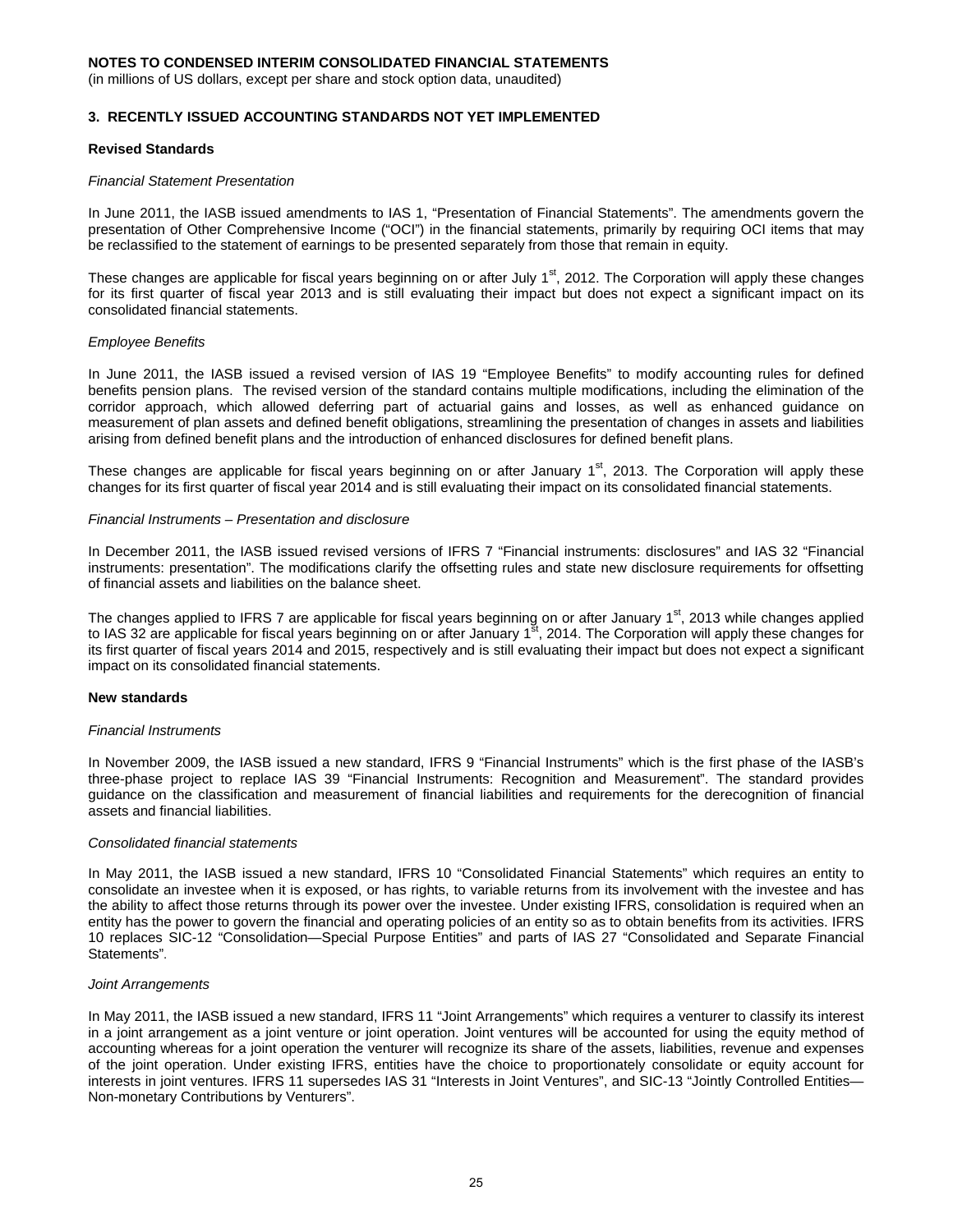**NOTES TO CONDENSED INTERIM CONSOLIDATED FINANCIAL STATEMENTS**
(in millions of US dollars, except per share and stock option data, unaudited)

## 3. RECENTLY ISSUED ACCOUNTING STANDARDS NOT YET IMPLEMENTED

### Revised Standards

*Financial Statement Presentation*

In June 2011, the IASB issued amendments to IAS 1, "Presentation of Financial Statements". The amendments govern the presentation of Other Comprehensive Income ("OCI") in the financial statements, primarily by requiring OCI items that may be reclassified to the statement of earnings to be presented separately from those that remain in equity.

These changes are applicable for fiscal years beginning on or after July 1st, 2012. The Corporation will apply these changes for its first quarter of fiscal year 2013 and is still evaluating their impact but does not expect a significant impact on its consolidated financial statements.

*Employee Benefits*

In June 2011, the IASB issued a revised version of IAS 19 "Employee Benefits" to modify accounting rules for defined benefits pension plans. The revised version of the standard contains multiple modifications, including the elimination of the corridor approach, which allowed deferring part of actuarial gains and losses, as well as enhanced guidance on measurement of plan assets and defined benefit obligations, streamlining the presentation of changes in assets and liabilities arising from defined benefit plans and the introduction of enhanced disclosures for defined benefit plans.

These changes are applicable for fiscal years beginning on or after January 1st, 2013. The Corporation will apply these changes for its first quarter of fiscal year 2014 and is still evaluating their impact on its consolidated financial statements.

*Financial Instruments – Presentation and disclosure*

In December 2011, the IASB issued revised versions of IFRS 7 "Financial instruments: disclosures" and IAS 32 "Financial instruments: presentation". The modifications clarify the offsetting rules and state new disclosure requirements for offsetting of financial assets and liabilities on the balance sheet.

The changes applied to IFRS 7 are applicable for fiscal years beginning on or after January 1st, 2013 while changes applied to IAS 32 are applicable for fiscal years beginning on or after January 1st, 2014. The Corporation will apply these changes for its first quarter of fiscal years 2014 and 2015, respectively and is still evaluating their impact but does not expect a significant impact on its consolidated financial statements.

### New standards

*Financial Instruments*

In November 2009, the IASB issued a new standard, IFRS 9 "Financial Instruments" which is the first phase of the IASB's three-phase project to replace IAS 39 "Financial Instruments: Recognition and Measurement". The standard provides guidance on the classification and measurement of financial liabilities and requirements for the derecognition of financial assets and financial liabilities.

*Consolidated financial statements*

In May 2011, the IASB issued a new standard, IFRS 10 "Consolidated Financial Statements" which requires an entity to consolidate an investee when it is exposed, or has rights, to variable returns from its involvement with the investee and has the ability to affect those returns through its power over the investee. Under existing IFRS, consolidation is required when an entity has the power to govern the financial and operating policies of an entity so as to obtain benefits from its activities. IFRS 10 replaces SIC-12 "Consolidation—Special Purpose Entities" and parts of IAS 27 "Consolidated and Separate Financial Statements".

*Joint Arrangements*

In May 2011, the IASB issued a new standard, IFRS 11 "Joint Arrangements" which requires a venturer to classify its interest in a joint arrangement as a joint venture or joint operation. Joint ventures will be accounted for using the equity method of accounting whereas for a joint operation the venturer will recognize its share of the assets, liabilities, revenue and expenses of the joint operation. Under existing IFRS, entities have the choice to proportionately consolidate or equity account for interests in joint ventures. IFRS 11 supersedes IAS 31 "Interests in Joint Ventures", and SIC-13 "Jointly Controlled Entities—Non-monetary Contributions by Venturers".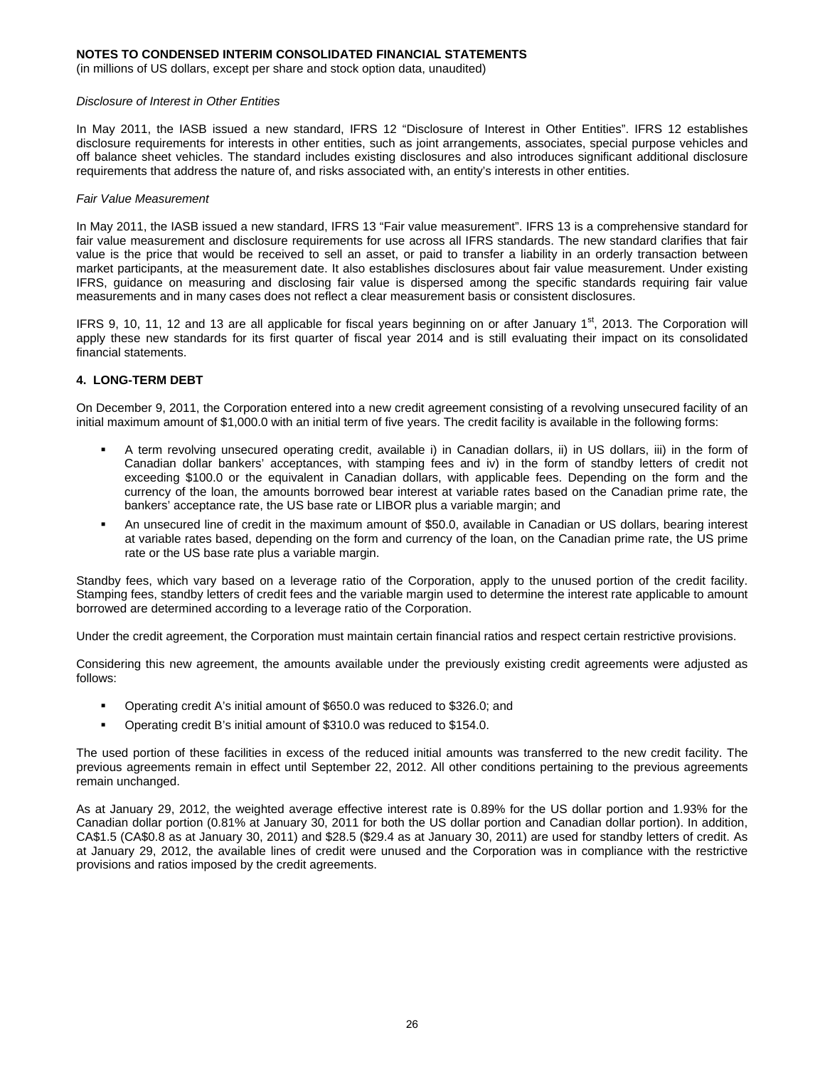*Disclosure of Interest in Other Entities*

In May 2011, the IASB issued a new standard, IFRS 12 "Disclosure of Interest in Other Entities". IFRS 12 establishes disclosure requirements for interests in other entities, such as joint arrangements, associates, special purpose vehicles and off balance sheet vehicles. The standard includes existing disclosures and also introduces significant additional disclosure requirements that address the nature of, and risks associated with, an entity's interests in other entities.

*Fair Value Measurement*

In May 2011, the IASB issued a new standard, IFRS 13 "Fair value measurement". IFRS 13 is a comprehensive standard for fair value measurement and disclosure requirements for use across all IFRS standards. The new standard clarifies that fair value is the price that would be received to sell an asset, or paid to transfer a liability in an orderly transaction between market participants, at the measurement date. It also establishes disclosures about fair value measurement. Under existing IFRS, guidance on measuring and disclosing fair value is dispersed among the specific standards requiring fair value measurements and in many cases does not reflect a clear measurement basis or consistent disclosures.

IFRS 9, 10, 11, 12 and 13 are all applicable for fiscal years beginning on or after January 1st, 2013. The Corporation will apply these new standards for its first quarter of fiscal year 2014 and is still evaluating their impact on its consolidated financial statements.

## 4. LONG-TERM DEBT

On December 9, 2011, the Corporation entered into a new credit agreement consisting of a revolving unsecured facility of an initial maximum amount of $1,000.0 with an initial term of five years. The credit facility is available in the following forms:

- A term revolving unsecured operating credit, available i) in Canadian dollars, ii) in US dollars, iii) in the form of Canadian dollar bankers' acceptances, with stamping fees and iv) in the form of standby letters of credit not exceeding $100.0 or the equivalent in Canadian dollars, with applicable fees. Depending on the form and the currency of the loan, the amounts borrowed bear interest at variable rates based on the Canadian prime rate, the bankers' acceptance rate, the US base rate or LIBOR plus a variable margin; and
- An unsecured line of credit in the maximum amount of $50.0, available in Canadian or US dollars, bearing interest at variable rates based, depending on the form and currency of the loan, on the Canadian prime rate, the US prime rate or the US base rate plus a variable margin.

Standby fees, which vary based on a leverage ratio of the Corporation, apply to the unused portion of the credit facility. Stamping fees, standby letters of credit fees and the variable margin used to determine the interest rate applicable to amount borrowed are determined according to a leverage ratio of the Corporation.

Under the credit agreement, the Corporation must maintain certain financial ratios and respect certain restrictive provisions.

Considering this new agreement, the amounts available under the previously existing credit agreements were adjusted as follows:

- Operating credit A's initial amount of $650.0 was reduced to $326.0; and
- Operating credit B's initial amount of $310.0 was reduced to $154.0.

The used portion of these facilities in excess of the reduced initial amounts was transferred to the new credit facility. The previous agreements remain in effect until September 22, 2012. All other conditions pertaining to the previous agreements remain unchanged.

As at January 29, 2012, the weighted average effective interest rate is 0.89% for the US dollar portion and 1.93% for the Canadian dollar portion (0.81% at January 30, 2011 for both the US dollar portion and Canadian dollar portion). In addition, CA$1.5 (CA$0.8 as at January 30, 2011) and $28.5 ($29.4 as at January 30, 2011) are used for standby letters of credit. As at January 29, 2012, the available lines of credit were unused and the Corporation was in compliance with the restrictive provisions and ratios imposed by the credit agreements.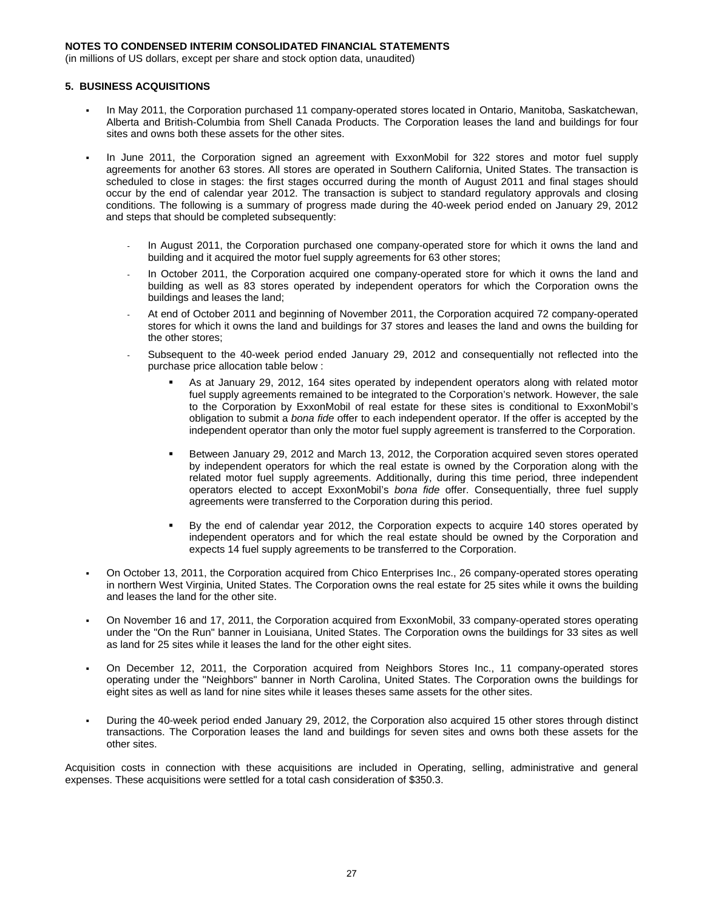**NOTES TO CONDENSED INTERIM CONSOLIDATED FINANCIAL STATEMENTS**
(in millions of US dollars, except per share and stock option data, unaudited)

## 5. BUSINESS ACQUISITIONS

- In May 2011, the Corporation purchased 11 company-operated stores located in Ontario, Manitoba, Saskatchewan, Alberta and British-Columbia from Shell Canada Products. The Corporation leases the land and buildings for four sites and owns both these assets for the other sites.

- In June 2011, the Corporation signed an agreement with ExxonMobil for 322 stores and motor fuel supply agreements for another 63 stores. All stores are operated in Southern California, United States. The transaction is scheduled to close in stages: the first stages occurred during the month of August 2011 and final stages should occur by the end of calendar year 2012. The transaction is subject to standard regulatory approvals and closing conditions. The following is a summary of progress made during the 40-week period ended on January 29, 2012 and steps that should be completed subsequently:

  - In August 2011, the Corporation purchased one company-operated store for which it owns the land and building and it acquired the motor fuel supply agreements for 63 other stores;
  - In October 2011, the Corporation acquired one company-operated store for which it owns the land and building as well as 83 stores operated by independent operators for which the Corporation owns the buildings and leases the land;
  - At end of October 2011 and beginning of November 2011, the Corporation acquired 72 company-operated stores for which it owns the land and buildings for 37 stores and leases the land and owns the building for the other stores;
  - Subsequent to the 40-week period ended January 29, 2012 and consequentially not reflected into the purchase price allocation table below :
    - As at January 29, 2012, 164 sites operated by independent operators along with related motor fuel supply agreements remained to be integrated to the Corporation's network. However, the sale to the Corporation by ExxonMobil of real estate for these sites is conditional to ExxonMobil's obligation to submit a *bona fide* offer to each independent operator. If the offer is accepted by the independent operator than only the motor fuel supply agreement is transferred to the Corporation.
    - Between January 29, 2012 and March 13, 2012, the Corporation acquired seven stores operated by independent operators for which the real estate is owned by the Corporation along with the related motor fuel supply agreements. Additionally, during this time period, three independent operators elected to accept ExxonMobil's *bona fide* offer. Consequentially, three fuel supply agreements were transferred to the Corporation during this period.
    - By the end of calendar year 2012, the Corporation expects to acquire 140 stores operated by independent operators and for which the real estate should be owned by the Corporation and expects 14 fuel supply agreements to be transferred to the Corporation.

- On October 13, 2011, the Corporation acquired from Chico Enterprises Inc., 26 company-operated stores operating in northern West Virginia, United States. The Corporation owns the real estate for 25 sites while it owns the building and leases the land for the other site.

- On November 16 and 17, 2011, the Corporation acquired from ExxonMobil, 33 company-operated stores operating under the "On the Run" banner in Louisiana, United States. The Corporation owns the buildings for 33 sites as well as land for 25 sites while it leases the land for the other eight sites.

- On December 12, 2011, the Corporation acquired from Neighbors Stores Inc., 11 company-operated stores operating under the "Neighbors" banner in North Carolina, United States. The Corporation owns the buildings for eight sites as well as land for nine sites while it leases theses same assets for the other sites.

- During the 40-week period ended January 29, 2012, the Corporation also acquired 15 other stores through distinct transactions. The Corporation leases the land and buildings for seven sites and owns both these assets for the other sites.

Acquisition costs in connection with these acquisitions are included in Operating, selling, administrative and general expenses. These acquisitions were settled for a total cash consideration of $350.3.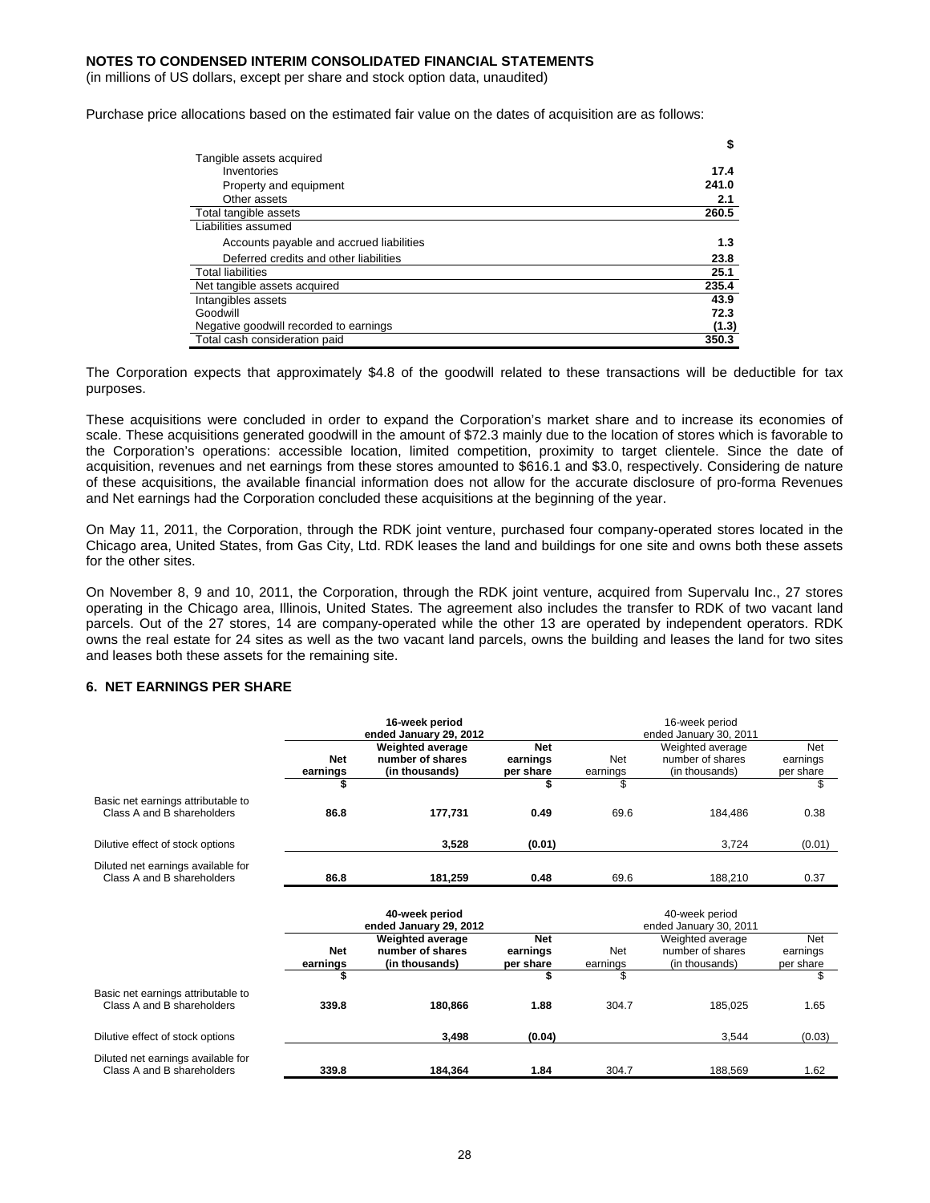**NOTES TO CONDENSED INTERIM CONSOLIDATED FINANCIAL STATEMENTS**
(in millions of US dollars, except per share and stock option data, unaudited)

Purchase price allocations based on the estimated fair value on the dates of acquisition are as follows:

| | $ |
|---|---|
| Tangible assets acquired | |
| Inventories | 17.4 |
| Property and equipment | 241.0 |
| Other assets | 2.1 |
| Total tangible assets | 260.5 |
| Liabilities assumed | |
| Accounts payable and accrued liabilities | 1.3 |
| Deferred credits and other liabilities | 23.8 |
| Total liabilities | 25.1 |
| Net tangible assets acquired | 235.4 |
| Intangibles assets | 43.9 |
| Goodwill | 72.3 |
| Negative goodwill recorded to earnings | (1.3) |
| Total cash consideration paid | 350.3 |

The Corporation expects that approximately $4.8 of the goodwill related to these transactions will be deductible for tax purposes.

These acquisitions were concluded in order to expand the Corporation's market share and to increase its economies of scale. These acquisitions generated goodwill in the amount of $72.3 mainly due to the location of stores which is favorable to the Corporation's operations: accessible location, limited competition, proximity to target clientele. Since the date of acquisition, revenues and net earnings from these stores amounted to $616.1 and $3.0, respectively. Considering de nature of these acquisitions, the available financial information does not allow for the accurate disclosure of pro-forma Revenues and Net earnings had the Corporation concluded these acquisitions at the beginning of the year.

On May 11, 2011, the Corporation, through the RDK joint venture, purchased four company-operated stores located in the Chicago area, United States, from Gas City, Ltd. RDK leases the land and buildings for one site and owns both these assets for the other sites.

On November 8, 9 and 10, 2011, the Corporation, through the RDK joint venture, acquired from Supervalu Inc., 27 stores operating in the Chicago area, Illinois, United States. The agreement also includes the transfer to RDK of two vacant land parcels. Out of the 27 stores, 14 are company-operated while the other 13 are operated by independent operators. RDK owns the real estate for 24 sites as well as the two vacant land parcels, owns the building and leases the land for two sites and leases both these assets for the remaining site.

## 6. NET EARNINGS PER SHARE

| | 16-week period ended January 29, 2012 | | | 16-week period ended January 30, 2011 | | |
|---|---|---|---|---|---|---|
| | Net earnings | Weighted average number of shares (in thousands) | Net earnings per share | Net earnings | Weighted average number of shares (in thousands) | Net earnings per share |
| | $ | | $ | $ | | $ |
| Basic net earnings attributable to Class A and B shareholders | 86.8 | 177,731 | 0.49 | 69.6 | 184,486 | 0.38 |
| Dilutive effect of stock options | | 3,528 | (0.01) | | 3,724 | (0.01) |
| Diluted net earnings available for Class A and B shareholders | 86.8 | 181,259 | 0.48 | 69.6 | 188,210 | 0.37 |

| | 40-week period ended January 29, 2012 | | | 40-week period ended January 30, 2011 | | |
|---|---|---|---|---|---|---|
| | Net earnings | Weighted average number of shares (in thousands) | Net earnings per share | Net earnings | Weighted average number of shares (in thousands) | Net earnings per share |
| | $ | | $ | $ | | $ |
| Basic net earnings attributable to Class A and B shareholders | 339.8 | 180,866 | 1.88 | 304.7 | 185,025 | 1.65 |
| Dilutive effect of stock options | | 3,498 | (0.04) | | 3,544 | (0.03) |
| Diluted net earnings available for Class A and B shareholders | 339.8 | 184,364 | 1.84 | 304.7 | 188,569 | 1.62 |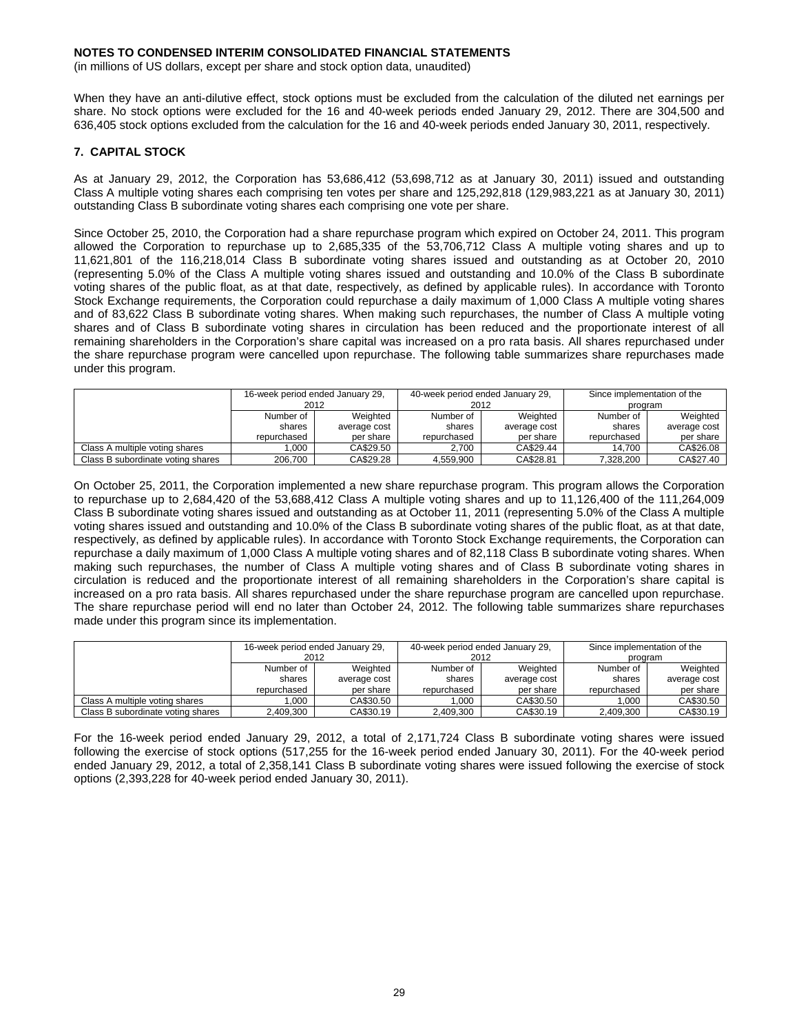**NOTES TO CONDENSED INTERIM CONSOLIDATED FINANCIAL STATEMENTS**

(in millions of US dollars, except per share and stock option data, unaudited)

When they have an anti-dilutive effect, stock options must be excluded from the calculation of the diluted net earnings per share. No stock options were excluded for the 16 and 40-week periods ended January 29, 2012. There are 304,500 and 636,405 stock options excluded from the calculation for the 16 and 40-week periods ended January 30, 2011, respectively.

## 7. CAPITAL STOCK

As at January 29, 2012, the Corporation has 53,686,412 (53,698,712 as at January 30, 2011) issued and outstanding Class A multiple voting shares each comprising ten votes per share and 125,292,818 (129,983,221 as at January 30, 2011) outstanding Class B subordinate voting shares each comprising one vote per share.

Since October 25, 2010, the Corporation had a share repurchase program which expired on October 24, 2011. This program allowed the Corporation to repurchase up to 2,685,335 of the 53,706,712 Class A multiple voting shares and up to 11,621,801 of the 116,218,014 Class B subordinate voting shares issued and outstanding as at October 20, 2010 (representing 5.0% of the Class A multiple voting shares issued and outstanding and 10.0% of the Class B subordinate voting shares of the public float, as at that date, respectively, as defined by applicable rules). In accordance with Toronto Stock Exchange requirements, the Corporation could repurchase a daily maximum of 1,000 Class A multiple voting shares and of 83,622 Class B subordinate voting shares. When making such repurchases, the number of Class A multiple voting shares and of Class B subordinate voting shares in circulation has been reduced and the proportionate interest of all remaining shareholders in the Corporation's share capital was increased on a pro rata basis. All shares repurchased under the share repurchase program were cancelled upon repurchase. The following table summarizes share repurchases made under this program.

| | 16-week period ended January 29, 2012 | | 40-week period ended January 29, 2012 | | Since implementation of the program | |
|---|---|---|---|---|---|---|
| | Number of shares repurchased | Weighted average cost per share | Number of shares repurchased | Weighted average cost per share | Number of shares repurchased | Weighted average cost per share |
| Class A multiple voting shares | 1,000 | CA$29.50 | 2,700 | CA$29.44 | 14,700 | CA$26.08 |
| Class B subordinate voting shares | 206,700 | CA$29.28 | 4,559,900 | CA$28.81 | 7,328,200 | CA$27.40 |

On October 25, 2011, the Corporation implemented a new share repurchase program. This program allows the Corporation to repurchase up to 2,684,420 of the 53,688,412 Class A multiple voting shares and up to 11,126,400 of the 111,264,009 Class B subordinate voting shares issued and outstanding as at October 11, 2011 (representing 5.0% of the Class A multiple voting shares issued and outstanding and 10.0% of the Class B subordinate voting shares of the public float, as at that date, respectively, as defined by applicable rules). In accordance with Toronto Stock Exchange requirements, the Corporation can repurchase a daily maximum of 1,000 Class A multiple voting shares and of 82,118 Class B subordinate voting shares. When making such repurchases, the number of Class A multiple voting shares and of Class B subordinate voting shares in circulation is reduced and the proportionate interest of all remaining shareholders in the Corporation's share capital is increased on a pro rata basis. All shares repurchased under the share repurchase program are cancelled upon repurchase. The share repurchase period will end no later than October 24, 2012. The following table summarizes share repurchases made under this program since its implementation.

| | 16-week period ended January 29, 2012 | | 40-week period ended January 29, 2012 | | Since implementation of the program | |
|---|---|---|---|---|---|---|
| | Number of shares repurchased | Weighted average cost per share | Number of shares repurchased | Weighted average cost per share | Number of shares repurchased | Weighted average cost per share |
| Class A multiple voting shares | 1,000 | CA$30.50 | 1,000 | CA$30.50 | 1,000 | CA$30.50 |
| Class B subordinate voting shares | 2,409,300 | CA$30.19 | 2,409,300 | CA$30.19 | 2,409,300 | CA$30.19 |

For the 16-week period ended January 29, 2012, a total of 2,171,724 Class B subordinate voting shares were issued following the exercise of stock options (517,255 for the 16-week period ended January 30, 2011). For the 40-week period ended January 29, 2012, a total of 2,358,141 Class B subordinate voting shares were issued following the exercise of stock options (2,393,228 for 40-week period ended January 30, 2011).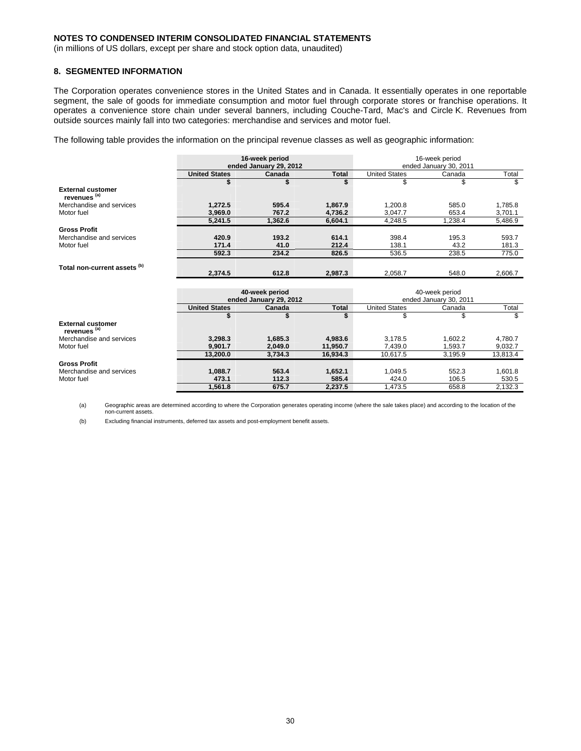**NOTES TO CONDENSED INTERIM CONSOLIDATED FINANCIAL STATEMENTS**
(in millions of US dollars, except per share and stock option data, unaudited)

## 8. SEGMENTED INFORMATION

The Corporation operates convenience stores in the United States and in Canada. It essentially operates in one reportable segment, the sale of goods for immediate consumption and motor fuel through corporate stores or franchise operations. It operates a convenience store chain under several banners, including Couche-Tard, Mac's and Circle K. Revenues from outside sources mainly fall into two categories: merchandise and services and motor fuel.

The following table provides the information on the principal revenue classes as well as geographic information:

| | **16-week period ended January 29, 2012** | | | 16-week period ended January 30, 2011 | | |
|---|---|---|---|---|---|---|
| | **United States** | **Canada** | **Total** | United States | Canada | Total |
| | **$** | **$** | **$** | $ | $ | $ |
| **External customer revenues [(a)]** | | | | | | |
| Merchandise and services | **1,272.5** | **595.4** | **1,867.9** | 1,200.8 | 585.0 | 1,785.8 |
| Motor fuel | **3,969.0** | **767.2** | **4,736.2** | 3,047.7 | 653.4 | 3,701.1 |
| | **5,241.5** | **1,362.6** | **6,604.1** | 4,248.5 | 1,238.4 | 5,486.9 |
| **Gross Profit** | | | | | | |
| Merchandise and services | **420.9** | **193.2** | **614.1** | 398.4 | 195.3 | 593.7 |
| Motor fuel | **171.4** | **41.0** | **212.4** | 138.1 | 43.2 | 181.3 |
| | **592.3** | **234.2** | **826.5** | 536.5 | 238.5 | 775.0 |
| **Total non-current assets [(b)]** | **2,374.5** | **612.8** | **2,987.3** | 2,058.7 | 548.0 | 2,606.7 |

| | **40-week period ended January 29, 2012** | | | 40-week period ended January 30, 2011 | | |
|---|---|---|---|---|---|---|
| | **United States** | **Canada** | **Total** | United States | Canada | Total |
| | **$** | **$** | **$** | $ | $ | $ |
| **External customer revenues [(a)]** | | | | | | |
| Merchandise and services | **3,298.3** | **1,685.3** | **4,983.6** | 3,178.5 | 1,602.2 | 4,780.7 |
| Motor fuel | **9,901.7** | **2,049.0** | **11,950.7** | 7,439.0 | 1,593.7 | 9,032.7 |
| | **13,200.0** | **3,734.3** | **16,934.3** | 10,617.5 | 3,195.9 | 13,813.4 |
| **Gross Profit** | | | | | | |
| Merchandise and services | **1,088.7** | **563.4** | **1,652.1** | 1,049.5 | 552.3 | 1,601.8 |
| Motor fuel | **473.1** | **112.3** | **585.4** | 424.0 | 106.5 | 530.5 |
| | **1,561.8** | **675.7** | **2,237.5** | 1,473.5 | 658.8 | 2,132.3 |

(a) Geographic areas are determined according to where the Corporation generates operating income (where the sale takes place) and according to the location of the non-current assets.

(b) Excluding financial instruments, deferred tax assets and post-employment benefit assets.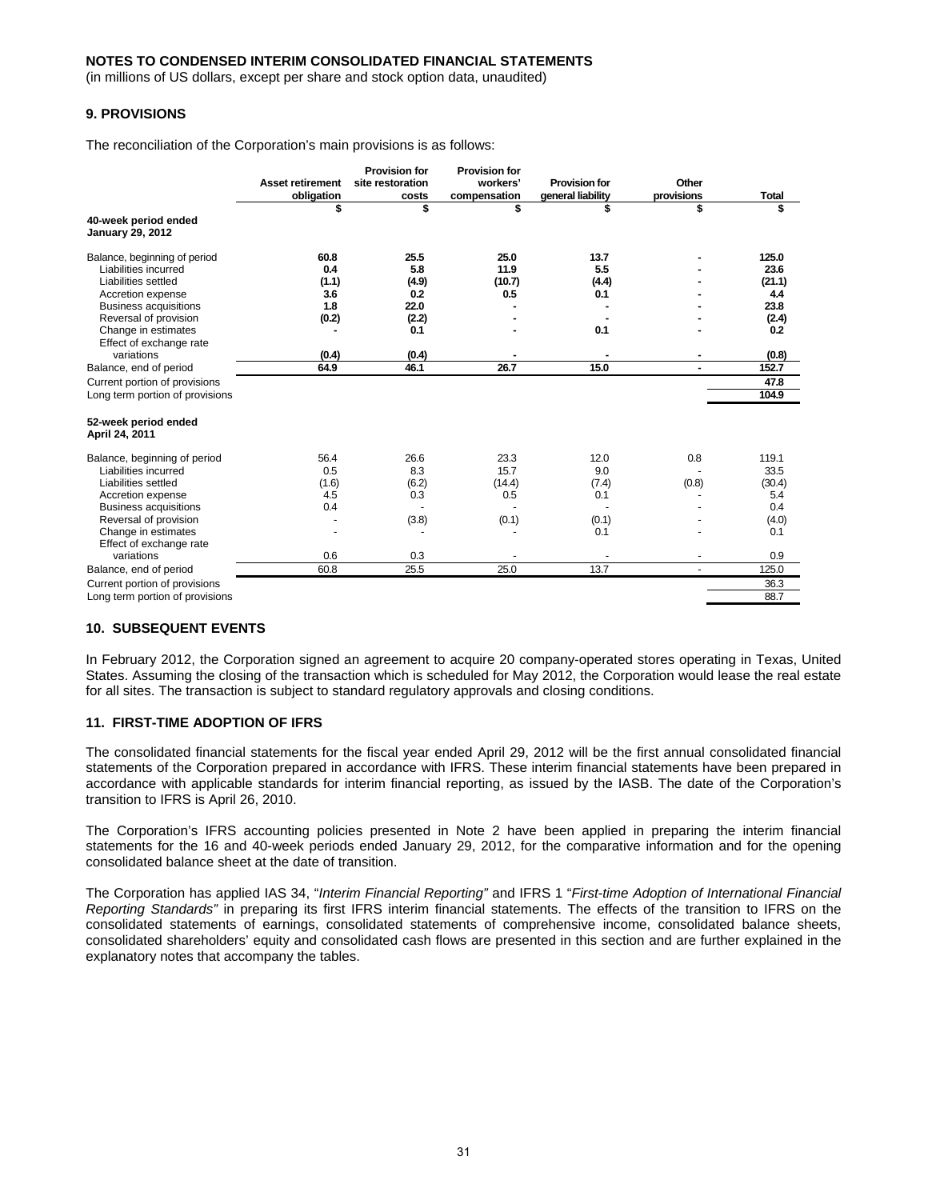**NOTES TO CONDENSED INTERIM CONSOLIDATED FINANCIAL STATEMENTS**
(in millions of US dollars, except per share and stock option data, unaudited)

## 9. PROVISIONS

The reconciliation of the Corporation's main provisions is as follows:

| | Asset retirement obligation | Provision for site restoration costs | Provision for workers' compensation | Provision for general liability | Other provisions | Total |
|---|---|---|---|---|---|---|
| | $ | $ | $ | $ | $ | $ |
| **40-week period ended January 29, 2012** | | | | | | |
| Balance, beginning of period | **60.8** | **25.5** | **25.0** | **13.7** | **-** | **125.0** |
| Liabilities incurred | **0.4** | **5.8** | **11.9** | **5.5** | **-** | **23.6** |
| Liabilities settled | **(1.1)** | **(4.9)** | **(10.7)** | **(4.4)** | **-** | **(21.1)** |
| Accretion expense | **3.6** | **0.2** | **0.5** | **0.1** | **-** | **4.4** |
| Business acquisitions | **1.8** | **22.0** | **-** | **-** | **-** | **23.8** |
| Reversal of provision | **(0.2)** | **(2.2)** | **-** | **-** | **-** | **(2.4)** |
| Change in estimates | **-** | **0.1** | **-** | **0.1** | **-** | **0.2** |
| Effect of exchange rate variations | **(0.4)** | **(0.4)** | **-** | **-** | **-** | **(0.8)** |
| Balance, end of period | **64.9** | **46.1** | **26.7** | **15.0** | **-** | **152.7** |
| Current portion of provisions | | | | | | **47.8** |
| Long term portion of provisions | | | | | | **104.9** |
| **52-week period ended April 24, 2011** | | | | | | |
| Balance, beginning of period | 56.4 | 26.6 | 23.3 | 12.0 | 0.8 | 119.1 |
| Liabilities incurred | 0.5 | 8.3 | 15.7 | 9.0 | - | 33.5 |
| Liabilities settled | (1.6) | (6.2) | (14.4) | (7.4) | (0.8) | (30.4) |
| Accretion expense | 4.5 | 0.3 | 0.5 | 0.1 | - | 5.4 |
| Business acquisitions | 0.4 | - | - | - | - | 0.4 |
| Reversal of provision | - | (3.8) | (0.1) | (0.1) | - | (4.0) |
| Change in estimates | - | - | - | 0.1 | - | 0.1 |
| Effect of exchange rate variations | 0.6 | 0.3 | - | - | - | 0.9 |
| Balance, end of period | 60.8 | 25.5 | 25.0 | 13.7 | - | 125.0 |
| Current portion of provisions | | | | | | 36.3 |
| Long term portion of provisions | | | | | | 88.7 |

## 10. SUBSEQUENT EVENTS

In February 2012, the Corporation signed an agreement to acquire 20 company-operated stores operating in Texas, United States. Assuming the closing of the transaction which is scheduled for May 2012, the Corporation would lease the real estate for all sites. The transaction is subject to standard regulatory approvals and closing conditions.

## 11. FIRST-TIME ADOPTION OF IFRS

The consolidated financial statements for the fiscal year ended April 29, 2012 will be the first annual consolidated financial statements of the Corporation prepared in accordance with IFRS. These interim financial statements have been prepared in accordance with applicable standards for interim financial reporting, as issued by the IASB. The date of the Corporation's transition to IFRS is April 26, 2010.

The Corporation's IFRS accounting policies presented in Note 2 have been applied in preparing the interim financial statements for the 16 and 40-week periods ended January 29, 2012, for the comparative information and for the opening consolidated balance sheet at the date of transition.

The Corporation has applied IAS 34, "*Interim Financial Reporting"* and IFRS 1 "*First-time Adoption of International Financial Reporting Standards"* in preparing its first IFRS interim financial statements. The effects of the transition to IFRS on the consolidated statements of earnings, consolidated statements of comprehensive income, consolidated balance sheets, consolidated shareholders' equity and consolidated cash flows are presented in this section and are further explained in the explanatory notes that accompany the tables.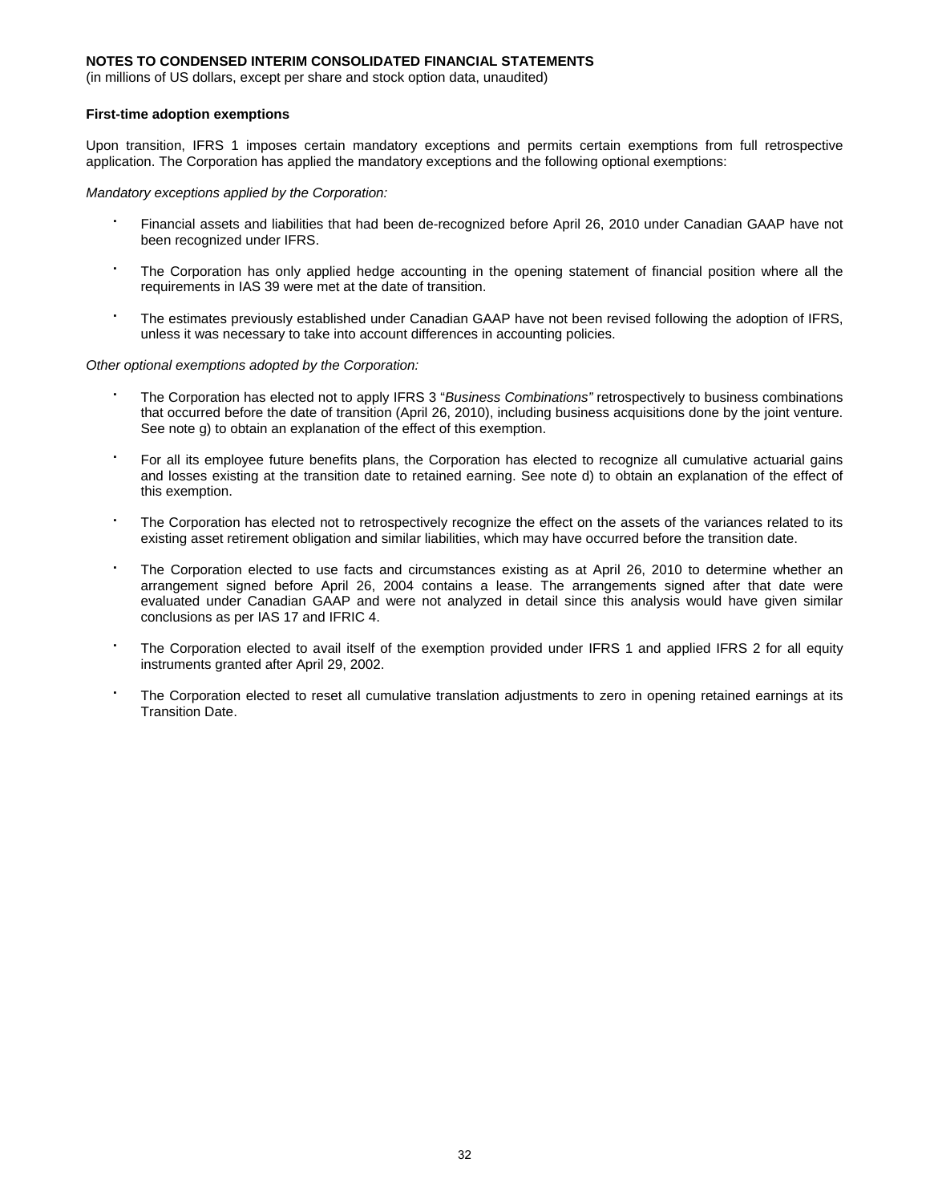**NOTES TO CONDENSED INTERIM CONSOLIDATED FINANCIAL STATEMENTS**
(in millions of US dollars, except per share and stock option data, unaudited)

**First-time adoption exemptions**

Upon transition, IFRS 1 imposes certain mandatory exceptions and permits certain exemptions from full retrospective application. The Corporation has applied the mandatory exceptions and the following optional exemptions:

*Mandatory exceptions applied by the Corporation:*

- Financial assets and liabilities that had been de-recognized before April 26, 2010 under Canadian GAAP have not been recognized under IFRS.
- The Corporation has only applied hedge accounting in the opening statement of financial position where all the requirements in IAS 39 were met at the date of transition.
- The estimates previously established under Canadian GAAP have not been revised following the adoption of IFRS, unless it was necessary to take into account differences in accounting policies.

*Other optional exemptions adopted by the Corporation:*

- The Corporation has elected not to apply IFRS 3 "*Business Combinations"* retrospectively to business combinations that occurred before the date of transition (April 26, 2010), including business acquisitions done by the joint venture. See note g) to obtain an explanation of the effect of this exemption.
- For all its employee future benefits plans, the Corporation has elected to recognize all cumulative actuarial gains and losses existing at the transition date to retained earning. See note d) to obtain an explanation of the effect of this exemption.
- The Corporation has elected not to retrospectively recognize the effect on the assets of the variances related to its existing asset retirement obligation and similar liabilities, which may have occurred before the transition date.
- The Corporation elected to use facts and circumstances existing as at April 26, 2010 to determine whether an arrangement signed before April 26, 2004 contains a lease. The arrangements signed after that date were evaluated under Canadian GAAP and were not analyzed in detail since this analysis would have given similar conclusions as per IAS 17 and IFRIC 4.
- The Corporation elected to avail itself of the exemption provided under IFRS 1 and applied IFRS 2 for all equity instruments granted after April 29, 2002.
- The Corporation elected to reset all cumulative translation adjustments to zero in opening retained earnings at its Transition Date.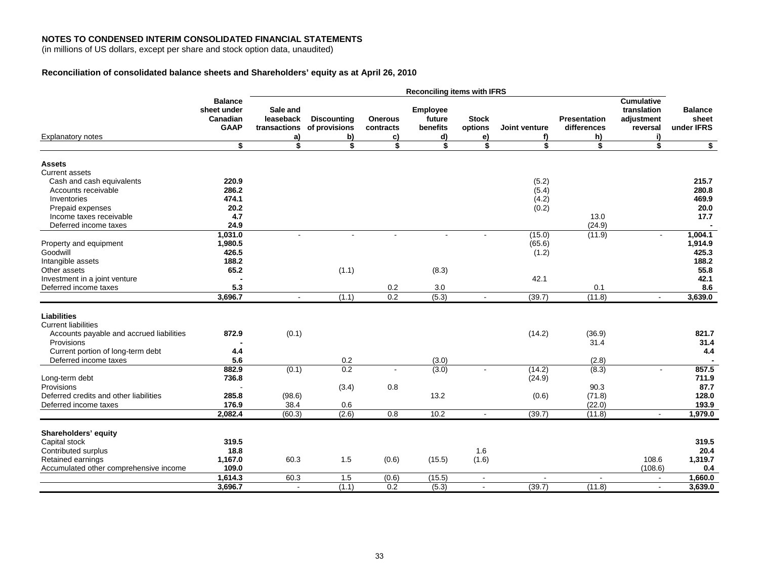**NOTES TO CONDENSED INTERIM CONSOLIDATED FINANCIAL STATEMENTS**
(in millions of US dollars, except per share and stock option data, unaudited)

**Reconciliation of consolidated balance sheets and Shareholders' equity as at April 26, 2010**

| | | Reconciling items with IFRS | | | | | | | | |
|---|---|---|---|---|---|---|---|---|---|---|
| Explanatory notes | Balance sheet under Canadian GAAP | Sale and leaseback transactions a) | Discounting of provisions b) | Onerous contracts c) | Employee future benefits d) | Stock options e) | Joint venture f) | Presentation differences h) | Cumulative translation adjustment reversal i) | Balance sheet under IFRS |
| | $ | $ | $ | $ | $ | $ | $ | $ | $ | $ |
| **Assets** | | | | | | | | | | |
| Current assets | | | | | | | | | | |
| Cash and cash equivalents | **220.9** | | | | | | (5.2) | | | **215.7** |
| Accounts receivable | **286.2** | | | | | | (5.4) | | | **280.8** |
| Inventories | **474.1** | | | | | | (4.2) | | | **469.9** |
| Prepaid expenses | **20.2** | | | | | | (0.2) | | | **20.0** |
| Income taxes receivable | **4.7** | | | | | | | 13.0 | | **17.7** |
| Deferred income taxes | **24.9** | | | | | | | (24.9) | | **-** |
| | **1,031.0** | - | - | - | - | - | (15.0) | (11.9) | - | **1,004.1** |
| Property and equipment | **1,980.5** | | | | | | (65.6) | | | **1,914.9** |
| Goodwill | **426.5** | | | | | | (1.2) | | | **425.3** |
| Intangible assets | **188.2** | | | | | | | | | **188.2** |
| Other assets | **65.2** | | (1.1) | | (8.3) | | | | | **55.8** |
| Investment in a joint venture | **-** | | | | | | 42.1 | | | **42.1** |
| Deferred income taxes | **5.3** | | | 0.2 | 3.0 | | | 0.1 | | **8.6** |
| | **3,696.7** | - | (1.1) | 0.2 | (5.3) | - | (39.7) | (11.8) | - | **3,639.0** |
| **Liabilities** | | | | | | | | | | |
| Current liabilities | | | | | | | | | | |
| Accounts payable and accrued liabilities | **872.9** | (0.1) | | | | | (14.2) | (36.9) | | **821.7** |
| Provisions | **-** | | | | | | | 31.4 | | **31.4** |
| Current portion of long-term debt | **4.4** | | | | | | | | | **4.4** |
| Deferred income taxes | **5.6** | | 0.2 | | (3.0) | | | (2.8) | | **-** |
| | **882.9** | (0.1) | 0.2 | - | (3.0) | - | (14.2) | (8.3) | - | **857.5** |
| Long-term debt | **736.8** | | | | | | (24.9) | | | **711.9** |
| Provisions | - | | (3.4) | 0.8 | | | | 90.3 | | **87.7** |
| Deferred credits and other liabilities | **285.8** | (98.6) | | | 13.2 | | (0.6) | (71.8) | | **128.0** |
| Deferred income taxes | **176.9** | 38.4 | 0.6 | | | | | (22.0) | | **193.9** |
| | **2,082.4** | (60.3) | (2.6) | 0.8 | 10.2 | - | (39.7) | (11.8) | - | **1,979.0** |
| **Shareholders' equity** | | | | | | | | | | |
| Capital stock | **319.5** | | | | | | | | | **319.5** |
| Contributed surplus | **18.8** | | | | | 1.6 | | | | **20.4** |
| Retained earnings | **1,167.0** | 60.3 | 1.5 | (0.6) | (15.5) | (1.6) | | | 108.6 | **1,319.7** |
| Accumulated other comprehensive income | **109.0** | | | | | | | | (108.6) | **0.4** |
| | **1,614.3** | 60.3 | 1.5 | (0.6) | (15.5) | - | - | - | - | **1,660.0** |
| | **3,696.7** | - | (1.1) | 0.2 | (5.3) | - | (39.7) | (11.8) | - | **3,639.0** |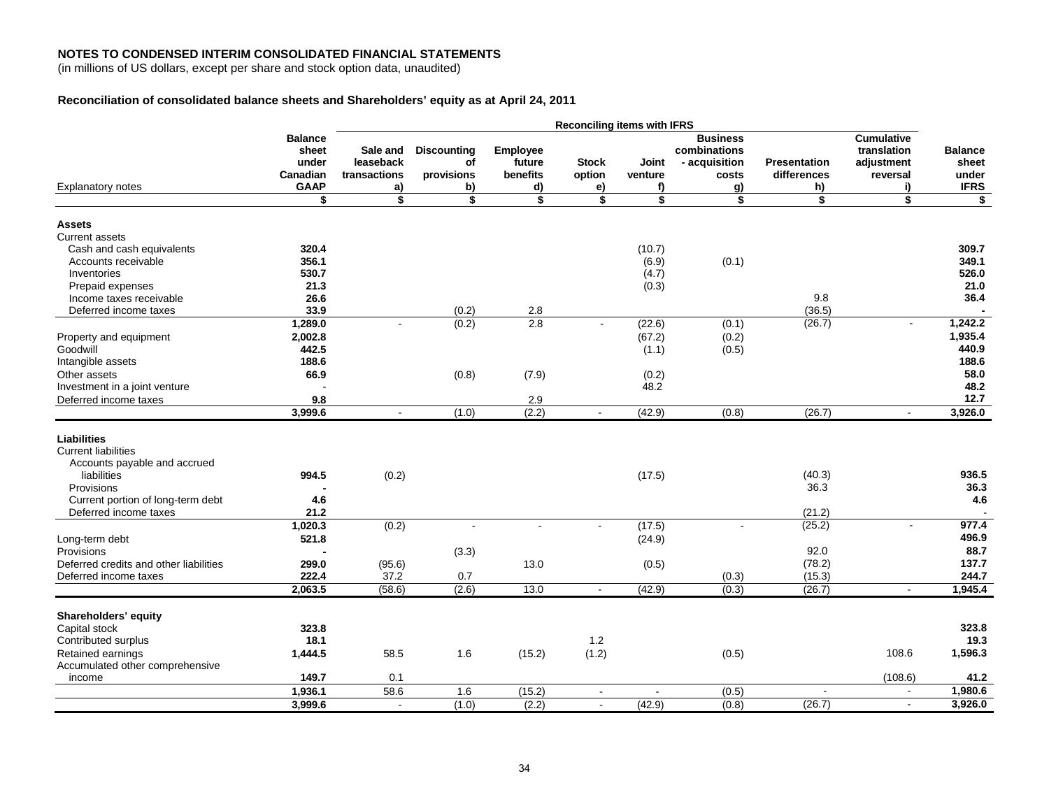**NOTES TO CONDENSED INTERIM CONSOLIDATED FINANCIAL STATEMENTS**
(in millions of US dollars, except per share and stock option data, unaudited)

**Reconciliation of consolidated balance sheets and Shareholders' equity as at April 24, 2011**

| | | Reconciling items with IFRS | | | | | | | | |
|---|---|---|---|---|---|---|---|---|---|---|
| Explanatory notes | Balance sheet under Canadian GAAP | Sale and leaseback transactions a) | Discounting of provisions b) | Employee future benefits d) | Stock option e) | Joint venture f) | Business combinations - acquisition costs g) | Presentation differences h) | Cumulative translation adjustment reversal i) | Balance sheet under IFRS |
| | $ | $ | $ | $ | $ | $ | $ | $ | $ | $ |
| **Assets** | | | | | | | | | | |
| Current assets | | | | | | | | | | |
| Cash and cash equivalents | **320.4** | | | | | (10.7) | | | | **309.7** |
| Accounts receivable | **356.1** | | | | | (6.9) | (0.1) | | | **349.1** |
| Inventories | **530.7** | | | | | (4.7) | | | | **526.0** |
| Prepaid expenses | **21.3** | | | | | (0.3) | | | | **21.0** |
| Income taxes receivable | **26.6** | | | | | | | 9.8 | | **36.4** |
| Deferred income taxes | **33.9** | | (0.2) | 2.8 | | | | (36.5) | | **-** |
| | **1,289.0** | - | (0.2) | 2.8 | - | (22.6) | (0.1) | (26.7) | - | **1,242.2** |
| Property and equipment | **2,002.8** | | | | | (67.2) | (0.2) | | | **1,935.4** |
| Goodwill | **442.5** | | | | | (1.1) | (0.5) | | | **440.9** |
| Intangible assets | **188.6** | | | | | | | | | **188.6** |
| Other assets | **66.9** | | (0.8) | (7.9) | | (0.2) | | | | **58.0** |
| Investment in a joint venture | - | | | | | 48.2 | | | | **48.2** |
| Deferred income taxes | **9.8** | | | 2.9 | | | | | | **12.7** |
| | **3,999.6** | - | (1.0) | (2.2) | - | (42.9) | (0.8) | (26.7) | - | **3,926.0** |
| **Liabilities** | | | | | | | | | | |
| Current liabilities | | | | | | | | | | |
| Accounts payable and accrued liabilities | **994.5** | (0.2) | | | | (17.5) | | (40.3) | | **936.5** |
| Provisions | **-** | | | | | | | 36.3 | | **36.3** |
| Current portion of long-term debt | **4.6** | | | | | | | | | **4.6** |
| Deferred income taxes | **21.2** | | | | | | | (21.2) | | - |
| | **1,020.3** | (0.2) | - | - | - | (17.5) | - | (25.2) | - | **977.4** |
| Long-term debt | **521.8** | | | | | (24.9) | | | | **496.9** |
| Provisions | **-** | | (3.3) | | | | | 92.0 | | **88.7** |
| Deferred credits and other liabilities | **299.0** | (95.6) | | 13.0 | | (0.5) | | (78.2) | | **137.7** |
| Deferred income taxes | **222.4** | 37.2 | 0.7 | | | | (0.3) | (15.3) | | **244.7** |
| | **2,063.5** | (58.6) | (2.6) | 13.0 | - | (42.9) | (0.3) | (26.7) | - | **1,945.4** |
| **Shareholders' equity** | | | | | | | | | | |
| Capital stock | **323.8** | | | | | | | | | **323.8** |
| Contributed surplus | **18.1** | | | | 1.2 | | | | | **19.3** |
| Retained earnings | **1,444.5** | 58.5 | 1.6 | (15.2) | (1.2) | | (0.5) | | 108.6 | **1,596.3** |
| Accumulated other comprehensive income | **149.7** | 0.1 | | | | | | | (108.6) | **41.2** |
| | **1,936.1** | 58.6 | 1.6 | (15.2) | - | - | (0.5) | - | - | **1,980.6** |
| | **3,999.6** | - | (1.0) | (2.2) | - | (42.9) | (0.8) | (26.7) | - | **3,926.0** |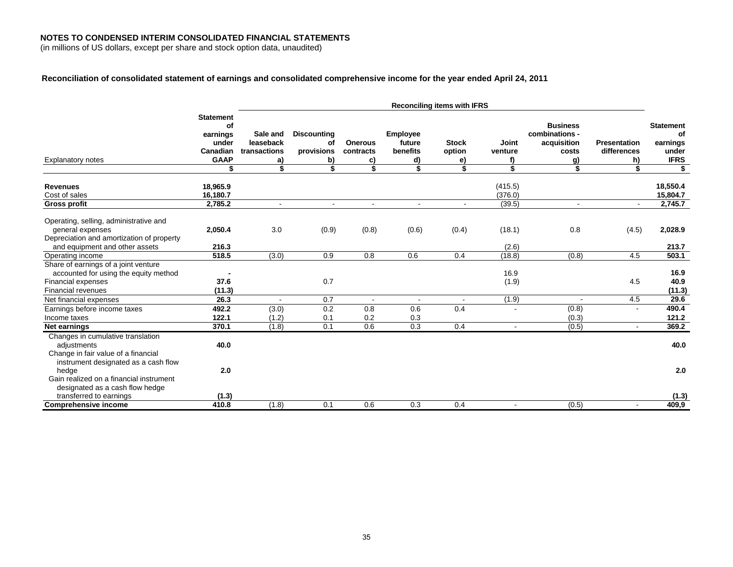**NOTES TO CONDENSED INTERIM CONSOLIDATED FINANCIAL STATEMENTS**
(in millions of US dollars, except per share and stock option data, unaudited)

**Reconciliation of consolidated statement of earnings and consolidated comprehensive income for the year ended April 24, 2011**

| | | Reconciling items with IFRS | | | | | | | | |
|---|---|---|---|---|---|---|---|---|---|---|
| Explanatory notes | Statement of earnings under Canadian GAAP | Sale and leaseback transactions a) | Discounting of provisions b) | Onerous contracts c) | Employee future benefits d) | Stock option e) | Joint venture f) | Business combinations - acquisition costs g) | Presentation differences h) | Statement of earnings under IFRS |
| | $ | $ | $ | $ | $ | $ | $ | $ | $ | $ |
| **Revenues** | **18,965.9** | | | | | | (415.5) | | | **18,550.4** |
| Cost of sales | **16,180.7** | | | | | | (376.0) | | | **15,804.7** |
| **Gross profit** | **2,785.2** | - | - | - | - | - | (39.5) | - | - | **2,745.7** |
| Operating, selling, administrative and general expenses | **2,050.4** | 3.0 | (0.9) | (0.8) | (0.6) | (0.4) | (18.1) | 0.8 | (4.5) | **2,028.9** |
| Depreciation and amortization of property and equipment and other assets | **216.3** | | | | | | (2.6) | | | **213.7** |
| Operating income | **518.5** | (3.0) | 0.9 | 0.8 | 0.6 | 0.4 | (18.8) | (0.8) | 4.5 | **503.1** |
| Share of earnings of a joint venture accounted for using the equity method | **-** | | | | | | 16.9 | | | **16.9** |
| Financial expenses | **37.6** | | 0.7 | | | | (1.9) | | 4.5 | **40.9** |
| Financial revenues | **(11.3)** | | | | | | | | | **(11.3)** |
| Net financial expenses | **26.3** | - | 0.7 | - | - | - | (1.9) | - | 4.5 | **29.6** |
| Earnings before income taxes | **492.2** | (3.0) | 0.2 | 0.8 | 0.6 | 0.4 | - | (0.8) | - | **490.4** |
| Income taxes | **122.1** | (1.2) | 0.1 | 0.2 | 0.3 | | | (0.3) | | **121.2** |
| **Net earnings** | **370.1** | (1.8) | 0.1 | 0.6 | 0.3 | 0.4 | - | (0.5) | - | **369.2** |
| Changes in cumulative translation adjustments | **40.0** | | | | | | | | | **40.0** |
| Change in fair value of a financial instrument designated as a cash flow hedge | **2.0** | | | | | | | | | **2.0** |
| Gain realized on a financial instrument designated as a cash flow hedge transferred to earnings | **(1.3)** | | | | | | | | | **(1.3)** |
| **Comprehensive income** | **410.8** | (1.8) | 0.1 | 0.6 | 0.3 | 0.4 | - | (0.5) | - | **409,9** |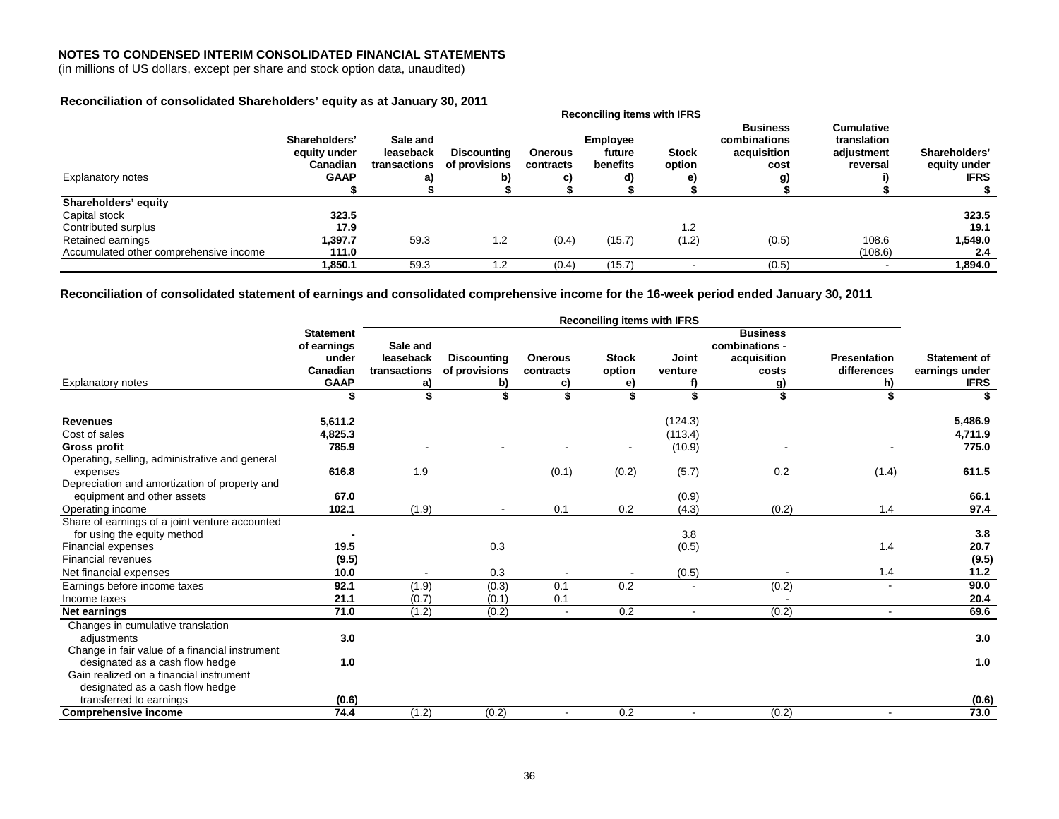**NOTES TO CONDENSED INTERIM CONSOLIDATED FINANCIAL STATEMENTS**
(in millions of US dollars, except per share and stock option data, unaudited)

**Reconciliation of consolidated Shareholders' equity as at January 30, 2011**

| | | Reconciling items with IFRS | | | | | | | |
|---|---|---|---|---|---|---|---|---|---|
| Explanatory notes | Shareholders' equity under Canadian GAAP | Sale and leaseback transactions a) | Discounting of provisions b) | Onerous contracts c) | Employee future benefits d) | Stock option e) | Business combinations acquisition cost g) | Cumulative translation adjustment reversal i) | Shareholders' equity under IFRS |
| | $ | $ | $ | $ | $ | $ | $ | $ | $ |
| **Shareholders' equity** | | | | | | | | | |
| Capital stock | **323.5** | | | | | | | | **323.5** |
| Contributed surplus | **17.9** | | | | | 1.2 | | | **19.1** |
| Retained earnings | **1,397.7** | 59.3 | 1.2 | (0.4) | (15.7) | (1.2) | (0.5) | 108.6 | **1,549.0** |
| Accumulated other comprehensive income | **111.0** | | | | | | | (108.6) | **2.4** |
| | **1,850.1** | 59.3 | 1.2 | (0.4) | (15.7) | - | (0.5) | - | **1,894.0** |

**Reconciliation of consolidated statement of earnings and consolidated comprehensive income for the 16-week period ended January 30, 2011**

| | | Reconciling items with IFRS | | | | | | | |
|---|---|---|---|---|---|---|---|---|---|
| Explanatory notes | Statement of earnings under Canadian GAAP | Sale and leaseback transactions a) | Discounting of provisions b) | Onerous contracts c) | Stock option e) | Joint venture f) | Business combinations - acquisition costs g) | Presentation differences h) | Statement of earnings under IFRS |
| | $ | $ | $ | $ | $ | $ | $ | $ | $ |
| **Revenues** | **5,611.2** | | | | | (124.3) | | | **5,486.9** |
| Cost of sales | **4,825.3** | | | | | (113.4) | | | **4,711.9** |
| **Gross profit** | **785.9** | - | - | - | - | (10.9) | - | - | **775.0** |
| Operating, selling, administrative and general expenses | **616.8** | 1.9 | | (0.1) | (0.2) | (5.7) | 0.2 | (1.4) | **611.5** |
| Depreciation and amortization of property and equipment and other assets | **67.0** | | | | | (0.9) | | | **66.1** |
| Operating income | **102.1** | (1.9) | - | 0.1 | 0.2 | (4.3) | (0.2) | 1.4 | **97.4** |
| Share of earnings of a joint venture accounted for using the equity method | **-** | | | | | 3.8 | | | **3.8** |
| Financial expenses | **19.5** | | 0.3 | | | (0.5) | | 1.4 | **20.7** |
| Financial revenues | **(9.5)** | | | | | | | | **(9.5)** |
| Net financial expenses | **10.0** | - | 0.3 | - | - | (0.5) | - | 1.4 | **11.2** |
| Earnings before income taxes | **92.1** | (1.9) | (0.3) | 0.1 | 0.2 | - | (0.2) | - | **90.0** |
| Income taxes | **21.1** | (0.7) | (0.1) | 0.1 | | | - | | **20.4** |
| **Net earnings** | **71.0** | (1.2) | (0.2) | - | 0.2 | - | (0.2) | - | **69.6** |
| Changes in cumulative translation adjustments | **3.0** | | | | | | | | **3.0** |
| Change in fair value of a financial instrument designated as a cash flow hedge | **1.0** | | | | | | | | **1.0** |
| Gain realized on a financial instrument designated as a cash flow hedge transferred to earnings | **(0.6)** | | | | | | | | **(0.6)** |
| **Comprehensive income** | **74.4** | (1.2) | (0.2) | - | 0.2 | - | (0.2) | - | **73.0** |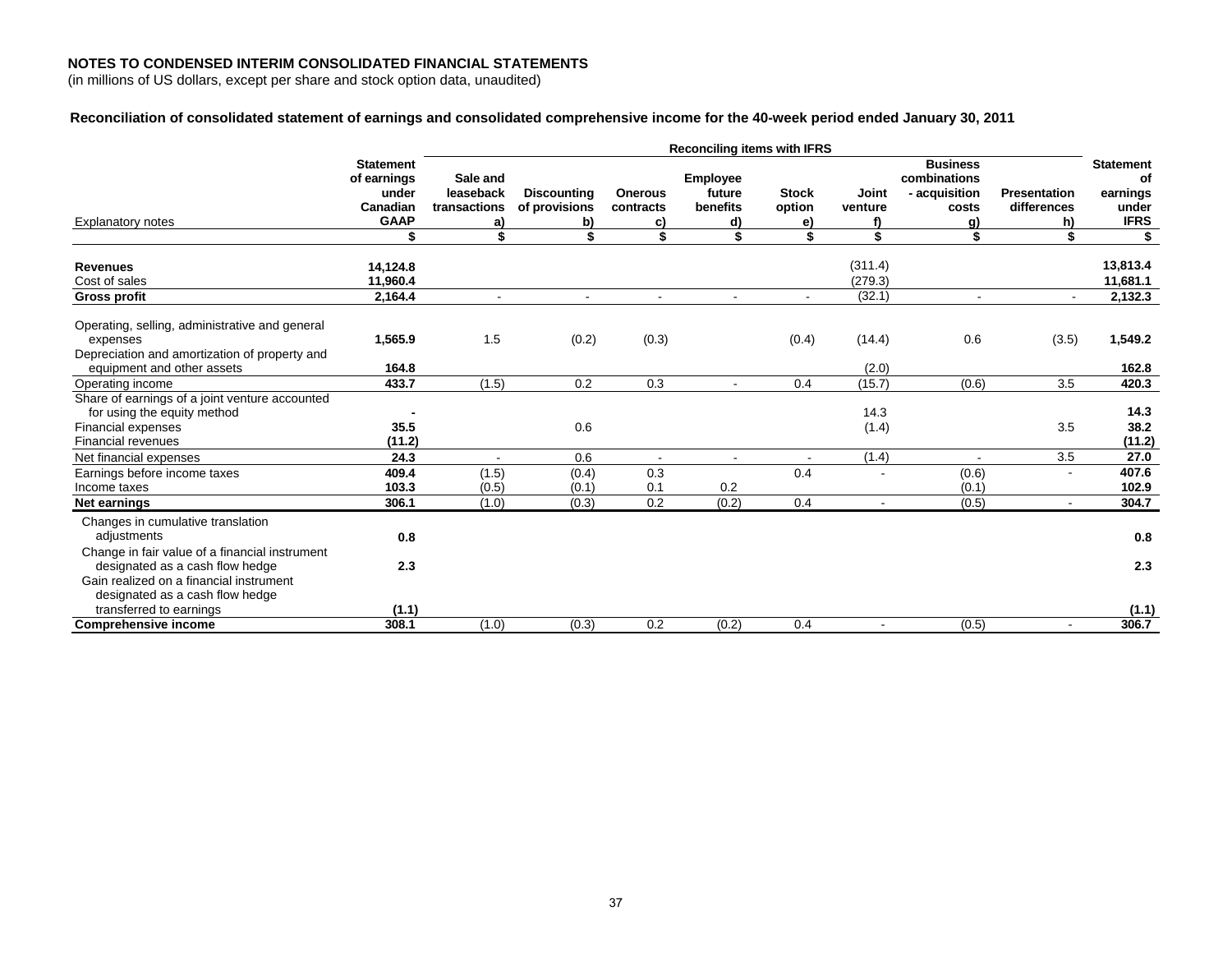**NOTES TO CONDENSED INTERIM CONSOLIDATED FINANCIAL STATEMENTS**
(in millions of US dollars, except per share and stock option data, unaudited)

**Reconciliation of consolidated statement of earnings and consolidated comprehensive income for the 40-week period ended January 30, 2011**

| | | Reconciling items with IFRS | | | | | | | | |
|---|---|---|---|---|---|---|---|---|---|---|
| Explanatory notes | **Statement of earnings under Canadian GAAP** | **Sale and leaseback transactions a)** | **Discounting of provisions b)** | **Onerous contracts c)** | **Employee future benefits d)** | **Stock option e)** | **Joint venture f)** | **Business combinations - acquisition costs g)** | **Presentation differences h)** | **Statement of earnings under IFRS** |
| | **$** | **$** | **$** | **$** | **$** | **$** | **$** | **$** | **$** | **$** |
| **Revenues** | **14,124.8** | | | | | | (311.4) | | | **13,813.4** |
| Cost of sales | **11,960.4** | | | | | | (279.3) | | | **11,681.1** |
| **Gross profit** | **2,164.4** | - | - | - | - | - | (32.1) | - | - | **2,132.3** |
| Operating, selling, administrative and general expenses | **1,565.9** | 1.5 | (0.2) | (0.3) | | (0.4) | (14.4) | 0.6 | (3.5) | **1,549.2** |
| Depreciation and amortization of property and equipment and other assets | **164.8** | | | | | | (2.0) | | | **162.8** |
| Operating income | **433.7** | (1.5) | 0.2 | 0.3 | - | 0.4 | (15.7) | (0.6) | 3.5 | **420.3** |
| Share of earnings of a joint venture accounted for using the equity method | **-** | | | | | | 14.3 | | | **14.3** |
| Financial expenses | **35.5** | | 0.6 | | | | (1.4) | | 3.5 | **38.2** |
| Financial revenues | **(11.2)** | | | | | | | | | **(11.2)** |
| Net financial expenses | **24.3** | - | 0.6 | - | - | - | (1.4) | - | 3.5 | **27.0** |
| Earnings before income taxes | **409.4** | (1.5) | (0.4) | 0.3 | | 0.4 | - | (0.6) | - | **407.6** |
| Income taxes | **103.3** | (0.5) | (0.1) | 0.1 | 0.2 | | | (0.1) | | **102.9** |
| **Net earnings** | **306.1** | (1.0) | (0.3) | 0.2 | (0.2) | 0.4 | - | (0.5) | - | **304.7** |
| Changes in cumulative translation adjustments | **0.8** | | | | | | | | | **0.8** |
| Change in fair value of a financial instrument designated as a cash flow hedge | **2.3** | | | | | | | | | **2.3** |
| Gain realized on a financial instrument designated as a cash flow hedge transferred to earnings | **(1.1)** | | | | | | | | | **(1.1)** |
| **Comprehensive income** | **308.1** | (1.0) | (0.3) | 0.2 | (0.2) | 0.4 | - | (0.5) | - | **306.7** |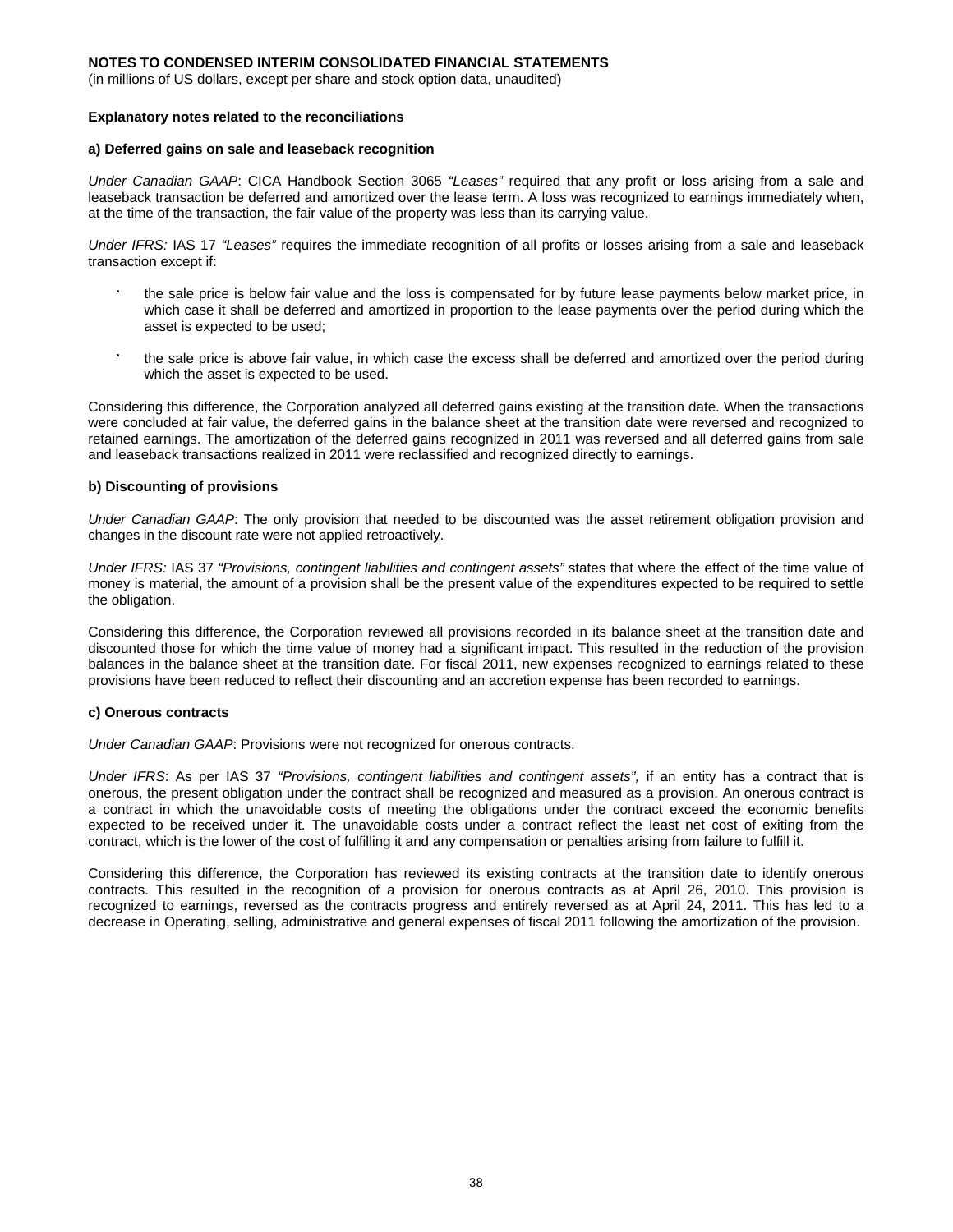**NOTES TO CONDENSED INTERIM CONSOLIDATED FINANCIAL STATEMENTS**
(in millions of US dollars, except per share and stock option data, unaudited)

**Explanatory notes related to the reconciliations**

**a) Deferred gains on sale and leaseback recognition**

*Under Canadian GAAP*: CICA Handbook Section 3065 *"Leases"* required that any profit or loss arising from a sale and leaseback transaction be deferred and amortized over the lease term. A loss was recognized to earnings immediately when, at the time of the transaction, the fair value of the property was less than its carrying value.

*Under IFRS:* IAS 17 *"Leases"* requires the immediate recognition of all profits or losses arising from a sale and leaseback transaction except if:

- the sale price is below fair value and the loss is compensated for by future lease payments below market price, in which case it shall be deferred and amortized in proportion to the lease payments over the period during which the asset is expected to be used;
- the sale price is above fair value, in which case the excess shall be deferred and amortized over the period during which the asset is expected to be used.

Considering this difference, the Corporation analyzed all deferred gains existing at the transition date. When the transactions were concluded at fair value, the deferred gains in the balance sheet at the transition date were reversed and recognized to retained earnings. The amortization of the deferred gains recognized in 2011 was reversed and all deferred gains from sale and leaseback transactions realized in 2011 were reclassified and recognized directly to earnings.

**b) Discounting of provisions**

*Under Canadian GAAP*: The only provision that needed to be discounted was the asset retirement obligation provision and changes in the discount rate were not applied retroactively.

*Under IFRS:* IAS 37 *"Provisions, contingent liabilities and contingent assets"* states that where the effect of the time value of money is material, the amount of a provision shall be the present value of the expenditures expected to be required to settle the obligation.

Considering this difference, the Corporation reviewed all provisions recorded in its balance sheet at the transition date and discounted those for which the time value of money had a significant impact. This resulted in the reduction of the provision balances in the balance sheet at the transition date. For fiscal 2011, new expenses recognized to earnings related to these provisions have been reduced to reflect their discounting and an accretion expense has been recorded to earnings.

**c) Onerous contracts**

*Under Canadian GAAP*: Provisions were not recognized for onerous contracts.

*Under IFRS*: As per IAS 37 *"Provisions, contingent liabilities and contingent assets",* if an entity has a contract that is onerous, the present obligation under the contract shall be recognized and measured as a provision. An onerous contract is a contract in which the unavoidable costs of meeting the obligations under the contract exceed the economic benefits expected to be received under it. The unavoidable costs under a contract reflect the least net cost of exiting from the contract, which is the lower of the cost of fulfilling it and any compensation or penalties arising from failure to fulfill it.

Considering this difference, the Corporation has reviewed its existing contracts at the transition date to identify onerous contracts. This resulted in the recognition of a provision for onerous contracts as at April 26, 2010. This provision is recognized to earnings, reversed as the contracts progress and entirely reversed as at April 24, 2011. This has led to a decrease in Operating, selling, administrative and general expenses of fiscal 2011 following the amortization of the provision.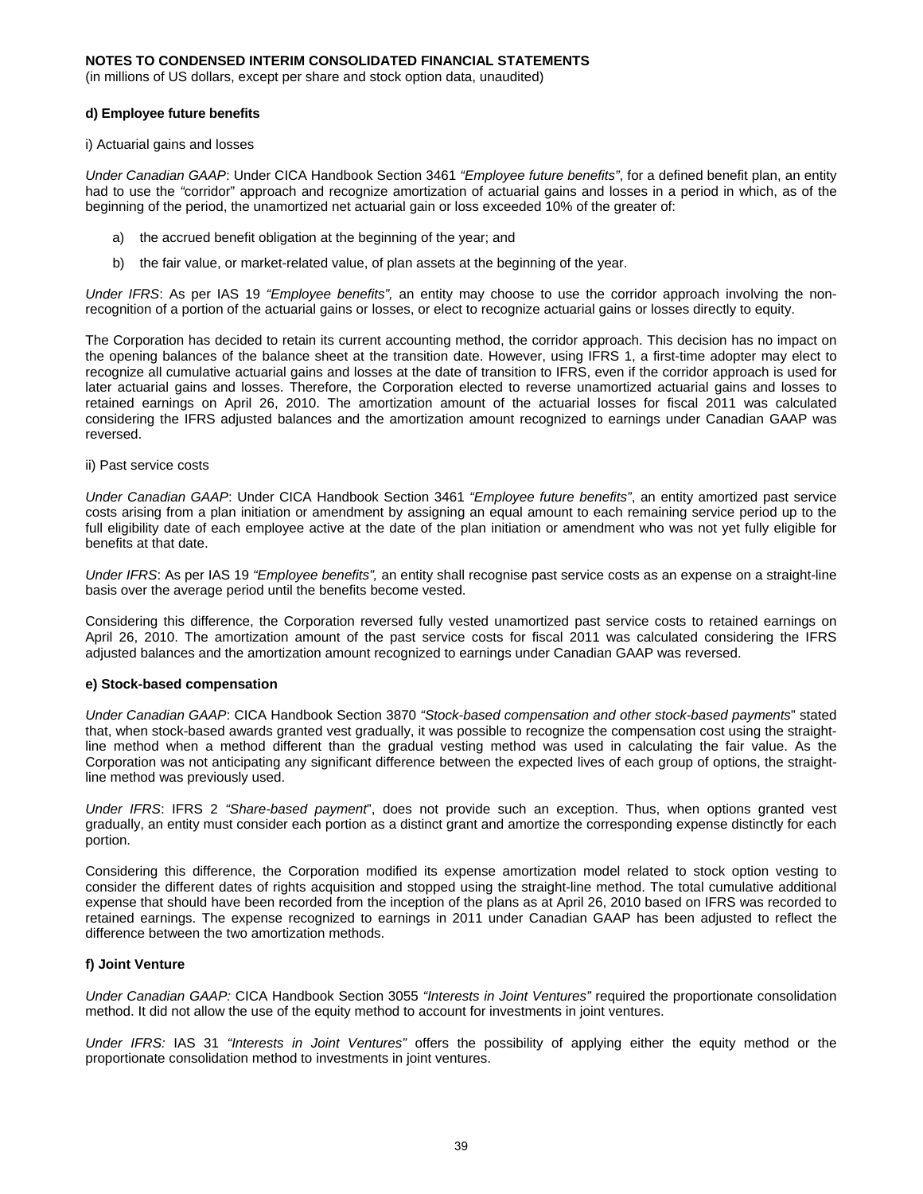**NOTES TO CONDENSED INTERIM CONSOLIDATED FINANCIAL STATEMENTS**
(in millions of US dollars, except per share and stock option data, unaudited)

**d) Employee future benefits**

i) Actuarial gains and losses

*Under Canadian GAAP*: Under CICA Handbook Section 3461 *"Employee future benefits"*, for a defined benefit plan, an entity had to use the "corridor" approach and recognize amortization of actuarial gains and losses in a period in which, as of the beginning of the period, the unamortized net actuarial gain or loss exceeded 10% of the greater of:

a) the accrued benefit obligation at the beginning of the year; and

b) the fair value, or market-related value, of plan assets at the beginning of the year.

*Under IFRS*: As per IAS 19 *"Employee benefits",* an entity may choose to use the corridor approach involving the non-recognition of a portion of the actuarial gains or losses, or elect to recognize actuarial gains or losses directly to equity.

The Corporation has decided to retain its current accounting method, the corridor approach. This decision has no impact on the opening balances of the balance sheet at the transition date. However, using IFRS 1, a first-time adopter may elect to recognize all cumulative actuarial gains and losses at the date of transition to IFRS, even if the corridor approach is used for later actuarial gains and losses. Therefore, the Corporation elected to reverse unamortized actuarial gains and losses to retained earnings on April 26, 2010. The amortization amount of the actuarial losses for fiscal 2011 was calculated considering the IFRS adjusted balances and the amortization amount recognized to earnings under Canadian GAAP was reversed.

ii) Past service costs

*Under Canadian GAAP*: Under CICA Handbook Section 3461 *"Employee future benefits"*, an entity amortized past service costs arising from a plan initiation or amendment by assigning an equal amount to each remaining service period up to the full eligibility date of each employee active at the date of the plan initiation or amendment who was not yet fully eligible for benefits at that date.

*Under IFRS*: As per IAS 19 *"Employee benefits",* an entity shall recognise past service costs as an expense on a straight-line basis over the average period until the benefits become vested.

Considering this difference, the Corporation reversed fully vested unamortized past service costs to retained earnings on April 26, 2010. The amortization amount of the past service costs for fiscal 2011 was calculated considering the IFRS adjusted balances and the amortization amount recognized to earnings under Canadian GAAP was reversed.

**e) Stock-based compensation**

*Under Canadian GAAP*: CICA Handbook Section 3870 *"Stock-based compensation and other stock-based payments*" stated that, when stock-based awards granted vest gradually, it was possible to recognize the compensation cost using the straight-line method when a method different than the gradual vesting method was used in calculating the fair value. As the Corporation was not anticipating any significant difference between the expected lives of each group of options, the straight-line method was previously used.

*Under IFRS*: IFRS 2 *"Share-based payment*", does not provide such an exception. Thus, when options granted vest gradually, an entity must consider each portion as a distinct grant and amortize the corresponding expense distinctly for each portion.

Considering this difference, the Corporation modified its expense amortization model related to stock option vesting to consider the different dates of rights acquisition and stopped using the straight-line method. The total cumulative additional expense that should have been recorded from the inception of the plans as at April 26, 2010 based on IFRS was recorded to retained earnings. The expense recognized to earnings in 2011 under Canadian GAAP has been adjusted to reflect the difference between the two amortization methods.

**f) Joint Venture**

*Under Canadian GAAP:* CICA Handbook Section 3055 *"Interests in Joint Ventures"* required the proportionate consolidation method. It did not allow the use of the equity method to account for investments in joint ventures.

*Under IFRS:* IAS 31 *"Interests in Joint Ventures"* offers the possibility of applying either the equity method or the proportionate consolidation method to investments in joint ventures.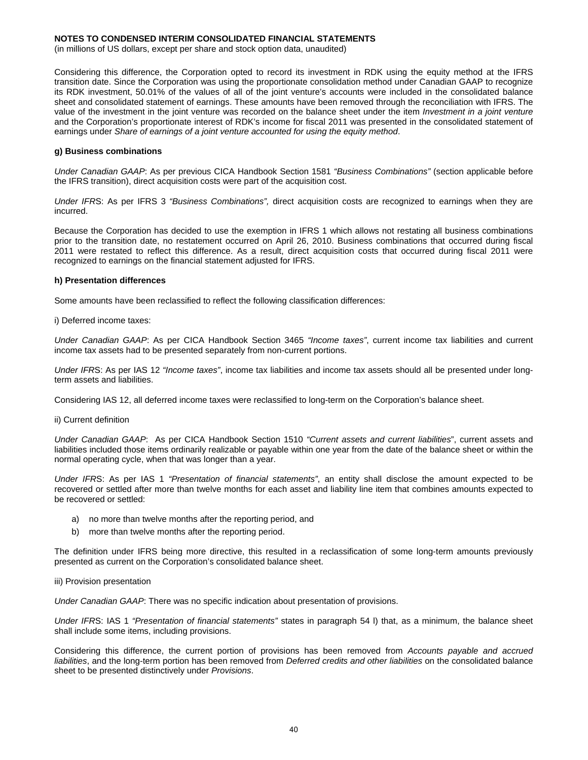**NOTES TO CONDENSED INTERIM CONSOLIDATED FINANCIAL STATEMENTS**
(in millions of US dollars, except per share and stock option data, unaudited)

Considering this difference, the Corporation opted to record its investment in RDK using the equity method at the IFRS transition date. Since the Corporation was using the proportionate consolidation method under Canadian GAAP to recognize its RDK investment, 50.01% of the values of all of the joint venture's accounts were included in the consolidated balance sheet and consolidated statement of earnings. These amounts have been removed through the reconciliation with IFRS. The value of the investment in the joint venture was recorded on the balance sheet under the item *Investment in a joint venture* and the Corporation's proportionate interest of RDK's income for fiscal 2011 was presented in the consolidated statement of earnings under *Share of earnings of a joint venture accounted for using the equity method*.

**g) Business combinations**

*Under Canadian GAAP*: As per previous CICA Handbook Section 1581 *"Business Combinations"* (section applicable before the IFRS transition), direct acquisition costs were part of the acquisition cost.

*Under IFRS*: As per IFRS 3 *"Business Combinations",* direct acquisition costs are recognized to earnings when they are incurred.

Because the Corporation has decided to use the exemption in IFRS 1 which allows not restating all business combinations prior to the transition date, no restatement occurred on April 26, 2010. Business combinations that occurred during fiscal 2011 were restated to reflect this difference. As a result, direct acquisition costs that occurred during fiscal 2011 were recognized to earnings on the financial statement adjusted for IFRS.

**h) Presentation differences**

Some amounts have been reclassified to reflect the following classification differences:

i) Deferred income taxes:

*Under Canadian GAAP*: As per CICA Handbook Section 3465 *"Income taxes"*, current income tax liabilities and current income tax assets had to be presented separately from non-current portions.

*Under IFRS*: As per IAS 12 *"Income taxes"*, income tax liabilities and income tax assets should all be presented under long-term assets and liabilities.

Considering IAS 12, all deferred income taxes were reclassified to long-term on the Corporation's balance sheet.

ii) Current definition

*Under Canadian GAAP*: As per CICA Handbook Section 1510 *"Current assets and current liabilities"*, current assets and liabilities included those items ordinarily realizable or payable within one year from the date of the balance sheet or within the normal operating cycle, when that was longer than a year.

*Under IFRS*: As per IAS 1 *"Presentation of financial statements"*, an entity shall disclose the amount expected to be recovered or settled after more than twelve months for each asset and liability line item that combines amounts expected to be recovered or settled:

a) no more than twelve months after the reporting period, and
b) more than twelve months after the reporting period.

The definition under IFRS being more directive, this resulted in a reclassification of some long-term amounts previously presented as current on the Corporation's consolidated balance sheet.

iii) Provision presentation

*Under Canadian GAAP*: There was no specific indication about presentation of provisions.

*Under IFRS*: IAS 1 *"Presentation of financial statements"* states in paragraph 54 l) that, as a minimum, the balance sheet shall include some items, including provisions.

Considering this difference, the current portion of provisions has been removed from *Accounts payable and accrued liabilities*, and the long-term portion has been removed from *Deferred credits and other liabilities* on the consolidated balance sheet to be presented distinctively under *Provisions*.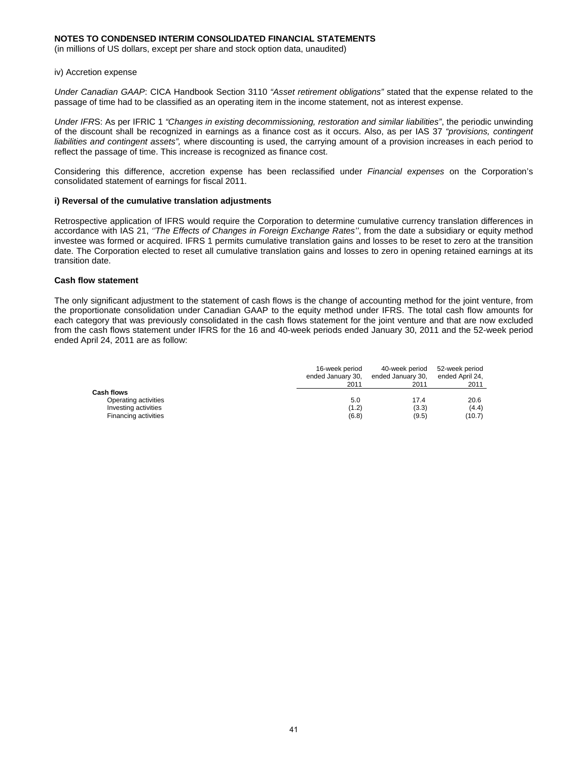**NOTES TO CONDENSED INTERIM CONSOLIDATED FINANCIAL STATEMENTS**
(in millions of US dollars, except per share and stock option data, unaudited)

iv) Accretion expense

*Under Canadian GAAP*: CICA Handbook Section 3110 *"Asset retirement obligations"* stated that the expense related to the passage of time had to be classified as an operating item in the income statement, not as interest expense.

*Under IFRS*: As per IFRIC 1 *"Changes in existing decommissioning, restoration and similar liabilities"*, the periodic unwinding of the discount shall be recognized in earnings as a finance cost as it occurs. Also, as per IAS 37 *"provisions, contingent liabilities and contingent assets",* where discounting is used, the carrying amount of a provision increases in each period to reflect the passage of time. This increase is recognized as finance cost.

Considering this difference, accretion expense has been reclassified under *Financial expenses* on the Corporation's consolidated statement of earnings for fiscal 2011.

**i) Reversal of the cumulative translation adjustments**

Retrospective application of IFRS would require the Corporation to determine cumulative currency translation differences in accordance with IAS 21, *''The Effects of Changes in Foreign Exchange Rates''*, from the date a subsidiary or equity method investee was formed or acquired. IFRS 1 permits cumulative translation gains and losses to be reset to zero at the transition date. The Corporation elected to reset all cumulative translation gains and losses to zero in opening retained earnings at its transition date.

**Cash flow statement**

The only significant adjustment to the statement of cash flows is the change of accounting method for the joint venture, from the proportionate consolidation under Canadian GAAP to the equity method under IFRS. The total cash flow amounts for each category that was previously consolidated in the cash flows statement for the joint venture and that are now excluded from the cash flows statement under IFRS for the 16 and 40-week periods ended January 30, 2011 and the 52-week period ended April 24, 2011 are as follow:

| | 16-week period ended January 30, 2011 | 40-week period ended January 30, 2011 | 52-week period ended April 24, 2011 |
|---|---|---|---|
| **Cash flows** | | | |
| Operating activities | 5.0 | 17.4 | 20.6 |
| Investing activities | (1.2) | (3.3) | (4.4) |
| Financing activities | (6.8) | (9.5) | (10.7) |